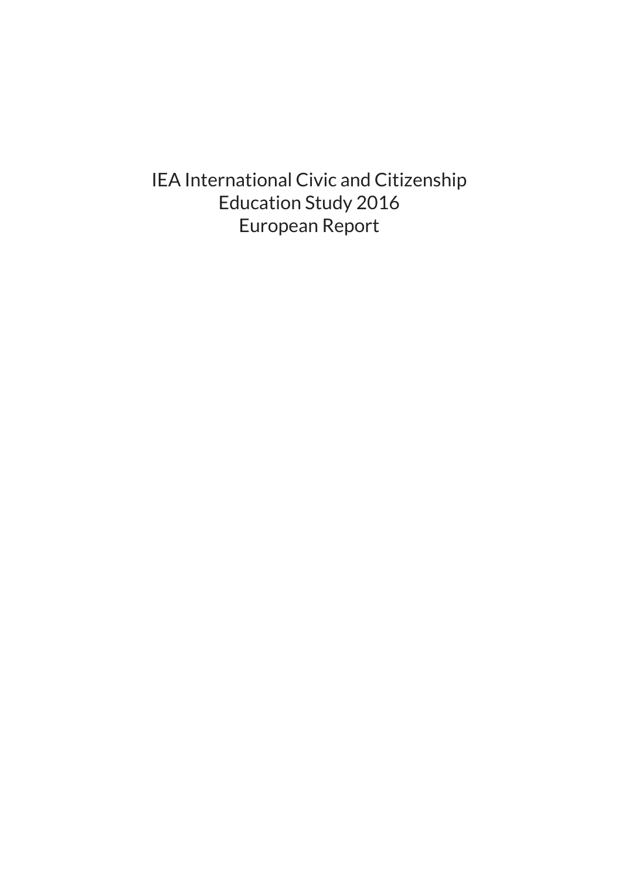IEA International Civic and Citizenship Education Study 2016 European Report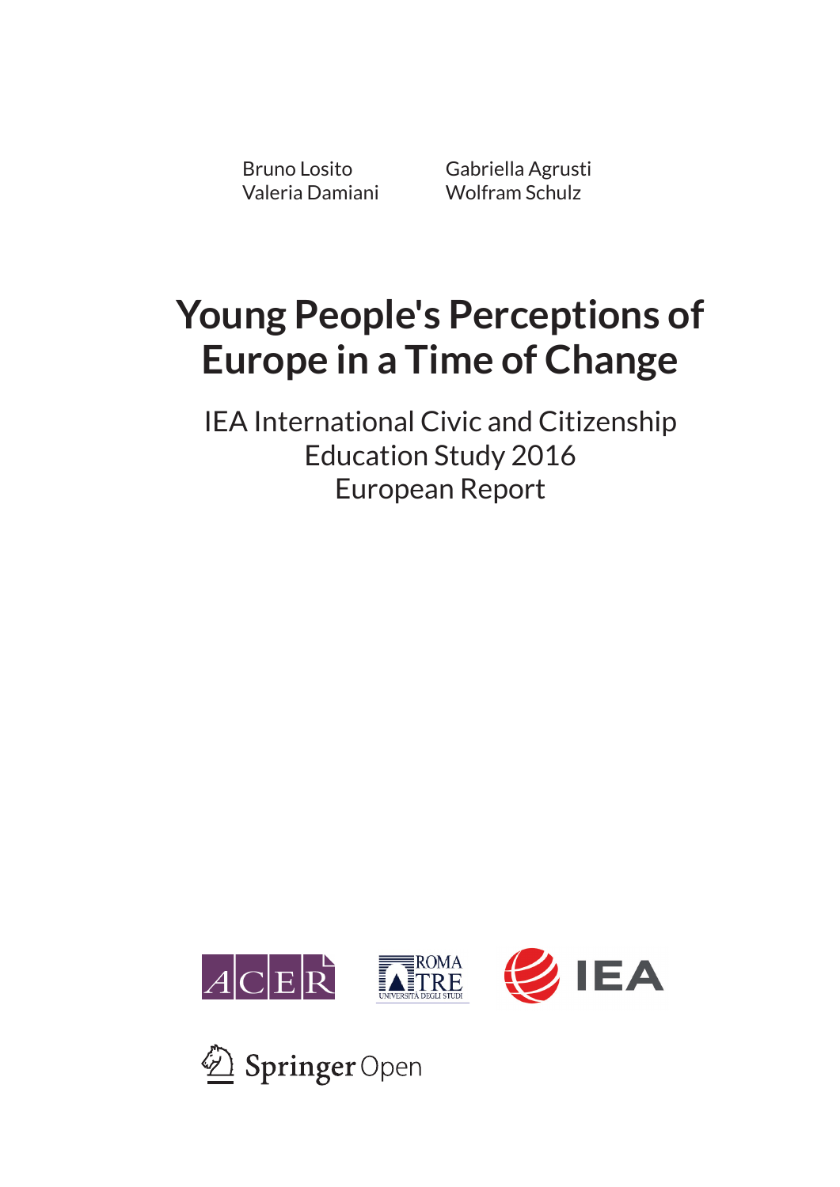Bruno Losito
Valeria Damiani

Gabriella Agrusti
Wolfram Schulz

# Young People's Perceptions of Europe in a Time of Change

## IEA International Civic and Citizenship Education Study 2016 European Report

ACER

ROMA TRE
UNIVERSITÀ DEGLI STUDI

IEA

Springer Open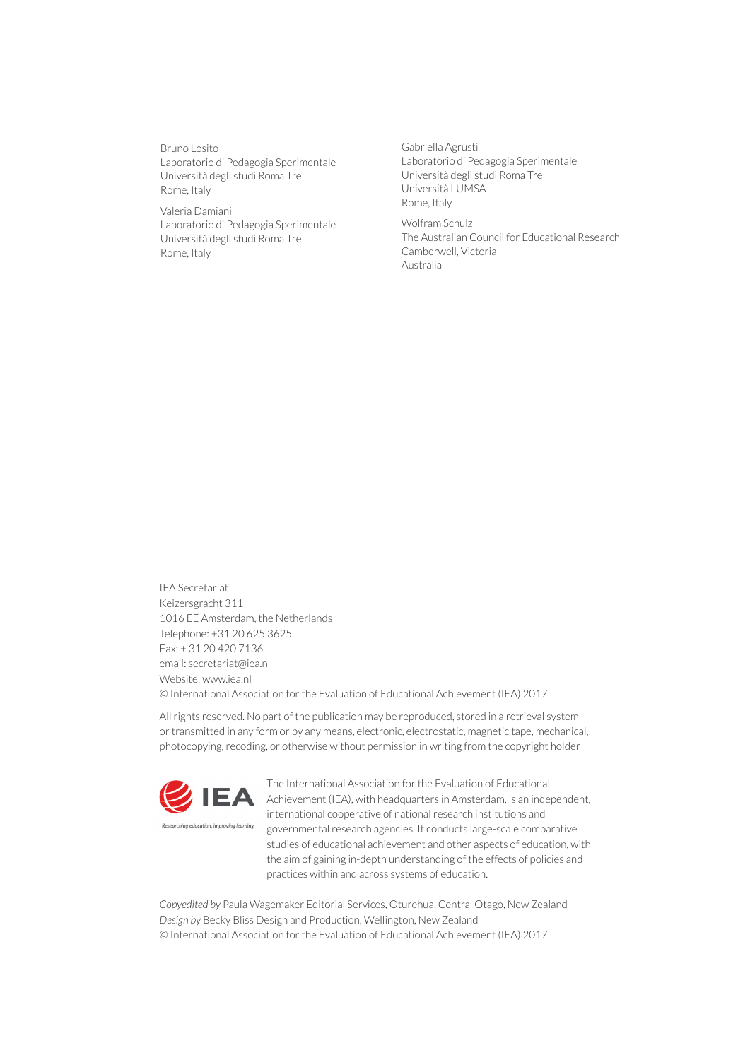Bruno Losito
Laboratorio di Pedagogia Sperimentale
Università degli studi Roma Tre
Rome, Italy

Valeria Damiani
Laboratorio di Pedagogia Sperimentale
Università degli studi Roma Tre
Rome, Italy

Gabriella Agrusti
Laboratorio di Pedagogia Sperimentale
Università degli studi Roma Tre
Università LUMSA
Rome, Italy

Wolfram Schulz
The Australian Council for Educational Research
Camberwell, Victoria
Australia

IEA Secretariat
Keizersgracht 311
1016 EE Amsterdam, the Netherlands
Telephone: +31 20 625 3625
Fax: + 31 20 420 7136
email: secretariat@iea.nl
Website: www.iea.nl
© International Association for the Evaluation of Educational Achievement (IEA) 2017

All rights reserved. No part of the publication may be reproduced, stored in a retrieval system or transmitted in any form or by any means, electronic, electrostatic, magnetic tape, mechanical, photocopying, recoding, or otherwise without permission in writing from the copyright holder

IEA
Researching education, improving learning

The International Association for the Evaluation of Educational Achievement (IEA), with headquarters in Amsterdam, is an independent, international cooperative of national research institutions and governmental research agencies. It conducts large-scale comparative studies of educational achievement and other aspects of education, with the aim of gaining in-depth understanding of the effects of policies and practices within and across systems of education.

*Copyedited by* Paula Wagemaker Editorial Services, Oturehua, Central Otago, New Zealand
*Design by* Becky Bliss Design and Production, Wellington, New Zealand
© International Association for the Evaluation of Educational Achievement (IEA) 2017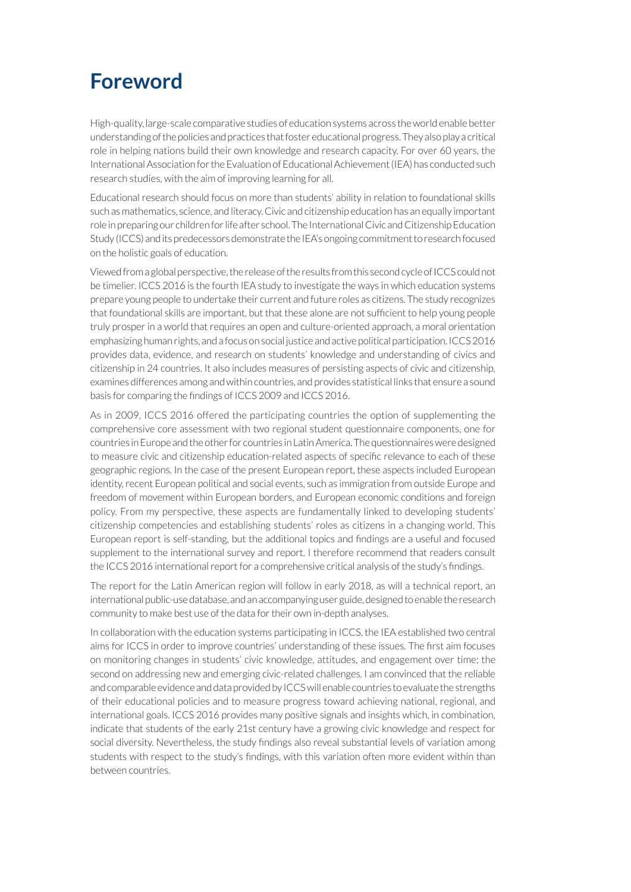# Foreword

High-quality, large-scale comparative studies of education systems across the world enable better understanding of the policies and practices that foster educational progress. They also play a critical role in helping nations build their own knowledge and research capacity. For over 60 years, the International Association for the Evaluation of Educational Achievement (IEA) has conducted such research studies, with the aim of improving learning for all.

Educational research should focus on more than students' ability in relation to foundational skills such as mathematics, science, and literacy. Civic and citizenship education has an equally important role in preparing our children for life after school. The International Civic and Citizenship Education Study (ICCS) and its predecessors demonstrate the IEA's ongoing commitment to research focused on the holistic goals of education.

Viewed from a global perspective, the release of the results from this second cycle of ICCS could not be timelier. ICCS 2016 is the fourth IEA study to investigate the ways in which education systems prepare young people to undertake their current and future roles as citizens. The study recognizes that foundational skills are important, but that these alone are not sufficient to help young people truly prosper in a world that requires an open and culture-oriented approach, a moral orientation emphasizing human rights, and a focus on social justice and active political participation. ICCS 2016 provides data, evidence, and research on students' knowledge and understanding of civics and citizenship in 24 countries. It also includes measures of persisting aspects of civic and citizenship, examines differences among and within countries, and provides statistical links that ensure a sound basis for comparing the findings of ICCS 2009 and ICCS 2016.

As in 2009, ICCS 2016 offered the participating countries the option of supplementing the comprehensive core assessment with two regional student questionnaire components, one for countries in Europe and the other for countries in Latin America. The questionnaires were designed to measure civic and citizenship education-related aspects of specific relevance to each of these geographic regions. In the case of the present European report, these aspects included European identity, recent European political and social events, such as immigration from outside Europe and freedom of movement within European borders, and European economic conditions and foreign policy. From my perspective, these aspects are fundamentally linked to developing students' citizenship competencies and establishing students' roles as citizens in a changing world. This European report is self-standing, but the additional topics and findings are a useful and focused supplement to the international survey and report. I therefore recommend that readers consult the ICCS 2016 international report for a comprehensive critical analysis of the study's findings.

The report for the Latin American region will follow in early 2018, as will a technical report, an international public-use database, and an accompanying user guide, designed to enable the research community to make best use of the data for their own in-depth analyses.

In collaboration with the education systems participating in ICCS, the IEA established two central aims for ICCS in order to improve countries' understanding of these issues. The first aim focuses on monitoring changes in students' civic knowledge, attitudes, and engagement over time; the second on addressing new and emerging civic-related challenges. I am convinced that the reliable and comparable evidence and data provided by ICCS will enable countries to evaluate the strengths of their educational policies and to measure progress toward achieving national, regional, and international goals. ICCS 2016 provides many positive signals and insights which, in combination, indicate that students of the early 21st century have a growing civic knowledge and respect for social diversity. Nevertheless, the study findings also reveal substantial levels of variation among students with respect to the study's findings, with this variation often more evident within than between countries.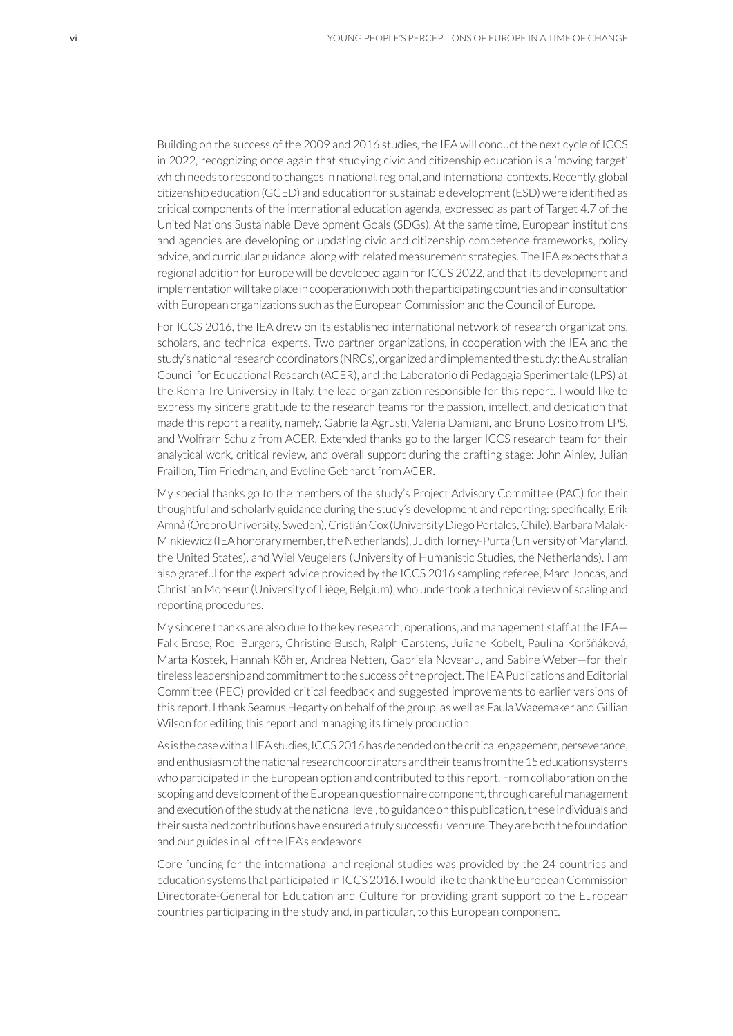Building on the success of the 2009 and 2016 studies, the IEA will conduct the next cycle of ICCS in 2022, recognizing once again that studying civic and citizenship education is a 'moving target' which needs to respond to changes in national, regional, and international contexts. Recently, global citizenship education (GCED) and education for sustainable development (ESD) were identified as critical components of the international education agenda, expressed as part of Target 4.7 of the United Nations Sustainable Development Goals (SDGs). At the same time, European institutions and agencies are developing or updating civic and citizenship competence frameworks, policy advice, and curricular guidance, along with related measurement strategies. The IEA expects that a regional addition for Europe will be developed again for ICCS 2022, and that its development and implementation will take place in cooperation with both the participating countries and in consultation with European organizations such as the European Commission and the Council of Europe.

For ICCS 2016, the IEA drew on its established international network of research organizations, scholars, and technical experts. Two partner organizations, in cooperation with the IEA and the study's national research coordinators (NRCs), organized and implemented the study: the Australian Council for Educational Research (ACER), and the Laboratorio di Pedagogia Sperimentale (LPS) at the Roma Tre University in Italy, the lead organization responsible for this report. I would like to express my sincere gratitude to the research teams for the passion, intellect, and dedication that made this report a reality, namely, Gabriella Agrusti, Valeria Damiani, and Bruno Losito from LPS, and Wolfram Schulz from ACER. Extended thanks go to the larger ICCS research team for their analytical work, critical review, and overall support during the drafting stage: John Ainley, Julian Fraillon, Tim Friedman, and Eveline Gebhardt from ACER.

My special thanks go to the members of the study's Project Advisory Committee (PAC) for their thoughtful and scholarly guidance during the study's development and reporting: specifically, Erik Amnå (Örebro University, Sweden), Cristián Cox (University Diego Portales, Chile), Barbara Malak-Minkiewicz (IEA honorary member, the Netherlands), Judith Torney-Purta (University of Maryland, the United States), and Wiel Veugelers (University of Humanistic Studies, the Netherlands). I am also grateful for the expert advice provided by the ICCS 2016 sampling referee, Marc Joncas, and Christian Monseur (University of Liège, Belgium), who undertook a technical review of scaling and reporting procedures.

My sincere thanks are also due to the key research, operations, and management staff at the IEA—Falk Brese, Roel Burgers, Christine Busch, Ralph Carstens, Juliane Kobelt, Paulína Koršňáková, Marta Kostek, Hannah Köhler, Andrea Netten, Gabriela Noveanu, and Sabine Weber—for their tireless leadership and commitment to the success of the project. The IEA Publications and Editorial Committee (PEC) provided critical feedback and suggested improvements to earlier versions of this report. I thank Seamus Hegarty on behalf of the group, as well as Paula Wagemaker and Gillian Wilson for editing this report and managing its timely production.

As is the case with all IEA studies, ICCS 2016 has depended on the critical engagement, perseverance, and enthusiasm of the national research coordinators and their teams from the 15 education systems who participated in the European option and contributed to this report. From collaboration on the scoping and development of the European questionnaire component, through careful management and execution of the study at the national level, to guidance on this publication, these individuals and their sustained contributions have ensured a truly successful venture. They are both the foundation and our guides in all of the IEA's endeavors.

Core funding for the international and regional studies was provided by the 24 countries and education systems that participated in ICCS 2016. I would like to thank the European Commission Directorate-General for Education and Culture for providing grant support to the European countries participating in the study and, in particular, to this European component.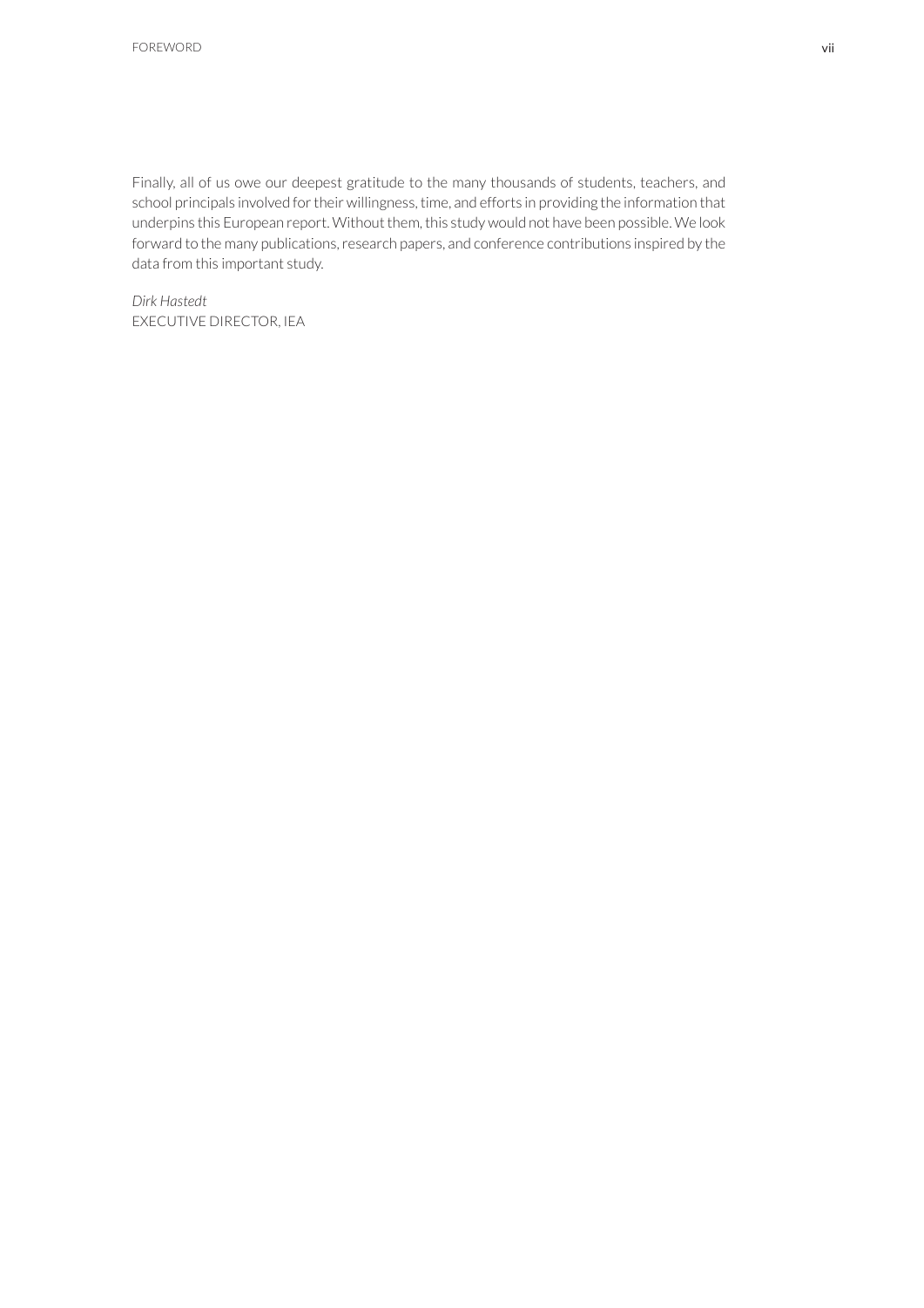Finally, all of us owe our deepest gratitude to the many thousands of students, teachers, and school principals involved for their willingness, time, and efforts in providing the information that underpins this European report. Without them, this study would not have been possible. We look forward to the many publications, research papers, and conference contributions inspired by the data from this important study.

*Dirk Hastedt*
EXECUTIVE DIRECTOR, IEA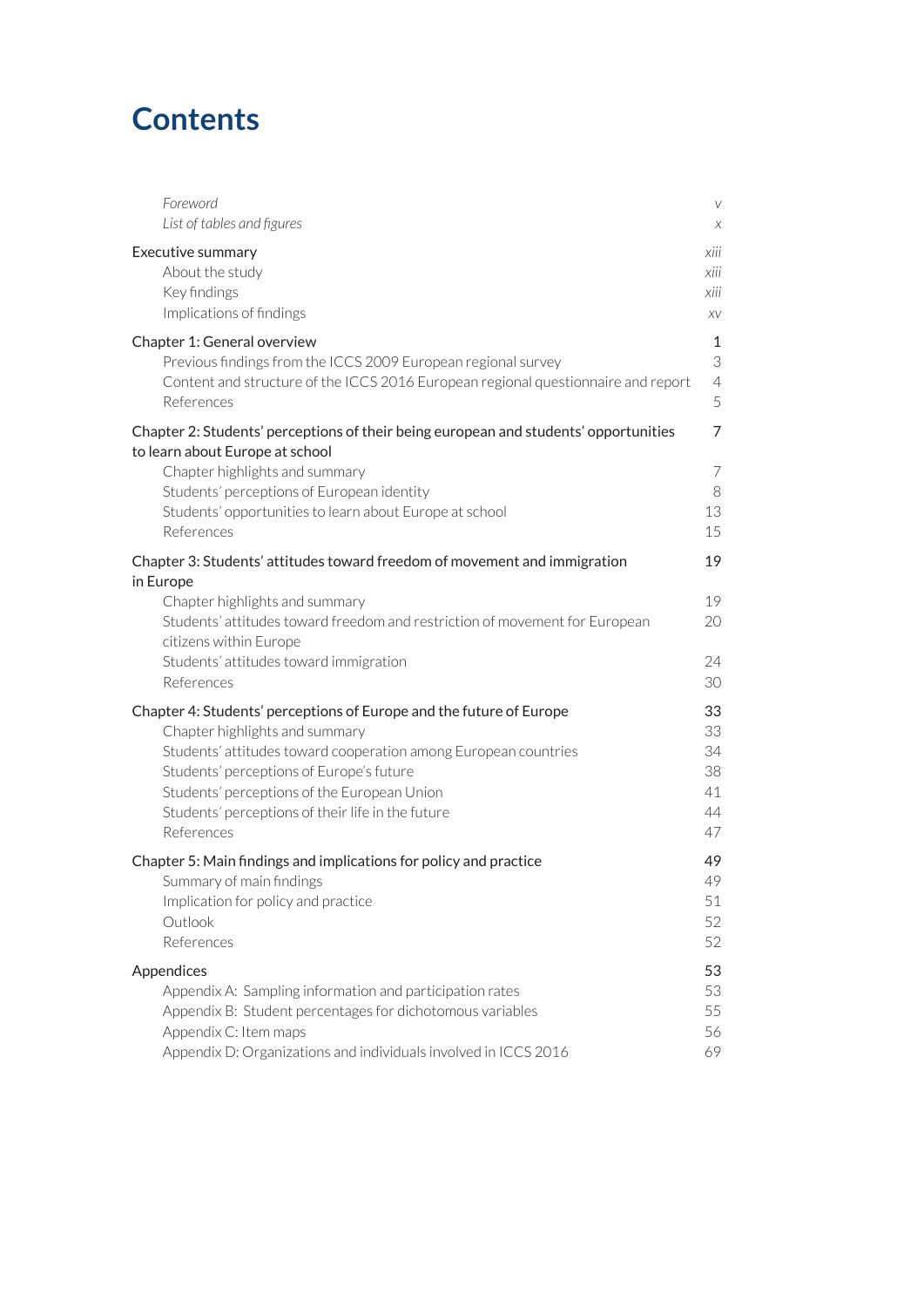# Contents

| | |
|---|---|
| *Foreword* | *v* |
| *List of tables and figures* | *x* |
| **Executive summary** | *xiii* |
| About the study | *xiii* |
| Key findings | *xiii* |
| Implications of findings | *xv* |
| **Chapter 1: General overview** | 1 |
| Previous findings from the ICCS 2009 European regional survey | 3 |
| Content and structure of the ICCS 2016 European regional questionnaire and report | 4 |
| References | 5 |
| **Chapter 2: Students' perceptions of their being european and students' opportunities to learn about Europe at school** | 7 |
| Chapter highlights and summary | 7 |
| Students' perceptions of European identity | 8 |
| Students' opportunities to learn about Europe at school | 13 |
| References | 15 |
| **Chapter 3: Students' attitudes toward freedom of movement and immigration in Europe** | 19 |
| Chapter highlights and summary | 19 |
| Students' attitudes toward freedom and restriction of movement for European citizens within Europe | 20 |
| Students' attitudes toward immigration | 24 |
| References | 30 |
| **Chapter 4: Students' perceptions of Europe and the future of Europe** | 33 |
| Chapter highlights and summary | 33 |
| Students' attitudes toward cooperation among European countries | 34 |
| Students' perceptions of Europe's future | 38 |
| Students' perceptions of the European Union | 41 |
| Students' perceptions of their life in the future | 44 |
| References | 47 |
| **Chapter 5: Main findings and implications for policy and practice** | 49 |
| Summary of main findings | 49 |
| Implication for policy and practice | 51 |
| Outlook | 52 |
| References | 52 |
| **Appendices** | 53 |
| Appendix A: Sampling information and participation rates | 53 |
| Appendix B: Student percentages for dichotomous variables | 55 |
| Appendix C: Item maps | 56 |
| Appendix D: Organizations and individuals involved in ICCS 2016 | 69 |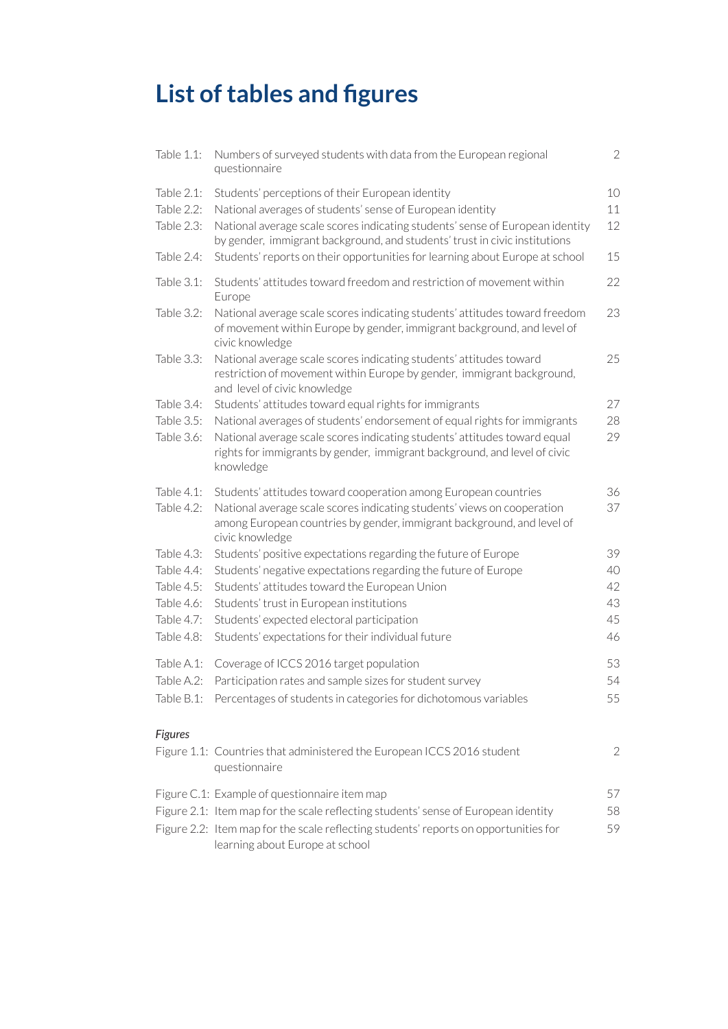# List of tables and figures

| | | |
|---|---|---|
| Table 1.1: | Numbers of surveyed students with data from the European regional questionnaire | 2 |
| Table 2.1: | Students' perceptions of their European identity | 10 |
| Table 2.2: | National averages of students' sense of European identity | 11 |
| Table 2.3: | National average scale scores indicating students' sense of European identity by gender, immigrant background, and students' trust in civic institutions | 12 |
| Table 2.4: | Students' reports on their opportunities for learning about Europe at school | 15 |
| Table 3.1: | Students' attitudes toward freedom and restriction of movement within Europe | 22 |
| Table 3.2: | National average scale scores indicating students' attitudes toward freedom of movement within Europe by gender, immigrant background, and level of civic knowledge | 23 |
| Table 3.3: | National average scale scores indicating students' attitudes toward restriction of movement within Europe by gender, immigrant background, and level of civic knowledge | 25 |
| Table 3.4: | Students' attitudes toward equal rights for immigrants | 27 |
| Table 3.5: | National averages of students' endorsement of equal rights for immigrants | 28 |
| Table 3.6: | National average scale scores indicating students' attitudes toward equal rights for immigrants by gender, immigrant background, and level of civic knowledge | 29 |
| Table 4.1: | Students' attitudes toward cooperation among European countries | 36 |
| Table 4.2: | National average scale scores indicating students' views on cooperation among European countries by gender, immigrant background, and level of civic knowledge | 37 |
| Table 4.3: | Students' positive expectations regarding the future of Europe | 39 |
| Table 4.4: | Students' negative expectations regarding the future of Europe | 40 |
| Table 4.5: | Students' attitudes toward the European Union | 42 |
| Table 4.6: | Students' trust in European institutions | 43 |
| Table 4.7: | Students' expected electoral participation | 45 |
| Table 4.8: | Students' expectations for their individual future | 46 |
| Table A.1: | Coverage of ICCS 2016 target population | 53 |
| Table A.2: | Participation rates and sample sizes for student survey | 54 |
| Table B.1: | Percentages of students in categories for dichotomous variables | 55 |

*Figures*

| | | |
|---|---|---|
| Figure 1.1: | Countries that administered the European ICCS 2016 student questionnaire | 2 |
| Figure C.1: | Example of questionnaire item map | 57 |
| Figure 2.1: | Item map for the scale reflecting students' sense of European identity | 58 |
| Figure 2.2: | Item map for the scale reflecting students' reports on opportunities for learning about Europe at school | 59 |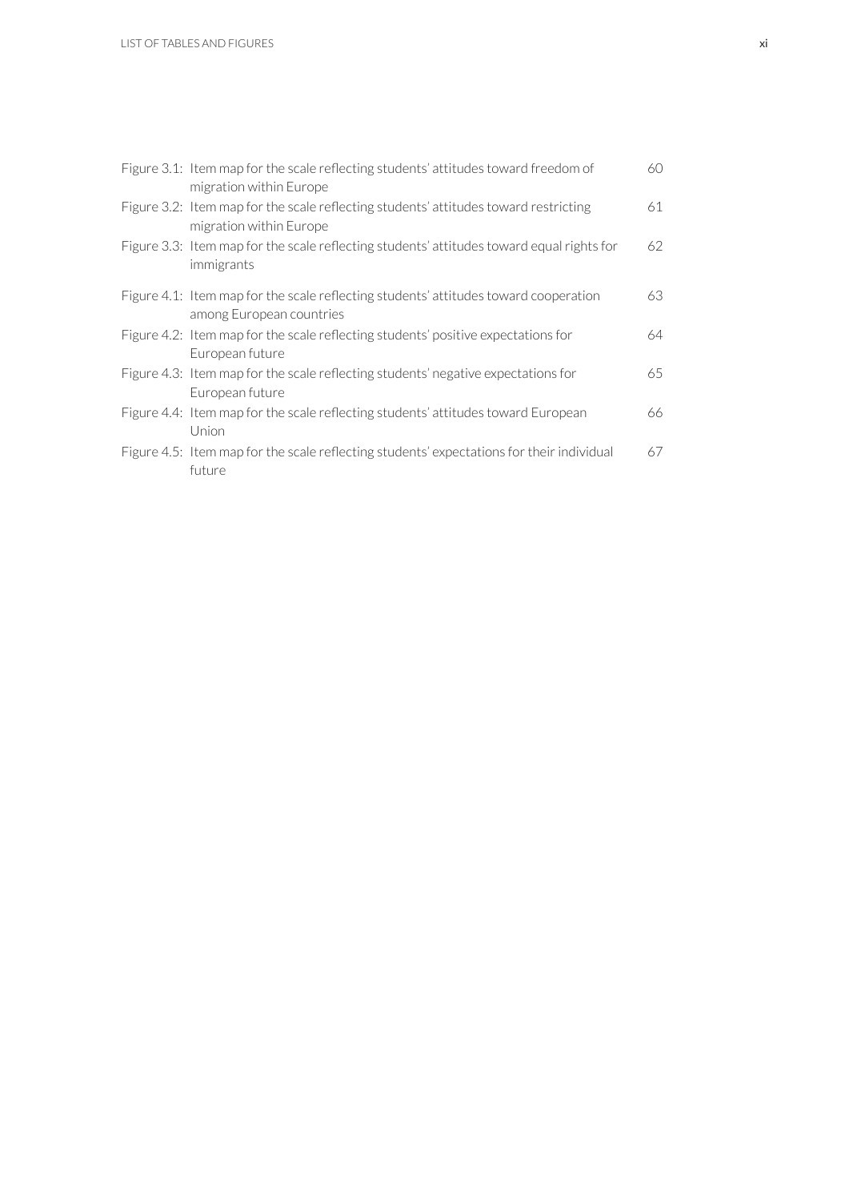| | | |
|---|---|---|
| Figure 3.1: | Item map for the scale reflecting students' attitudes toward freedom of migration within Europe | 60 |
| Figure 3.2: | Item map for the scale reflecting students' attitudes toward restricting migration within Europe | 61 |
| Figure 3.3: | Item map for the scale reflecting students' attitudes toward equal rights for immigrants | 62 |
| Figure 4.1: | Item map for the scale reflecting students' attitudes toward cooperation among European countries | 63 |
| Figure 4.2: | Item map for the scale reflecting students' positive expectations for European future | 64 |
| Figure 4.3: | Item map for the scale reflecting students' negative expectations for European future | 65 |
| Figure 4.4: | Item map for the scale reflecting students' attitudes toward European Union | 66 |
| Figure 4.5: | Item map for the scale reflecting students' expectations for their individual future | 67 |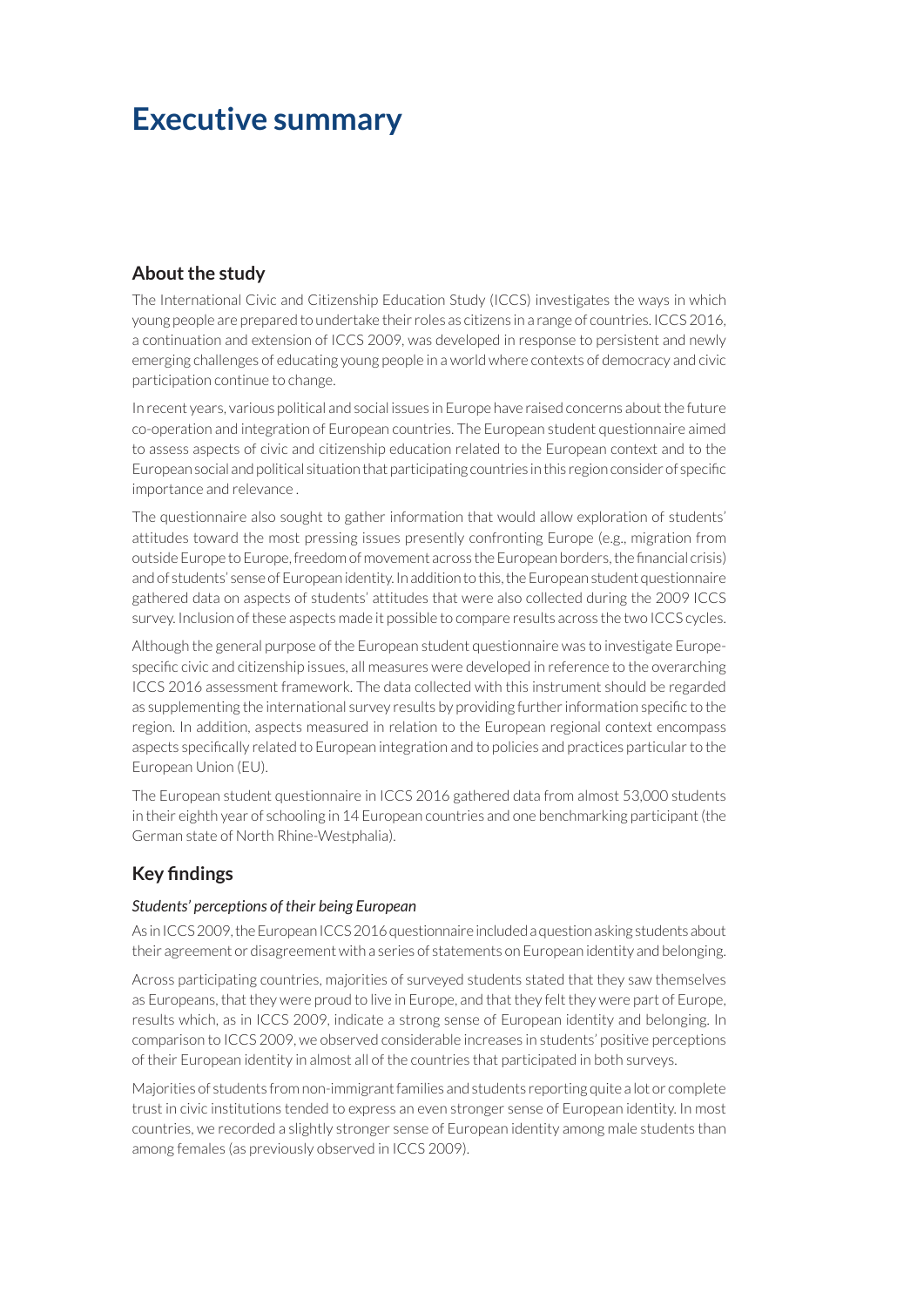# Executive summary

## About the study

The International Civic and Citizenship Education Study (ICCS) investigates the ways in which young people are prepared to undertake their roles as citizens in a range of countries. ICCS 2016, a continuation and extension of ICCS 2009, was developed in response to persistent and newly emerging challenges of educating young people in a world where contexts of democracy and civic participation continue to change.

In recent years, various political and social issues in Europe have raised concerns about the future co-operation and integration of European countries. The European student questionnaire aimed to assess aspects of civic and citizenship education related to the European context and to the European social and political situation that participating countries in this region consider of specific importance and relevance .

The questionnaire also sought to gather information that would allow exploration of students' attitudes toward the most pressing issues presently confronting Europe (e.g., migration from outside Europe to Europe, freedom of movement across the European borders, the financial crisis) and of students' sense of European identity. In addition to this, the European student questionnaire gathered data on aspects of students' attitudes that were also collected during the 2009 ICCS survey. Inclusion of these aspects made it possible to compare results across the two ICCS cycles.

Although the general purpose of the European student questionnaire was to investigate Europe-specific civic and citizenship issues, all measures were developed in reference to the overarching ICCS 2016 assessment framework. The data collected with this instrument should be regarded as supplementing the international survey results by providing further information specific to the region. In addition, aspects measured in relation to the European regional context encompass aspects specifically related to European integration and to policies and practices particular to the European Union (EU).

The European student questionnaire in ICCS 2016 gathered data from almost 53,000 students in their eighth year of schooling in 14 European countries and one benchmarking participant (the German state of North Rhine-Westphalia).

## Key findings

### *Students' perceptions of their being European*

As in ICCS 2009, the European ICCS 2016 questionnaire included a question asking students about their agreement or disagreement with a series of statements on European identity and belonging.

Across participating countries, majorities of surveyed students stated that they saw themselves as Europeans, that they were proud to live in Europe, and that they felt they were part of Europe, results which, as in ICCS 2009, indicate a strong sense of European identity and belonging. In comparison to ICCS 2009, we observed considerable increases in students' positive perceptions of their European identity in almost all of the countries that participated in both surveys.

Majorities of students from non-immigrant families and students reporting quite a lot or complete trust in civic institutions tended to express an even stronger sense of European identity. In most countries, we recorded a slightly stronger sense of European identity among male students than among females (as previously observed in ICCS 2009).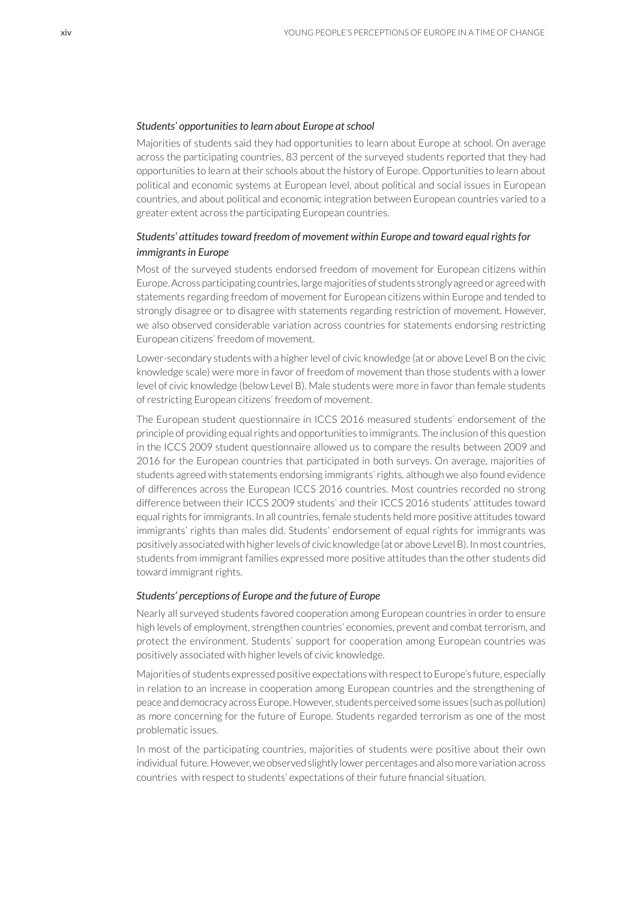*Students' opportunities to learn about Europe at school*

Majorities of students said they had opportunities to learn about Europe at school. On average across the participating countries, 83 percent of the surveyed students reported that they had opportunities to learn at their schools about the history of Europe. Opportunities to learn about political and economic systems at European level, about political and social issues in European countries, and about political and economic integration between European countries varied to a greater extent across the participating European countries.

*Students' attitudes toward freedom of movement within Europe and toward equal rights for immigrants in Europe*

Most of the surveyed students endorsed freedom of movement for European citizens within Europe. Across participating countries, large majorities of students strongly agreed or agreed with statements regarding freedom of movement for European citizens within Europe and tended to strongly disagree or to disagree with statements regarding restriction of movement. However, we also observed considerable variation across countries for statements endorsing restricting European citizens' freedom of movement.

Lower-secondary students with a higher level of civic knowledge (at or above Level B on the civic knowledge scale) were more in favor of freedom of movement than those students with a lower level of civic knowledge (below Level B). Male students were more in favor than female students of restricting European citizens' freedom of movement.

The European student questionnaire in ICCS 2016 measured students' endorsement of the principle of providing equal rights and opportunities to immigrants. The inclusion of this question in the ICCS 2009 student questionnaire allowed us to compare the results between 2009 and 2016 for the European countries that participated in both surveys. On average, majorities of students agreed with statements endorsing immigrants' rights, although we also found evidence of differences across the European ICCS 2016 countries. Most countries recorded no strong difference between their ICCS 2009 students' and their ICCS 2016 students' attitudes toward equal rights for immigrants. In all countries, female students held more positive attitudes toward immigrants' rights than males did. Students' endorsement of equal rights for immigrants was positively associated with higher levels of civic knowledge (at or above Level B). In most countries, students from immigrant families expressed more positive attitudes than the other students did toward immigrant rights.

*Students' perceptions of Europe and the future of Europe*

Nearly all surveyed students favored cooperation among European countries in order to ensure high levels of employment, strengthen countries' economies, prevent and combat terrorism, and protect the environment. Students' support for cooperation among European countries was positively associated with higher levels of civic knowledge.

Majorities of students expressed positive expectations with respect to Europe's future, especially in relation to an increase in cooperation among European countries and the strengthening of peace and democracy across Europe. However, students perceived some issues (such as pollution) as more concerning for the future of Europe. Students regarded terrorism as one of the most problematic issues.

In most of the participating countries, majorities of students were positive about their own individual future. However, we observed slightly lower percentages and also more variation across countries with respect to students' expectations of their future financial situation.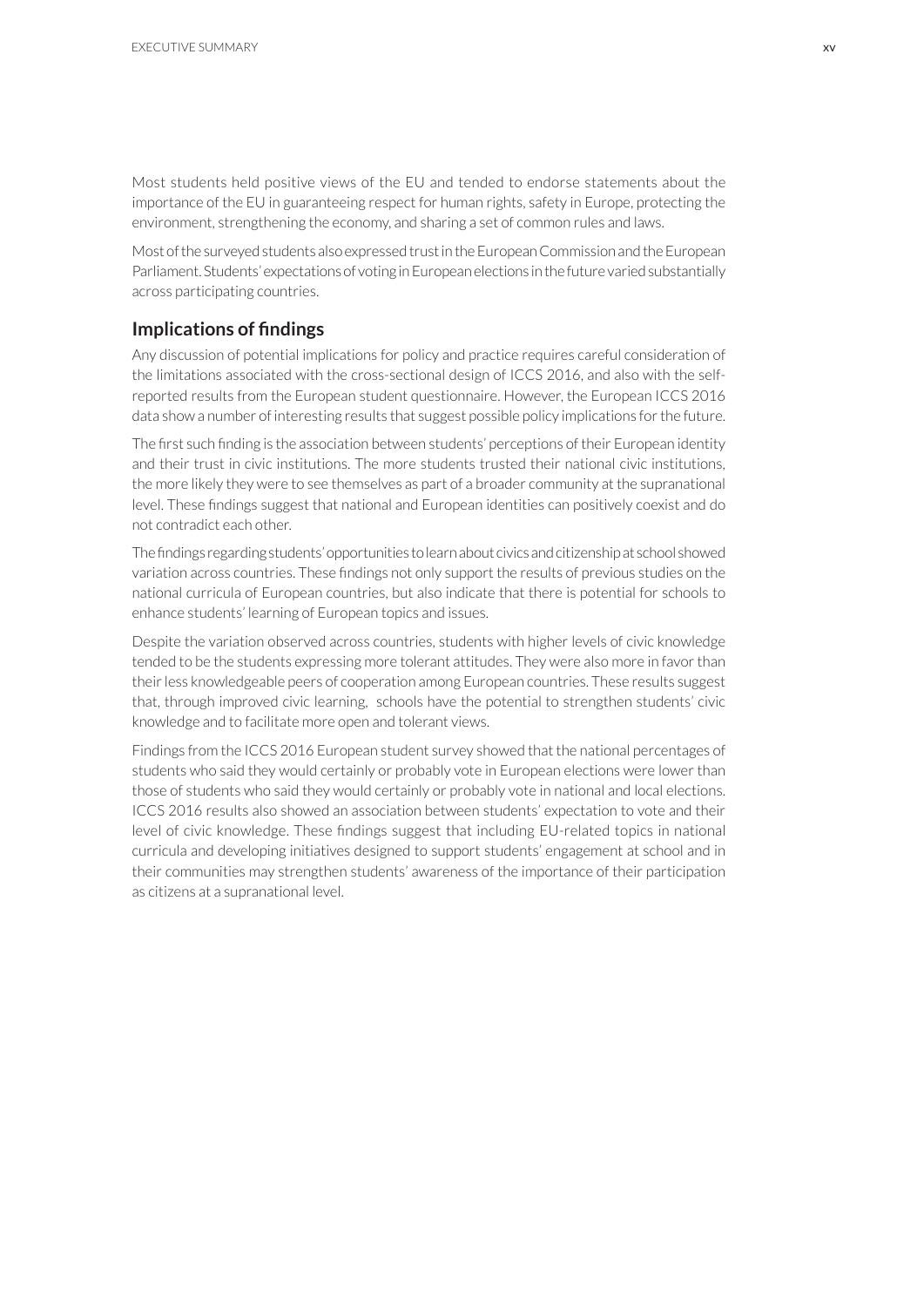Most students held positive views of the EU and tended to endorse statements about the importance of the EU in guaranteeing respect for human rights, safety in Europe, protecting the environment, strengthening the economy, and sharing a set of common rules and laws.

Most of the surveyed students also expressed trust in the European Commission and the European Parliament. Students' expectations of voting in European elections in the future varied substantially across participating countries.

## Implications of findings

Any discussion of potential implications for policy and practice requires careful consideration of the limitations associated with the cross-sectional design of ICCS 2016, and also with the self-reported results from the European student questionnaire. However, the European ICCS 2016 data show a number of interesting results that suggest possible policy implications for the future.

The first such finding is the association between students' perceptions of their European identity and their trust in civic institutions. The more students trusted their national civic institutions, the more likely they were to see themselves as part of a broader community at the supranational level. These findings suggest that national and European identities can positively coexist and do not contradict each other.

The findings regarding students' opportunities to learn about civics and citizenship at school showed variation across countries. These findings not only support the results of previous studies on the national curricula of European countries, but also indicate that there is potential for schools to enhance students' learning of European topics and issues.

Despite the variation observed across countries, students with higher levels of civic knowledge tended to be the students expressing more tolerant attitudes. They were also more in favor than their less knowledgeable peers of cooperation among European countries. These results suggest that, through improved civic learning, schools have the potential to strengthen students' civic knowledge and to facilitate more open and tolerant views.

Findings from the ICCS 2016 European student survey showed that the national percentages of students who said they would certainly or probably vote in European elections were lower than those of students who said they would certainly or probably vote in national and local elections. ICCS 2016 results also showed an association between students' expectation to vote and their level of civic knowledge. These findings suggest that including EU-related topics in national curricula and developing initiatives designed to support students' engagement at school and in their communities may strengthen students' awareness of the importance of their participation as citizens at a supranational level.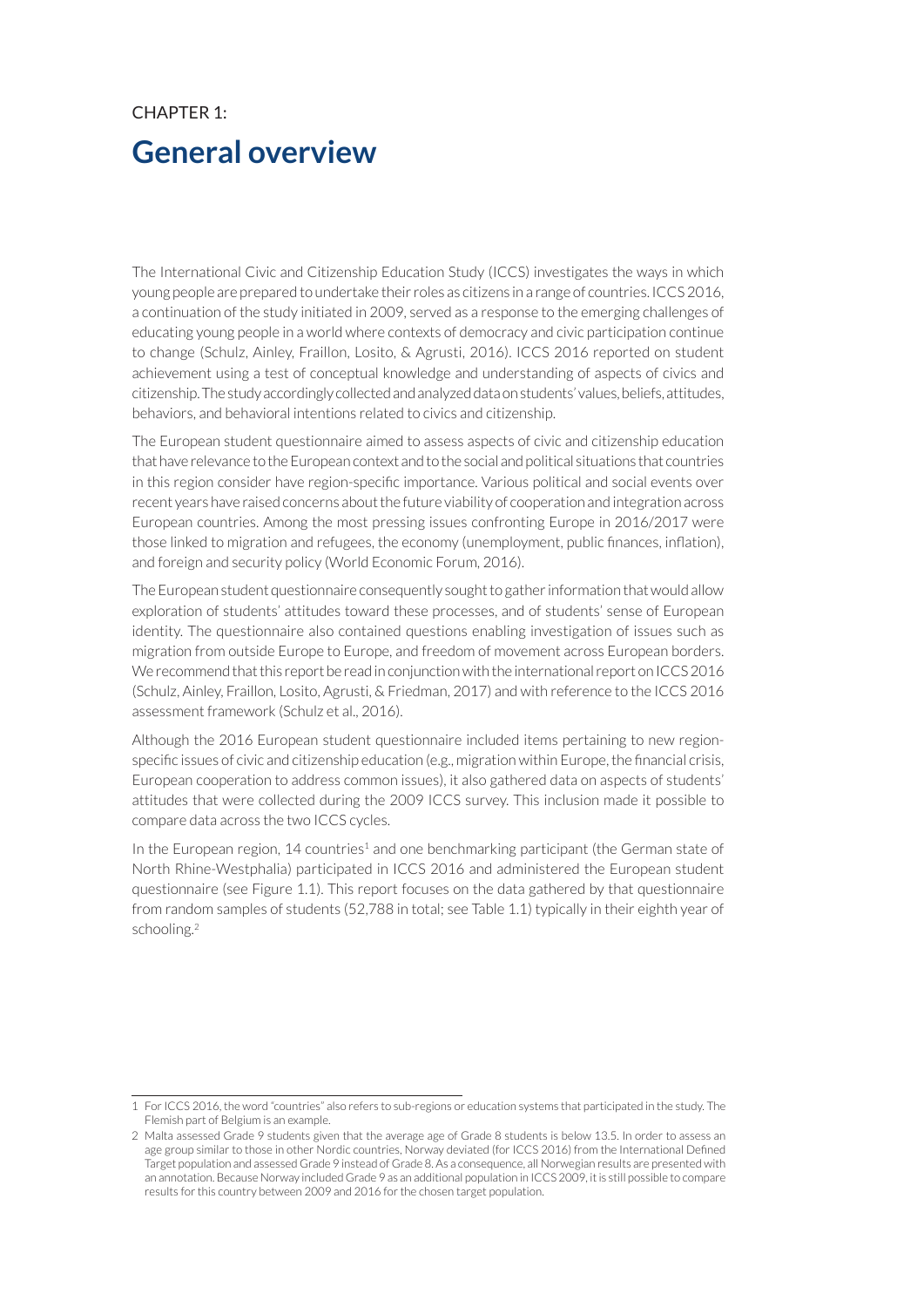CHAPTER 1:

# General overview

The International Civic and Citizenship Education Study (ICCS) investigates the ways in which young people are prepared to undertake their roles as citizens in a range of countries. ICCS 2016, a continuation of the study initiated in 2009, served as a response to the emerging challenges of educating young people in a world where contexts of democracy and civic participation continue to change (Schulz, Ainley, Fraillon, Losito, & Agrusti, 2016). ICCS 2016 reported on student achievement using a test of conceptual knowledge and understanding of aspects of civics and citizenship. The study accordingly collected and analyzed data on students' values, beliefs, attitudes, behaviors, and behavioral intentions related to civics and citizenship.

The European student questionnaire aimed to assess aspects of civic and citizenship education that have relevance to the European context and to the social and political situations that countries in this region consider have region-specific importance. Various political and social events over recent years have raised concerns about the future viability of cooperation and integration across European countries. Among the most pressing issues confronting Europe in 2016/2017 were those linked to migration and refugees, the economy (unemployment, public finances, inflation), and foreign and security policy (World Economic Forum, 2016).

The European student questionnaire consequently sought to gather information that would allow exploration of students' attitudes toward these processes, and of students' sense of European identity. The questionnaire also contained questions enabling investigation of issues such as migration from outside Europe to Europe, and freedom of movement across European borders. We recommend that this report be read in conjunction with the international report on ICCS 2016 (Schulz, Ainley, Fraillon, Losito, Agrusti, & Friedman, 2017) and with reference to the ICCS 2016 assessment framework (Schulz et al., 2016).

Although the 2016 European student questionnaire included items pertaining to new region-specific issues of civic and citizenship education (e.g., migration within Europe, the financial crisis, European cooperation to address common issues), it also gathered data on aspects of students' attitudes that were collected during the 2009 ICCS survey. This inclusion made it possible to compare data across the two ICCS cycles.

In the European region, 14 countries[1] and one benchmarking participant (the German state of North Rhine-Westphalia) participated in ICCS 2016 and administered the European student questionnaire (see Figure 1.1). This report focuses on the data gathered by that questionnaire from random samples of students (52,788 in total; see Table 1.1) typically in their eighth year of schooling.[2]

---

1 For ICCS 2016, the word "countries" also refers to sub-regions or education systems that participated in the study. The Flemish part of Belgium is an example.

2 Malta assessed Grade 9 students given that the average age of Grade 8 students is below 13.5. In order to assess an age group similar to those in other Nordic countries, Norway deviated (for ICCS 2016) from the International Defined Target population and assessed Grade 9 instead of Grade 8. As a consequence, all Norwegian results are presented with an annotation. Because Norway included Grade 9 as an additional population in ICCS 2009, it is still possible to compare results for this country between 2009 and 2016 for the chosen target population.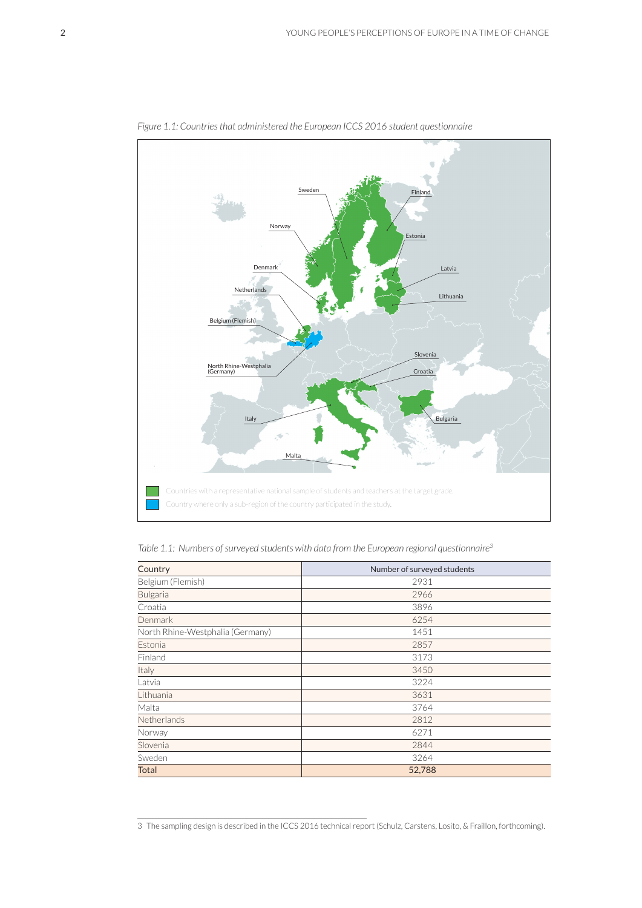*Figure 1.1: Countries that administered the European ICCS 2016 student questionnaire*

Countries with a representative national sample of students and teachers at the target grade.

Country where only a sub-region of the country participated in the study.

*Table 1.1: Numbers of surveyed students with data from the European regional questionnaire*[3]

| Country | Number of surveyed students |
|---|---|
| Belgium (Flemish) | 2931 |
| Bulgaria | 2966 |
| Croatia | 3896 |
| Denmark | 6254 |
| North Rhine-Westphalia (Germany) | 1451 |
| Estonia | 2857 |
| Finland | 3173 |
| Italy | 3450 |
| Latvia | 3224 |
| Lithuania | 3631 |
| Malta | 3764 |
| Netherlands | 2812 |
| Norway | 6271 |
| Slovenia | 2844 |
| Sweden | 3264 |
| Total | 52,788 |

3 The sampling design is described in the ICCS 2016 technical report (Schulz, Carstens, Losito, & Fraillon, forthcoming).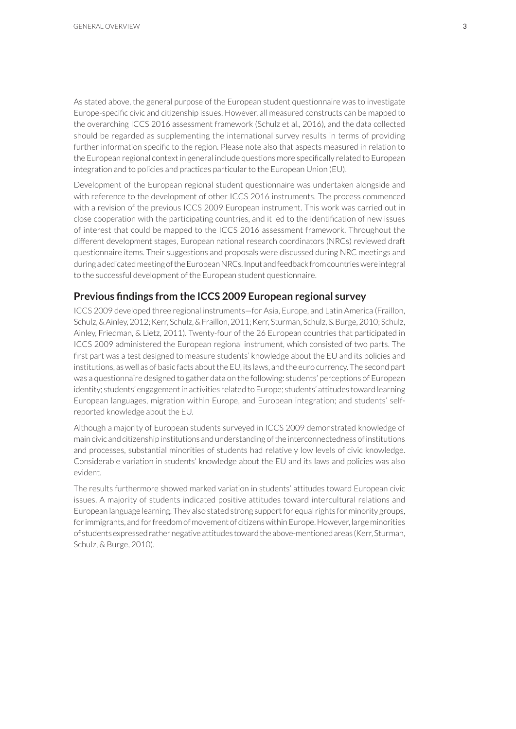As stated above, the general purpose of the European student questionnaire was to investigate Europe-specific civic and citizenship issues. However, all measured constructs can be mapped to the overarching ICCS 2016 assessment framework (Schulz et al., 2016), and the data collected should be regarded as supplementing the international survey results in terms of providing further information specific to the region. Please note also that aspects measured in relation to the European regional context in general include questions more specifically related to European integration and to policies and practices particular to the European Union (EU).

Development of the European regional student questionnaire was undertaken alongside and with reference to the development of other ICCS 2016 instruments. The process commenced with a revision of the previous ICCS 2009 European instrument. This work was carried out in close cooperation with the participating countries, and it led to the identification of new issues of interest that could be mapped to the ICCS 2016 assessment framework. Throughout the different development stages, European national research coordinators (NRCs) reviewed draft questionnaire items. Their suggestions and proposals were discussed during NRC meetings and during a dedicated meeting of the European NRCs. Input and feedback from countries were integral to the successful development of the European student questionnaire.

## Previous findings from the ICCS 2009 European regional survey

ICCS 2009 developed three regional instruments—for Asia, Europe, and Latin America (Fraillon, Schulz, & Ainley, 2012; Kerr, Schulz, & Fraillon, 2011; Kerr, Sturman, Schulz, & Burge, 2010; Schulz, Ainley, Friedman, & Lietz, 2011). Twenty-four of the 26 European countries that participated in ICCS 2009 administered the European regional instrument, which consisted of two parts. The first part was a test designed to measure students' knowledge about the EU and its policies and institutions, as well as of basic facts about the EU, its laws, and the euro currency. The second part was a questionnaire designed to gather data on the following: students' perceptions of European identity; students' engagement in activities related to Europe; students' attitudes toward learning European languages, migration within Europe, and European integration; and students' self-reported knowledge about the EU.

Although a majority of European students surveyed in ICCS 2009 demonstrated knowledge of main civic and citizenship institutions and understanding of the interconnectedness of institutions and processes, substantial minorities of students had relatively low levels of civic knowledge. Considerable variation in students' knowledge about the EU and its laws and policies was also evident.

The results furthermore showed marked variation in students' attitudes toward European civic issues. A majority of students indicated positive attitudes toward intercultural relations and European language learning. They also stated strong support for equal rights for minority groups, for immigrants, and for freedom of movement of citizens within Europe. However, large minorities of students expressed rather negative attitudes toward the above-mentioned areas (Kerr, Sturman, Schulz, & Burge, 2010).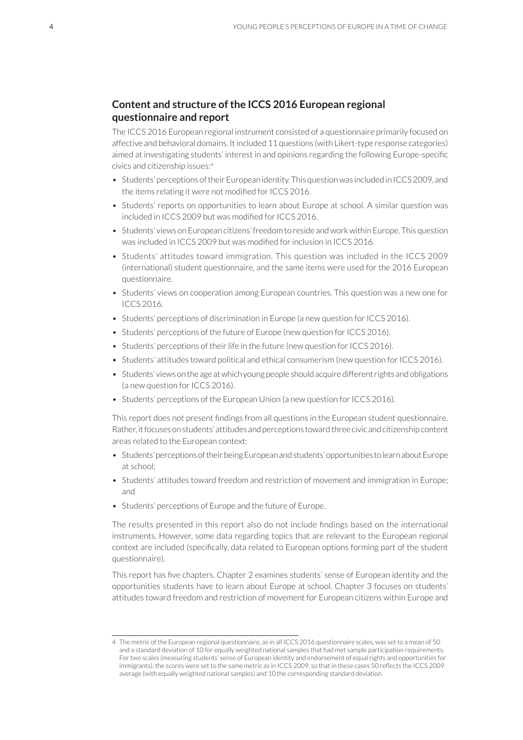## Content and structure of the ICCS 2016 European regional questionnaire and report

The ICCS 2016 European regional instrument consisted of a questionnaire primarily focused on affective and behavioral domains. It included 11 questions (with Likert-type response categories) aimed at investigating students' interest in and opinions regarding the following Europe-specific civics and citizenship issues:[4]

- Students' perceptions of their European identity. This question was included in ICCS 2009, and the items relating it were not modified for ICCS 2016.
- Students' reports on opportunities to learn about Europe at school. A similar question was included in ICCS 2009 but was modified for ICCS 2016.
- Students' views on European citizens' freedom to reside and work within Europe. This question was included in ICCS 2009 but was modified for inclusion in ICCS 2016.
- Students' attitudes toward immigration. This question was included in the ICCS 2009 (international) student questionnaire, and the same items were used for the 2016 European questionnaire.
- Students' views on cooperation among European countries. This question was a new one for ICCS 2016.
- Students' perceptions of discrimination in Europe (a new question for ICCS 2016).
- Students' perceptions of the future of Europe (new question for ICCS 2016).
- Students' perceptions of their life in the future (new question for ICCS 2016).
- Students' attitudes toward political and ethical consumerism (new question for ICCS 2016).
- Students' views on the age at which young people should acquire different rights and obligations (a new question for ICCS 2016).
- Students' perceptions of the European Union (a new question for ICCS 2016).

This report does not present findings from all questions in the European student questionnaire. Rather, it focuses on students' attitudes and perceptions toward three civic and citizenship content areas related to the European context:

- Students' perceptions of their being European and students' opportunities to learn about Europe at school;
- Students' attitudes toward freedom and restriction of movement and immigration in Europe; and
- Students' perceptions of Europe and the future of Europe.

The results presented in this report also do not include findings based on the international instruments. However, some data regarding topics that are relevant to the European regional context are included (specifically, data related to European options forming part of the student questionnaire).

This report has five chapters. Chapter 2 examines students' sense of European identity and the opportunities students have to learn about Europe at school. Chapter 3 focuses on students' attitudes toward freedom and restriction of movement for European citizens within Europe and

---

4 The metric of the European regional questionnaire, as in all ICCS 2016 questionnaire scales, was set to a mean of 50 and a standard deviation of 10 for equally weighted national samples that had met sample participation requirements. For two scales (measuring students' sense of European identity and endorsement of equal rights and opportunities for immigrants), the scores were set to the same metric as in ICCS 2009, so that in these cases 50 reflects the ICCS 2009 average (with equally weighted national samples) and 10 the corresponding standard deviation.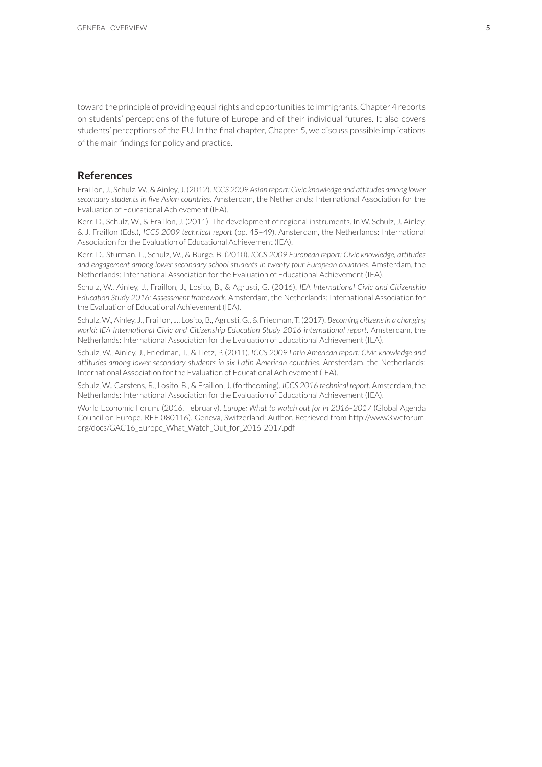toward the principle of providing equal rights and opportunities to immigrants. Chapter 4 reports on students' perceptions of the future of Europe and of their individual futures. It also covers students' perceptions of the EU. In the final chapter, Chapter 5, we discuss possible implications of the main findings for policy and practice.

## References

Fraillon, J., Schulz, W., & Ainley, J. (2012). *ICCS 2009 Asian report: Civic knowledge and attitudes among lower secondary students in five Asian countries*. Amsterdam, the Netherlands: International Association for the Evaluation of Educational Achievement (IEA).

Kerr, D., Schulz, W., & Fraillon, J. (2011). The development of regional instruments. In W. Schulz, J. Ainley, & J. Fraillon (Eds.), *ICCS 2009 technical report* (pp. 45–49). Amsterdam, the Netherlands: International Association for the Evaluation of Educational Achievement (IEA).

Kerr, D., Sturman, L., Schulz, W., & Burge, B. (2010). *ICCS 2009 European report: Civic knowledge, attitudes and engagement among lower secondary school students in twenty-four European countries*. Amsterdam, the Netherlands: International Association for the Evaluation of Educational Achievement (IEA).

Schulz, W., Ainley, J., Fraillon, J., Losito, B., & Agrusti, G. (2016). *IEA International Civic and Citizenship Education Study 2016: Assessment framework*. Amsterdam, the Netherlands: International Association for the Evaluation of Educational Achievement (IEA).

Schulz, W., Ainley, J., Fraillon, J., Losito, B., Agrusti, G., & Friedman, T. (2017). *Becoming citizens in a changing world: IEA International Civic and Citizenship Education Study 2016 international report*. Amsterdam, the Netherlands: International Association for the Evaluation of Educational Achievement (IEA).

Schulz, W., Ainley, J., Friedman, T., & Lietz, P. (2011). *ICCS 2009 Latin American report: Civic knowledge and attitudes among lower secondary students in six Latin American countries*. Amsterdam, the Netherlands: International Association for the Evaluation of Educational Achievement (IEA).

Schulz, W., Carstens, R., Losito, B., & Fraillon, J. (forthcoming). *ICCS 2016 technical report*. Amsterdam, the Netherlands: International Association for the Evaluation of Educational Achievement (IEA).

World Economic Forum. (2016, February). *Europe: What to watch out for in 2016–2017* (Global Agenda Council on Europe, REF 080116). Geneva, Switzerland: Author. Retrieved from http://www3.weforum.org/docs/GAC16_Europe_What_Watch_Out_for_2016-2017.pdf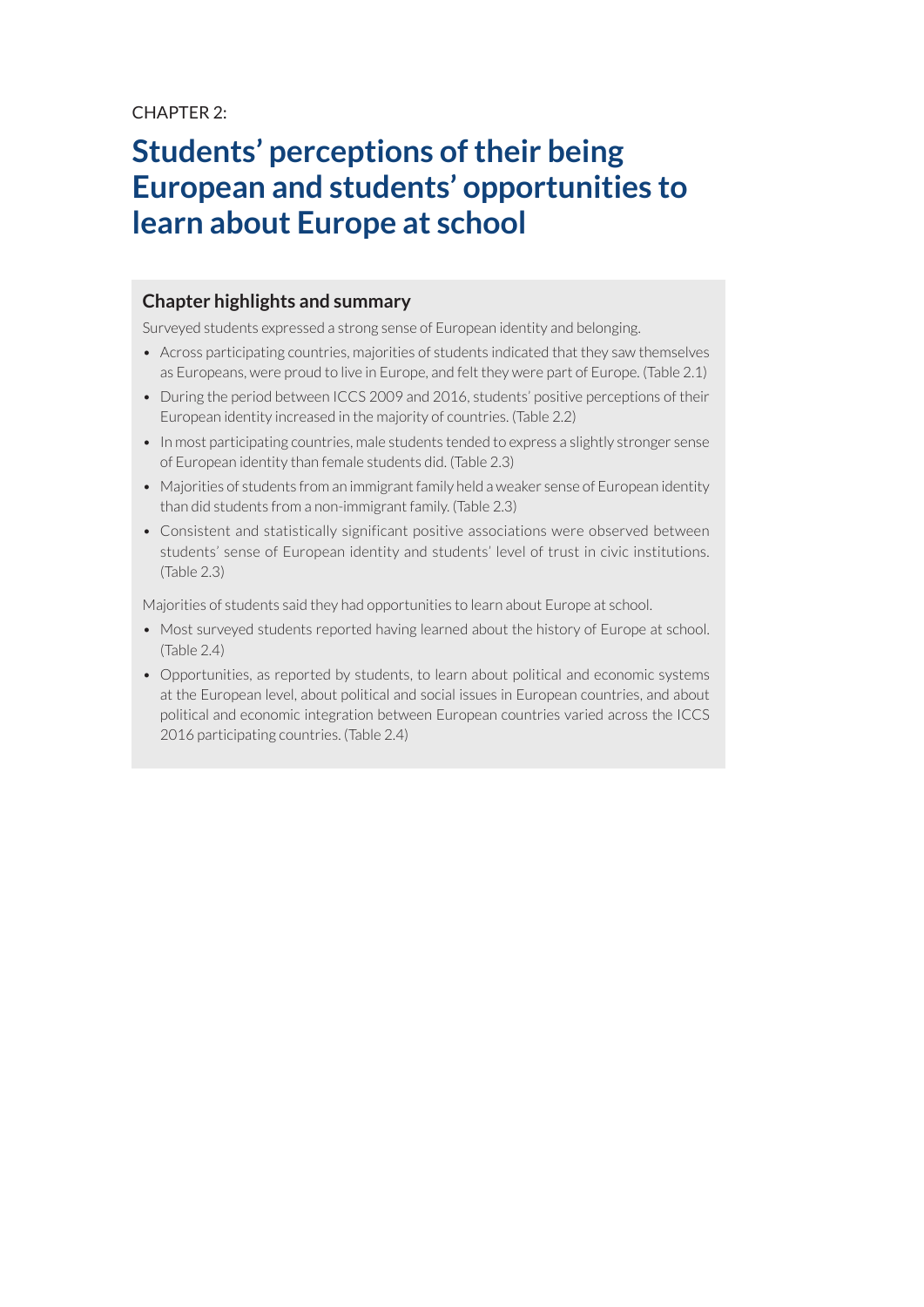CHAPTER 2:

# Students' perceptions of their being European and students' opportunities to learn about Europe at school

## Chapter highlights and summary

Surveyed students expressed a strong sense of European identity and belonging.

- Across participating countries, majorities of students indicated that they saw themselves as Europeans, were proud to live in Europe, and felt they were part of Europe. (Table 2.1)
- During the period between ICCS 2009 and 2016, students' positive perceptions of their European identity increased in the majority of countries. (Table 2.2)
- In most participating countries, male students tended to express a slightly stronger sense of European identity than female students did. (Table 2.3)
- Majorities of students from an immigrant family held a weaker sense of European identity than did students from a non-immigrant family. (Table 2.3)
- Consistent and statistically significant positive associations were observed between students' sense of European identity and students' level of trust in civic institutions. (Table 2.3)

Majorities of students said they had opportunities to learn about Europe at school.

- Most surveyed students reported having learned about the history of Europe at school. (Table 2.4)
- Opportunities, as reported by students, to learn about political and economic systems at the European level, about political and social issues in European countries, and about political and economic integration between European countries varied across the ICCS 2016 participating countries. (Table 2.4)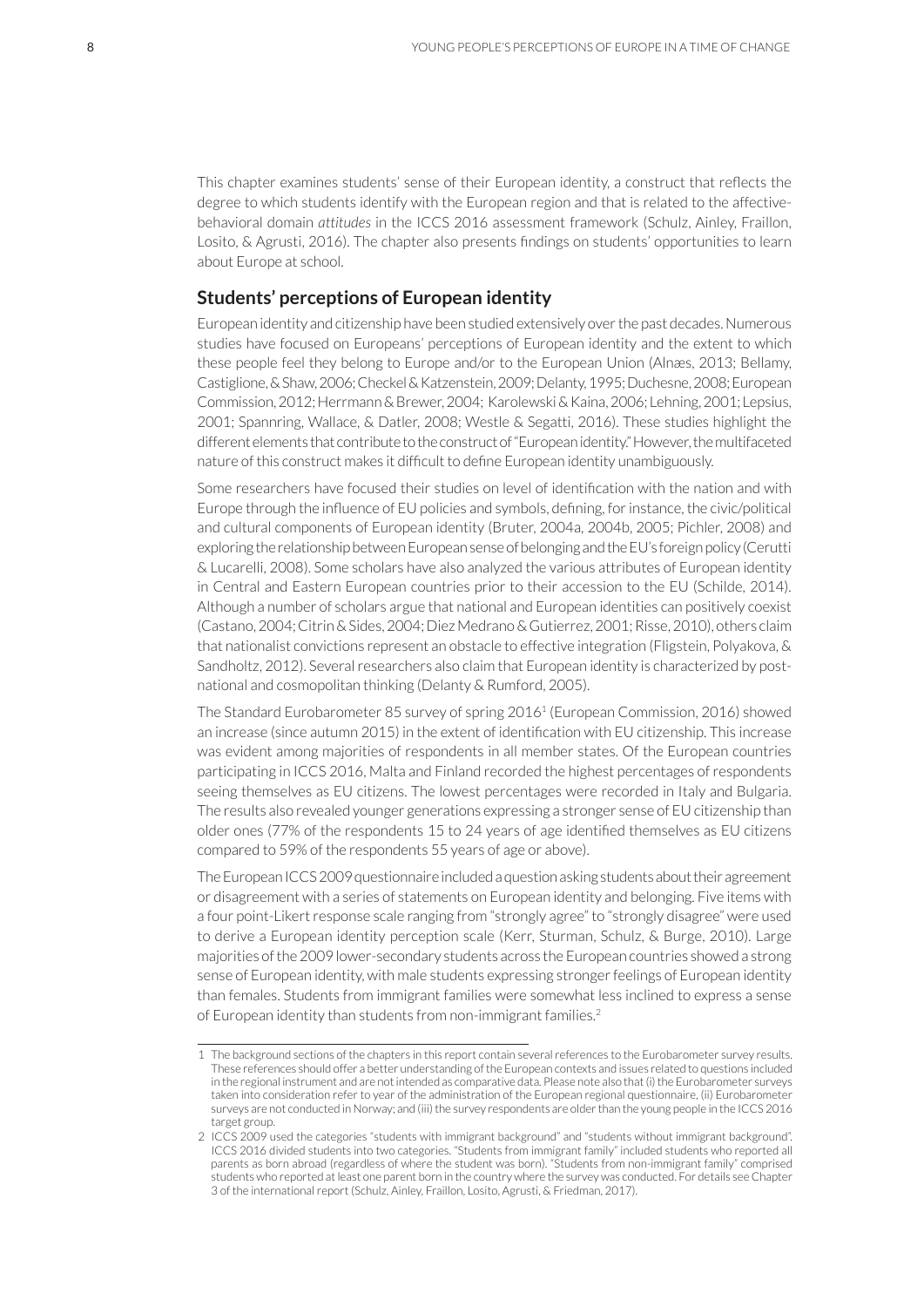This chapter examines students' sense of their European identity, a construct that reflects the degree to which students identify with the European region and that is related to the affective-behavioral domain *attitudes* in the ICCS 2016 assessment framework (Schulz, Ainley, Fraillon, Losito, & Agrusti, 2016). The chapter also presents findings on students' opportunities to learn about Europe at school.

## Students' perceptions of European identity

European identity and citizenship have been studied extensively over the past decades. Numerous studies have focused on Europeans' perceptions of European identity and the extent to which these people feel they belong to Europe and/or to the European Union (Alnæs, 2013; Bellamy, Castiglione, & Shaw, 2006; Checkel & Katzenstein, 2009; Delanty, 1995; Duchesne, 2008; European Commission, 2012; Herrmann & Brewer, 2004; Karolewski & Kaina, 2006; Lehning, 2001; Lepsius, 2001; Spannring, Wallace, & Datler, 2008; Westle & Segatti, 2016). These studies highlight the different elements that contribute to the construct of "European identity." However, the multifaceted nature of this construct makes it difficult to define European identity unambiguously.

Some researchers have focused their studies on level of identification with the nation and with Europe through the influence of EU policies and symbols, defining, for instance, the civic/political and cultural components of European identity (Bruter, 2004a, 2004b, 2005; Pichler, 2008) and exploring the relationship between European sense of belonging and the EU's foreign policy (Cerutti & Lucarelli, 2008). Some scholars have also analyzed the various attributes of European identity in Central and Eastern European countries prior to their accession to the EU (Schilde, 2014). Although a number of scholars argue that national and European identities can positively coexist (Castano, 2004; Citrin & Sides, 2004; Diez Medrano & Gutierrez, 2001; Risse, 2010), others claim that nationalist convictions represent an obstacle to effective integration (Fligstein, Polyakova, & Sandholtz, 2012). Several researchers also claim that European identity is characterized by post-national and cosmopolitan thinking (Delanty & Rumford, 2005).

The Standard Eurobarometer 85 survey of spring 2016[1] (European Commission, 2016) showed an increase (since autumn 2015) in the extent of identification with EU citizenship. This increase was evident among majorities of respondents in all member states. Of the European countries participating in ICCS 2016, Malta and Finland recorded the highest percentages of respondents seeing themselves as EU citizens. The lowest percentages were recorded in Italy and Bulgaria. The results also revealed younger generations expressing a stronger sense of EU citizenship than older ones (77% of the respondents 15 to 24 years of age identified themselves as EU citizens compared to 59% of the respondents 55 years of age or above).

The European ICCS 2009 questionnaire included a question asking students about their agreement or disagreement with a series of statements on European identity and belonging. Five items with a four point-Likert response scale ranging from "strongly agree" to "strongly disagree" were used to derive a European identity perception scale (Kerr, Sturman, Schulz, & Burge, 2010). Large majorities of the 2009 lower-secondary students across the European countries showed a strong sense of European identity, with male students expressing stronger feelings of European identity than females. Students from immigrant families were somewhat less inclined to express a sense of European identity than students from non-immigrant families.[2]

---

1 The background sections of the chapters in this report contain several references to the Eurobarometer survey results. These references should offer a better understanding of the European contexts and issues related to questions included in the regional instrument and are not intended as comparative data. Please note also that (i) the Eurobarometer surveys taken into consideration refer to year of the administration of the European regional questionnaire, (ii) Eurobarometer surveys are not conducted in Norway; and (iii) the survey respondents are older than the young people in the ICCS 2016 target group.

2 ICCS 2009 used the categories "students with immigrant background" and "students without immigrant background". ICCS 2016 divided students into two categories. "Students from immigrant family" included students who reported all parents as born abroad (regardless of where the student was born). "Students from non-immigrant family" comprised students who reported at least one parent born in the country where the survey was conducted. For details see Chapter 3 of the international report (Schulz, Ainley, Fraillon, Losito, Agrusti, & Friedman, 2017).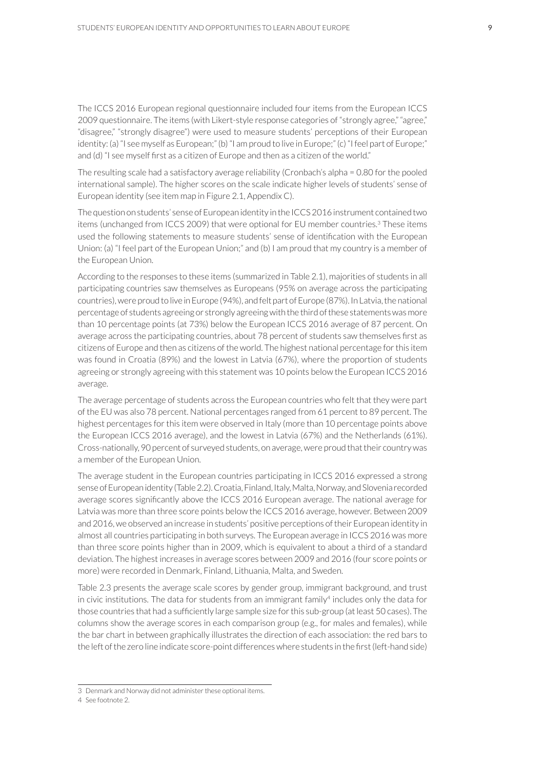The ICCS 2016 European regional questionnaire included four items from the European ICCS 2009 questionnaire. The items (with Likert-style response categories of "strongly agree," "agree," "disagree," "strongly disagree") were used to measure students' perceptions of their European identity: (a) "I see myself as European;" (b) "I am proud to live in Europe;" (c) "I feel part of Europe;" and (d) "I see myself first as a citizen of Europe and then as a citizen of the world."

The resulting scale had a satisfactory average reliability (Cronbach's alpha = 0.80 for the pooled international sample). The higher scores on the scale indicate higher levels of students' sense of European identity (see item map in Figure 2.1, Appendix C).

The question on students' sense of European identity in the ICCS 2016 instrument contained two items (unchanged from ICCS 2009) that were optional for EU member countries.[3] These items used the following statements to measure students' sense of identification with the European Union: (a) "I feel part of the European Union;" and (b) I am proud that my country is a member of the European Union.

According to the responses to these items (summarized in Table 2.1), majorities of students in all participating countries saw themselves as Europeans (95% on average across the participating countries), were proud to live in Europe (94%), and felt part of Europe (87%). In Latvia, the national percentage of students agreeing or strongly agreeing with the third of these statements was more than 10 percentage points (at 73%) below the European ICCS 2016 average of 87 percent. On average across the participating countries, about 78 percent of students saw themselves first as citizens of Europe and then as citizens of the world. The highest national percentage for this item was found in Croatia (89%) and the lowest in Latvia (67%), where the proportion of students agreeing or strongly agreeing with this statement was 10 points below the European ICCS 2016 average.

The average percentage of students across the European countries who felt that they were part of the EU was also 78 percent. National percentages ranged from 61 percent to 89 percent. The highest percentages for this item were observed in Italy (more than 10 percentage points above the European ICCS 2016 average), and the lowest in Latvia (67%) and the Netherlands (61%). Cross-nationally, 90 percent of surveyed students, on average, were proud that their country was a member of the European Union.

The average student in the European countries participating in ICCS 2016 expressed a strong sense of European identity (Table 2.2). Croatia, Finland, Italy, Malta, Norway, and Slovenia recorded average scores significantly above the ICCS 2016 European average. The national average for Latvia was more than three score points below the ICCS 2016 average, however. Between 2009 and 2016, we observed an increase in students' positive perceptions of their European identity in almost all countries participating in both surveys. The European average in ICCS 2016 was more than three score points higher than in 2009, which is equivalent to about a third of a standard deviation. The highest increases in average scores between 2009 and 2016 (four score points or more) were recorded in Denmark, Finland, Lithuania, Malta, and Sweden.

Table 2.3 presents the average scale scores by gender group, immigrant background, and trust in civic institutions. The data for students from an immigrant family[4] includes only the data for those countries that had a sufficiently large sample size for this sub-group (at least 50 cases). The columns show the average scores in each comparison group (e.g., for males and females), while the bar chart in between graphically illustrates the direction of each association: the red bars to the left of the zero line indicate score-point differences where students in the first (left-hand side)

---

3 Denmark and Norway did not administer these optional items.

4 See footnote 2.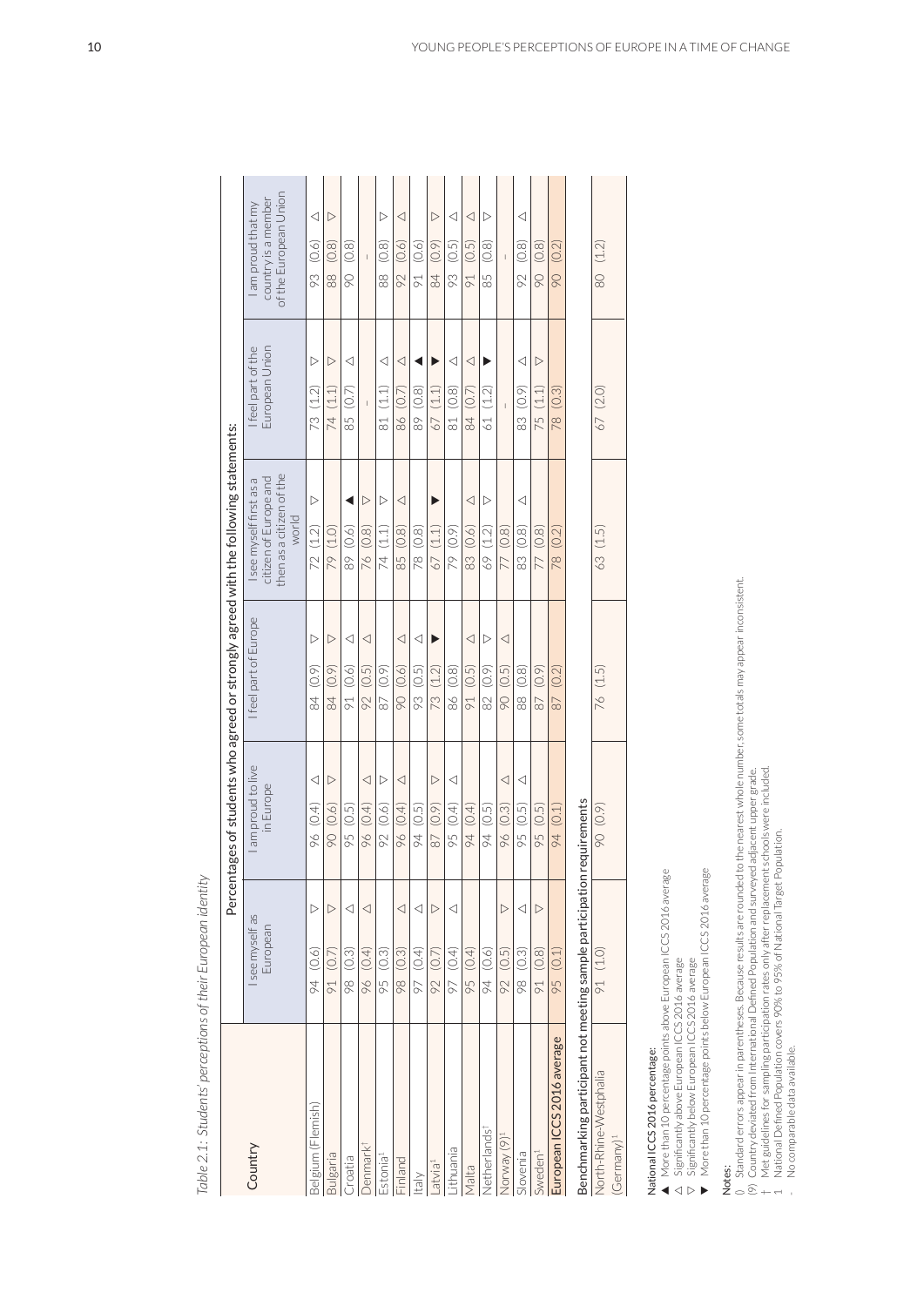*Table 2.1: Students' perceptions of their European identity*

| Country | Percentages of students who agreed or strongly agreed with the following statements: | | | | | |
|---|---|---|---|---|---|---|
| | I see myself as European | I am proud to live in Europe | I feel part of Europe | I see myself first as a citizen of Europe and then as a citizen of the world | I feel part of the European Union | I am proud that my country is a member of the European Union |
| Belgium (Flemish) | 94 (0.6) ▽ | 96 (0.4) △ | 84 (0.9) ▽ | 72 (1.2) ▽ | 73 (1.2) ▽ | 93 (0.6) △ |
| Bulgaria | 91 (0.7) ▽ | 90 (0.6) ▽ | 84 (0.9) ▽ | 79 (1.0) | 74 (1.1) ▽ | 88 (0.8) ▽ |
| Croatia | 98 (0.3) △ | 95 (0.5) | 91 (0.6) △ | 89 (0.6) ▲ | 85 (0.7) △ | 90 (0.8) |
| Denmark† | 96 (0.4) △ | 96 (0.4) △ | 92 (0.5) △ | 76 (0.8) ▽ | - | - |
| Estonia¹ | 95 (0.3) | 92 (0.6) ▽ | 87 (0.9) | 74 (1.1) ▽ | 81 (1.1) △ | 88 (0.8) ▽ |
| Finland | 98 (0.3) △ | 96 (0.4) △ | 90 (0.6) △ | 85 (0.8) △ | 86 (0.7) △ | 92 (0.6) △ |
| Italy | 97 (0.4) △ | 94 (0.5) | 93 (0.5) △ | 78 (0.8) | 89 (0.8) ▲ | 91 (0.6) |
| Latvia¹ | 92 (0.7) ▽ | 87 (0.9) ▽ | 73 (1.2) ▼ | 67 (1.1) ▼ | 67 (1.1) ▼ | 84 (0.9) ▽ |
| Lithuania | 97 (0.4) △ | 95 (0.4) △ | 86 (0.8) | 79 (0.9) | 81 (0.8) △ | 93 (0.5) △ |
| Malta | 95 (0.4) | 94 (0.4) | 91 (0.5) △ | 83 (0.6) △ | 84 (0.7) △ | 91 (0.5) △ |
| Netherlands† | 94 (0.6) | 94 (0.5) | 82 (0.9) ▽ | 69 (1.2) ▽ | 61 (1.2) ▼ | 85 (0.8) ▽ |
| Norway (9)¹ | 92 (0.5) ▽ | 96 (0.3) △ | 90 (0.5) △ | 77 (0.8) | - | - |
| Slovenia | 98 (0.3) △ | 95 (0.5) △ | 88 (0.8) | 83 (0.8) △ | 83 (0.9) △ | 92 (0.8) △ |
| Sweden¹ | 91 (0.8) ▽ | 95 (0.5) | 87 (0.9) | 77 (0.8) | 75 (1.1) ▽ | 90 (0.8) |
| **European ICCS 2016 average** | 95 (0.1) | 94 (0.1) | 87 (0.2) | 78 (0.2) | 78 (0.3) | 90 (0.2) |
| **Benchmarking participant not meeting sample participation requirements** | | | | | | |
| North-Rhine-Westphalia (Germany)¹ | 91 (1.0) | 90 (0.9) | 76 (1.5) | 63 (1.5) | 67 (2.0) | 80 (1.2) |

National ICCS 2016 percentage:
- ▲ More than 10 percentage points above European ICCS 2016 average
- △ Significantly above European ICCS 2016 average
- ▽ Significantly below European ICCS 2016 average
- ▼ More than 10 percentage points below European ICCS 2016 average

Notes:
- () Standard errors appear in parentheses. Because results are rounded to the nearest whole number, some totals may appear inconsistent.
- (9) Country deviated from International Defined Population and surveyed adjacent upper grade.
- † Met guidelines for sampling participation rates only after replacement schools were included.
- ¹ National Defined Population covers 90% to 95% of National Target Population.
- \- No comparable data available.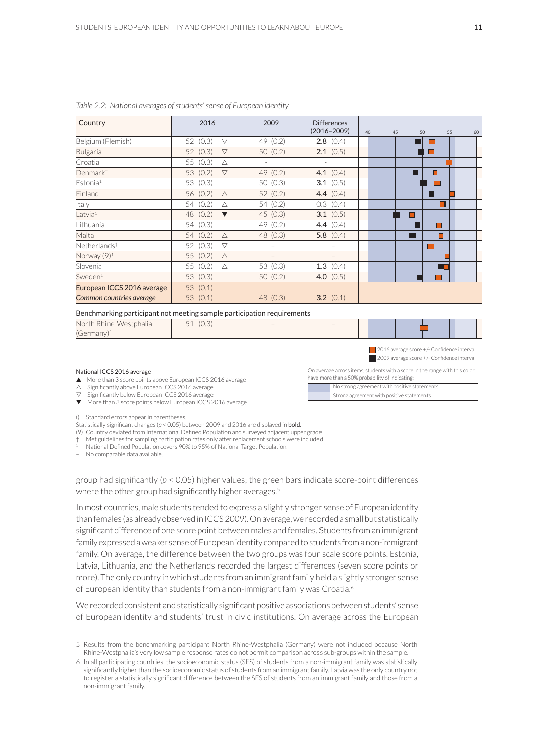*Table 2.2: National averages of students' sense of European identity*

| Country | 2016 | 2009 | Differences (2016–2009) |
|---|---|---|---|
| Belgium (Flemish) | 52 (0.3) ▽ | 49 (0.2) | **2.8** (0.4) |
| Bulgaria | 52 (0.3) ▽ | 50 (0.2) | **2.1** (0.5) |
| Croatia | 55 (0.3) △ | – | – |
| Denmark† | 53 (0.2) ▽ | 49 (0.2) | **4.1** (0.4) |
| Estonia¹ | 53 (0.3) | 50 (0.3) | **3.1** (0.5) |
| Finland | 56 (0.2) △ | 52 (0.2) | **4.4** (0.4) |
| Italy | 54 (0.2) △ | 54 (0.2) | 0.3 (0.4) |
| Latvia¹ | 48 (0.2) ▼ | 45 (0.3) | **3.1** (0.5) |
| Lithuania | 54 (0.3) | 49 (0.2) | **4.4** (0.4) |
| Malta | 54 (0.2) △ | 48 (0.3) | **5.8** (0.4) |
| Netherlands† | 52 (0.3) ▽ | – | – |
| Norway (9)¹ | 55 (0.2) △ | – | – |
| Slovenia | 55 (0.2) △ | 53 (0.3) | **1.3** (0.4) |
| Sweden¹ | 53 (0.3) | 50 (0.2) | **4.0** (0.5) |
| **European ICCS 2016 average** | 53 (0.1) | | |
| ***Common countries average*** | 53 (0.1) | 48 (0.3) | **3.2** (0.1) |
| Benchmarking participant not meeting sample participation requirements | | | |
| North Rhine-Westphalia (Germany)¹ | 51 (0.3) | – | – |

2016 average score +/- Confidence interval
2009 average score +/- Confidence interval

On average across items, students with a score in the range with this color have more than a 50% probability of indicating:
- No strong agreement with positive statements
- Strong agreement with positive statements

National ICCS 2016 average
- ▲ More than 3 score points above European ICCS 2016 average
- △ Significantly above European ICCS 2016 average
- ▽ Significantly below European ICCS 2016 average
- ▼ More than 3 score points below European ICCS 2016 average

() Standard errors appear in parentheses.
Statistically significant changes ($p < 0.05$) between 2009 and 2016 are displayed in **bold**.
(9) Country deviated from International Defined Population and surveyed adjacent upper grade.
† Met guidelines for sampling participation rates only after replacement schools were included.
¹ National Defined Population covers 90% to 95% of National Target Population.
– No comparable data available.

group had significantly ($p < 0.05$) higher values; the green bars indicate score-point differences where the other group had significantly higher averages.[5]

In most countries, male students tended to express a slightly stronger sense of European identity than females (as already observed in ICCS 2009). On average, we recorded a small but statistically significant difference of one score point between males and females. Students from an immigrant family expressed a weaker sense of European identity compared to students from a non-immigrant family. On average, the difference between the two groups was four scale score points. Estonia, Latvia, Lithuania, and the Netherlands recorded the largest differences (seven score points or more). The only country in which students from an immigrant family held a slightly stronger sense of European identity than students from a non-immigrant family was Croatia.[6]

We recorded consistent and statistically significant positive associations between students' sense of European identity and students' trust in civic institutions. On average across the European

5 Results from the benchmarking participant North Rhine-Westphalia (Germany) were not included because North Rhine-Westphalia's very low sample response rates do not permit comparison across sub-groups within the sample.

6 In all participating countries, the socioeconomic status (SES) of students from a non-immigrant family was statistically significantly higher than the socioeconomic status of students from an immigrant family. Latvia was the only country not to register a statistically significant difference between the SES of students from an immigrant family and those from a non-immigrant family.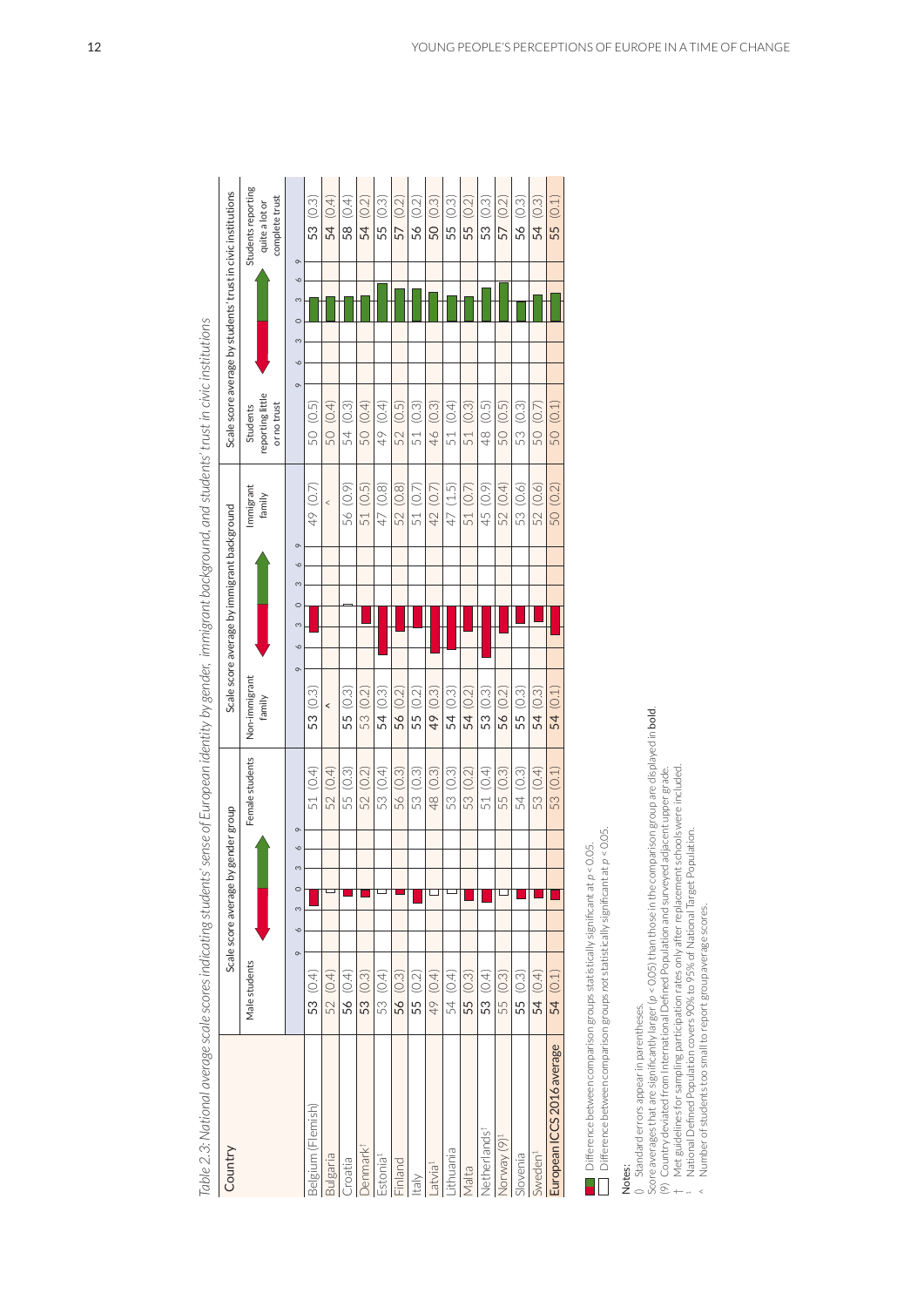*Table 2.3: National average scale scores indicating students' sense of European identity by gender, immigrant background, and students' trust in civic institutions*

| Country | Scale score average by gender group | | Scale score average by immigrant background | | Scale score average by students' trust in civic institutions | |
|---|---|---|---|---|---|---|
| | Male students | Female students | Non-immigrant family | Immigrant family | Students reporting little or no trust | Students reporting quite a lot or complete trust |
| Belgium (Flemish) | **53** (0.4) | 51 (0.4) | **53** (0.3) | 49 (0.7) | 50 (0.5) | **53** (0.3) |
| Bulgaria | 52 (0.4) | 52 (0.4) | ^ | ^ | 50 (0.4) | **54** (0.4) |
| Croatia | **56** (0.4) | 55 (0.3) | 55 (0.3) | 56 (0.9) | 54 (0.3) | **58** (0.4) |
| Denmark† | **53** (0.3) | 52 (0.2) | **53** (0.2) | 51 (0.5) | 50 (0.4) | **54** (0.2) |
| Estonia¹ | 53 (0.4) | 53 (0.4) | **54** (0.3) | 47 (0.8) | 49 (0.4) | **55** (0.3) |
| Finland | **56** (0.3) | 56 (0.3) | **56** (0.2) | 52 (0.8) | 52 (0.5) | **57** (0.2) |
| Italy | **55** (0.2) | 53 (0.3) | **55** (0.2) | 51 (0.7) | 51 (0.3) | **56** (0.2) |
| Latvia¹ | 49 (0.4) | 48 (0.3) | **49** (0.3) | 42 (0.7) | 46 (0.3) | **50** (0.3) |
| Lithuania | 54 (0.4) | 53 (0.3) | **54** (0.3) | 47 (1.5) | 51 (0.4) | **55** (0.3) |
| Malta | **55** (0.3) | 53 (0.2) | **54** (0.2) | 51 (0.7) | 51 (0.3) | **55** (0.2) |
| Netherlands† | **53** (0.4) | 51 (0.4) | **53** (0.3) | 45 (0.9) | 48 (0.5) | **53** (0.3) |
| Norway (9)¹ | 55 (0.3) | 55 (0.3) | **56** (0.2) | 52 (0.4) | 50 (0.5) | **57** (0.2) |
| Slovenia | **55** (0.3) | 54 (0.3) | **55** (0.3) | 53 (0.6) | 53 (0.3) | **56** (0.3) |
| Sweden¹ | **54** (0.4) | 53 (0.4) | **54** (0.3) | 52 (0.6) | 50 (0.7) | **54** (0.3) |
| European ICCS 2016 average | **54** (0.1) | 53 (0.1) | **54** (0.1) | 50 (0.2) | 50 (0.1) | **55** (0.1) |

■ Difference between comparison groups statistically significant at $p < 0.05$.
□ Difference between comparison groups *not* statistically significant at $p < 0.05$.

**Notes:**
() Standard errors appear in parentheses.
Score averages that are significantly larger ($p < 0.05$) than those in the comparison group are displayed in **bold**.
(9) Country deviated from International Defined Population and surveyed adjacent upper grade.
† Met guidelines for sampling participation rates only after replacement schools were included.
¹ National Defined Population covers 90% to 95% of National Target Population.
^ Number of students too small to report group average scores.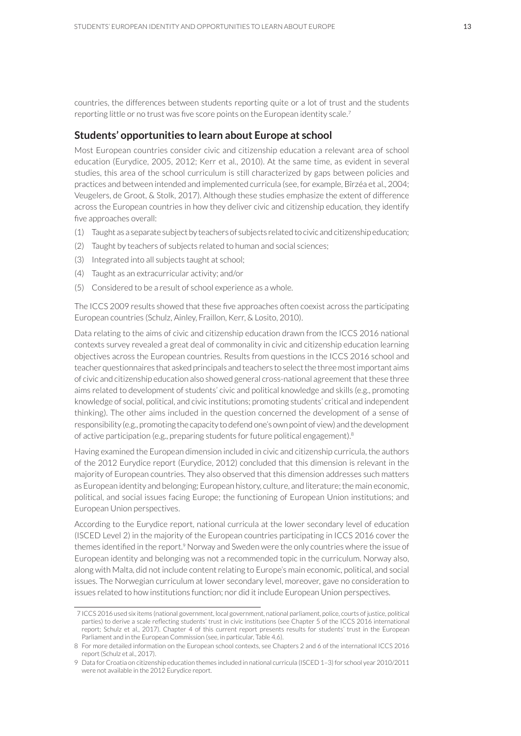countries, the differences between students reporting quite or a lot of trust and the students reporting little or no trust was five score points on the European identity scale.[7]

## Students' opportunities to learn about Europe at school

Most European countries consider civic and citizenship education a relevant area of school education (Eurydice, 2005, 2012; Kerr et al., 2010). At the same time, as evident in several studies, this area of the school curriculum is still characterized by gaps between policies and practices and between intended and implemented curricula (see, for example, Bîrzéa et al., 2004; Veugelers, de Groot, & Stolk, 2017). Although these studies emphasize the extent of difference across the European countries in how they deliver civic and citizenship education, they identify five approaches overall:

(1) Taught as a separate subject by teachers of subjects related to civic and citizenship education;

(2) Taught by teachers of subjects related to human and social sciences;

(3) Integrated into all subjects taught at school;

(4) Taught as an extracurricular activity; and/or

(5) Considered to be a result of school experience as a whole.

The ICCS 2009 results showed that these five approaches often coexist across the participating European countries (Schulz, Ainley, Fraillon, Kerr, & Losito, 2010).

Data relating to the aims of civic and citizenship education drawn from the ICCS 2016 national contexts survey revealed a great deal of commonality in civic and citizenship education learning objectives across the European countries. Results from questions in the ICCS 2016 school and teacher questionnaires that asked principals and teachers to select the three most important aims of civic and citizenship education also showed general cross-national agreement that these three aims related to development of students' civic and political knowledge and skills (e.g., promoting knowledge of social, political, and civic institutions; promoting students' critical and independent thinking). The other aims included in the question concerned the development of a sense of responsibility (e.g., promoting the capacity to defend one's own point of view) and the development of active participation (e.g., preparing students for future political engagement).[8]

Having examined the European dimension included in civic and citizenship curricula, the authors of the 2012 Eurydice report (Eurydice, 2012) concluded that this dimension is relevant in the majority of European countries. They also observed that this dimension addresses such matters as European identity and belonging; European history, culture, and literature; the main economic, political, and social issues facing Europe; the functioning of European Union institutions; and European Union perspectives.

According to the Eurydice report, national curricula at the lower secondary level of education (ISCED Level 2) in the majority of the European countries participating in ICCS 2016 cover the themes identified in the report.[9] Norway and Sweden were the only countries where the issue of European identity and belonging was not a recommended topic in the curriculum. Norway also, along with Malta, did not include content relating to Europe's main economic, political, and social issues. The Norwegian curriculum at lower secondary level, moreover, gave no consideration to issues related to how institutions function; nor did it include European Union perspectives.

---

7 ICCS 2016 used six items (national government, local government, national parliament, police, courts of justice, political parties) to derive a scale reflecting students' trust in civic institutions (see Chapter 5 of the ICCS 2016 international report; Schulz et al., 2017). Chapter 4 of this current report presents results for students' trust in the European Parliament and in the European Commission (see, in particular, Table 4.6).

8 For more detailed information on the European school contexts, see Chapters 2 and 6 of the international ICCS 2016 report (Schulz et al., 2017).

9 Data for Croatia on citizenship education themes included in national curricula (ISCED 1–3) for school year 2010/2011 were not available in the 2012 Eurydice report.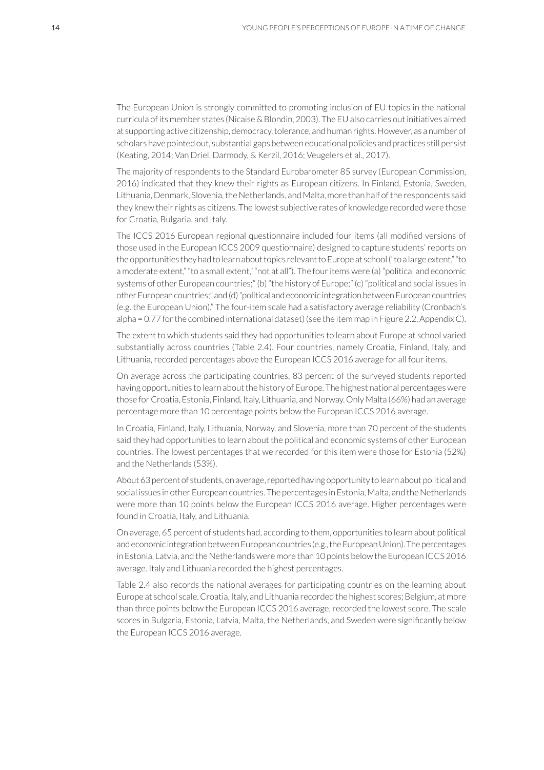The European Union is strongly committed to promoting inclusion of EU topics in the national curricula of its member states (Nicaise & Blondin, 2003). The EU also carries out initiatives aimed at supporting active citizenship, democracy, tolerance, and human rights. However, as a number of scholars have pointed out, substantial gaps between educational policies and practices still persist (Keating, 2014; Van Driel, Darmody, & Kerzil, 2016; Veugelers et al., 2017).

The majority of respondents to the Standard Eurobarometer 85 survey (European Commission, 2016) indicated that they knew their rights as European citizens. In Finland, Estonia, Sweden, Lithuania, Denmark, Slovenia, the Netherlands, and Malta, more than half of the respondents said they knew their rights as citizens. The lowest subjective rates of knowledge recorded were those for Croatia, Bulgaria, and Italy.

The ICCS 2016 European regional questionnaire included four items (all modified versions of those used in the European ICCS 2009 questionnaire) designed to capture students' reports on the opportunities they had to learn about topics relevant to Europe at school ("to a large extent," "to a moderate extent," "to a small extent," "not at all"). The four items were (a) "political and economic systems of other European countries;" (b) "the history of Europe;" (c) "political and social issues in other European countries;" and (d) "political and economic integration between European countries (e.g. the European Union)." The four-item scale had a satisfactory average reliability (Cronbach's alpha = 0.77 for the combined international dataset) (see the item map in Figure 2.2, Appendix C).

The extent to which students said they had opportunities to learn about Europe at school varied substantially across countries (Table 2.4). Four countries, namely Croatia, Finland, Italy, and Lithuania, recorded percentages above the European ICCS 2016 average for all four items.

On average across the participating countries, 83 percent of the surveyed students reported having opportunities to learn about the history of Europe. The highest national percentages were those for Croatia, Estonia, Finland, Italy, Lithuania, and Norway. Only Malta (66%) had an average percentage more than 10 percentage points below the European ICCS 2016 average.

In Croatia, Finland, Italy, Lithuania, Norway, and Slovenia, more than 70 percent of the students said they had opportunities to learn about the political and economic systems of other European countries. The lowest percentages that we recorded for this item were those for Estonia (52%) and the Netherlands (53%).

About 63 percent of students, on average, reported having opportunity to learn about political and social issues in other European countries. The percentages in Estonia, Malta, and the Netherlands were more than 10 points below the European ICCS 2016 average. Higher percentages were found in Croatia, Italy, and Lithuania.

On average, 65 percent of students had, according to them, opportunities to learn about political and economic integration between European countries (e.g., the European Union). The percentages in Estonia, Latvia, and the Netherlands were more than 10 points below the European ICCS 2016 average. Italy and Lithuania recorded the highest percentages.

Table 2.4 also records the national averages for participating countries on the learning about Europe at school scale. Croatia, Italy, and Lithuania recorded the highest scores; Belgium, at more than three points below the European ICCS 2016 average, recorded the lowest score. The scale scores in Bulgaria, Estonia, Latvia, Malta, the Netherlands, and Sweden were significantly below the European ICCS 2016 average.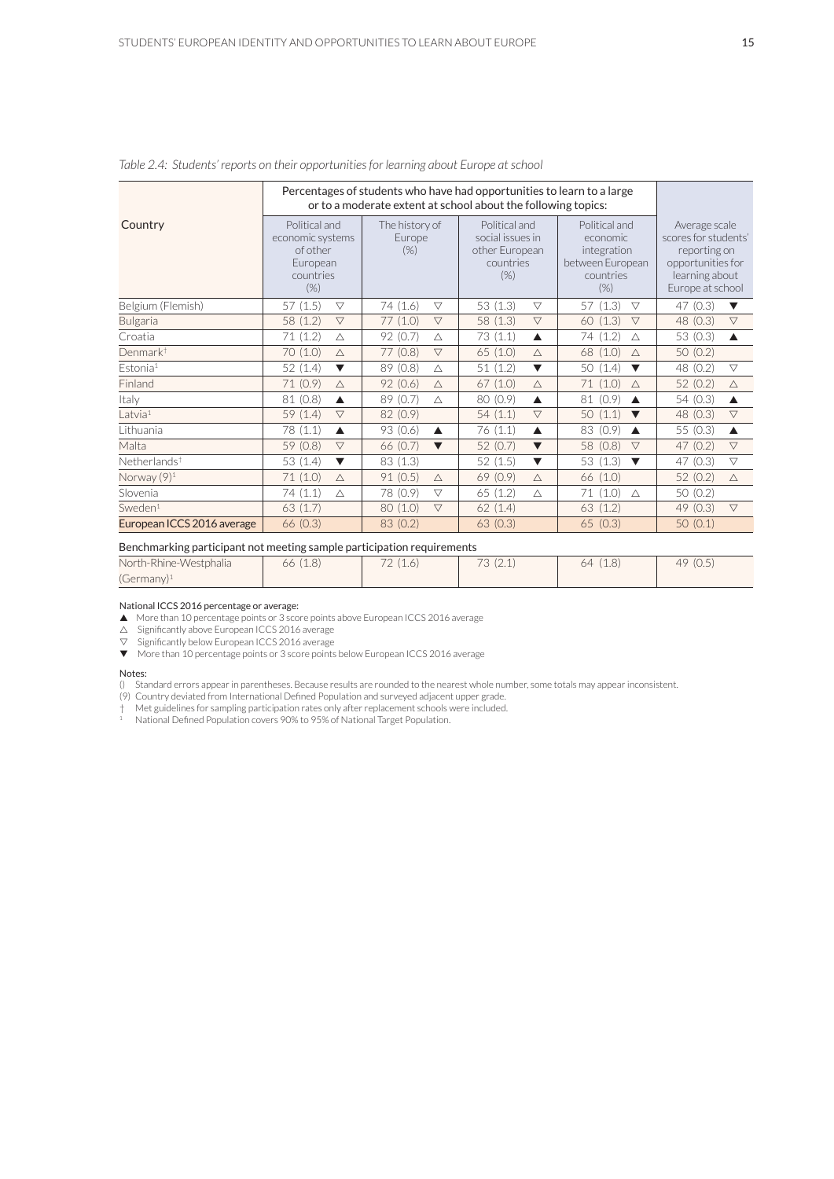*Table 2.4: Students' reports on their opportunities for learning about Europe at school*

| Country | Percentages of students who have had opportunities to learn to a large or to a moderate extent at school about the following topics: | | | | |
|---|---|---|---|---|---|
| | Political and economic systems of other European countries (%) | The history of Europe (%) | Political and social issues in other European countries (%) | Political and economic integration between European countries (%) | Average scale scores for students' reporting on opportunities for learning about Europe at school |
| Belgium (Flemish) | 57 (1.5) ▽ | 74 (1.6) ▽ | 53 (1.3) ▽ | 57 (1.3) ▽ | 47 (0.3) ▼ |
| Bulgaria | 58 (1.2) ▽ | 77 (1.0) ▽ | 58 (1.3) ▽ | 60 (1.3) ▽ | 48 (0.3) ▽ |
| Croatia | 71 (1.2) △ | 92 (0.7) △ | 73 (1.1) ▲ | 74 (1.2) △ | 53 (0.3) ▲ |
| Denmark† | 70 (1.0) △ | 77 (0.8) ▽ | 65 (1.0) △ | 68 (1.0) △ | 50 (0.2) |
| Estonia¹ | 52 (1.4) ▼ | 89 (0.8) △ | 51 (1.2) ▼ | 50 (1.4) ▼ | 48 (0.2) ▽ |
| Finland | 71 (0.9) △ | 92 (0.6) △ | 67 (1.0) △ | 71 (1.0) △ | 52 (0.2) △ |
| Italy | 81 (0.8) ▲ | 89 (0.7) △ | 80 (0.9) ▲ | 81 (0.9) ▲ | 54 (0.3) ▲ |
| Latvia¹ | 59 (1.4) ▽ | 82 (0.9) | 54 (1.1) ▽ | 50 (1.1) ▼ | 48 (0.3) ▽ |
| Lithuania | 78 (1.1) ▲ | 93 (0.6) ▲ | 76 (1.1) ▲ | 83 (0.9) ▲ | 55 (0.3) ▲ |
| Malta | 59 (0.8) ▽ | 66 (0.7) ▼ | 52 (0.7) ▼ | 58 (0.8) ▽ | 47 (0.2) ▽ |
| Netherlands† | 53 (1.4) ▼ | 83 (1.3) | 52 (1.5) ▼ | 53 (1.3) ▼ | 47 (0.3) ▽ |
| Norway (9)¹ | 71 (1.0) △ | 91 (0.5) △ | 69 (0.9) △ | 66 (1.0) | 52 (0.2) △ |
| Slovenia | 74 (1.1) △ | 78 (0.9) ▽ | 65 (1.2) △ | 71 (1.0) △ | 50 (0.2) |
| Sweden¹ | 63 (1.7) | 80 (1.0) ▽ | 62 (1.4) | 63 (1.2) | 49 (0.3) ▽ |
| **European ICCS 2016 average** | 66 (0.3) | 83 (0.2) | 63 (0.3) | 65 (0.3) | 50 (0.1) |
| **Benchmarking participant not meeting sample participation requirements** | | | | | |
| North-Rhine-Westphalia (Germany)¹ | 66 (1.8) | 72 (1.6) | 73 (2.1) | 64 (1.8) | 49 (0.5) |

National ICCS 2016 percentage or average:

▲ More than 10 percentage points or 3 score points above European ICCS 2016 average
△ Significantly above European ICCS 2016 average
▽ Significantly below European ICCS 2016 average
▼ More than 10 percentage points or 3 score points below European ICCS 2016 average

Notes:

() Standard errors appear in parentheses. Because results are rounded to the nearest whole number, some totals may appear inconsistent.
(9) Country deviated from International Defined Population and surveyed adjacent upper grade.
† Met guidelines for sampling participation rates only after replacement schools were included.
¹ National Defined Population covers 90% to 95% of National Target Population.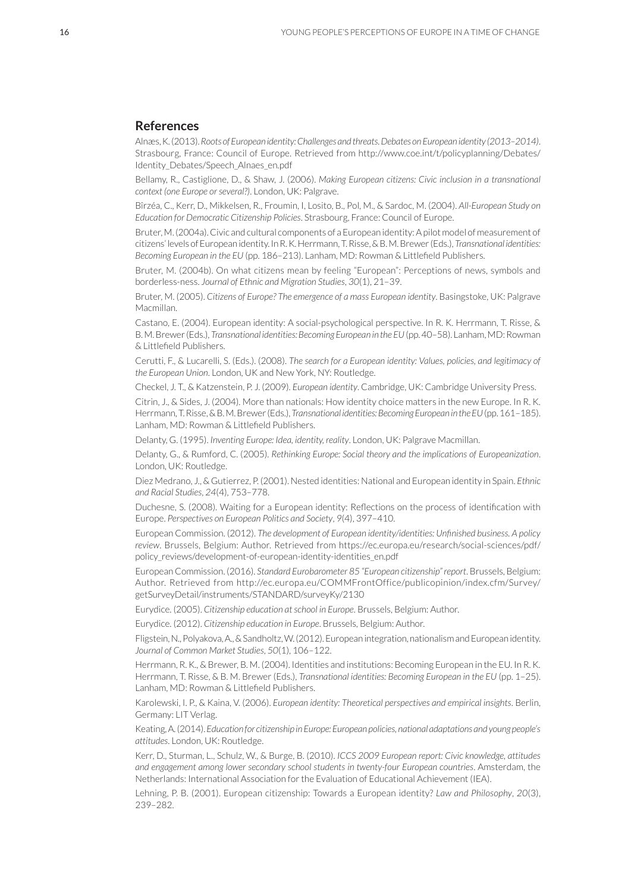## References

Alnæs, K. (2013). *Roots of European identity: Challenges and threats. Debates on European identity (2013–2014)*. Strasbourg, France: Council of Europe. Retrieved from http://www.coe.int/t/policyplanning/Debates/Identity_Debates/Speech_Alnaes_en.pdf

Bellamy, R., Castiglione, D., & Shaw, J. (2006). *Making European citizens: Civic inclusion in a transnational context (one Europe or several?)*. London, UK: Palgrave.

Bîrzéa, C., Kerr, D., Mikkelsen, R., Froumin, I, Losito, B., Pol, M., & Sardoc, M. (2004). *All-European Study on Education for Democratic Citizenship Policies*. Strasbourg, France: Council of Europe.

Bruter, M. (2004a). Civic and cultural components of a European identity: A pilot model of measurement of citizens' levels of European identity. In R. K. Herrmann, T. Risse, & B. M. Brewer (Eds.), *Transnational identities: Becoming European in the EU* (pp. 186–213). Lanham, MD: Rowman & Littlefield Publishers.

Bruter, M. (2004b). On what citizens mean by feeling "European": Perceptions of news, symbols and borderless-ness. *Journal of Ethnic and Migration Studies*, *30*(1), 21–39.

Bruter, M. (2005). *Citizens of Europe? The emergence of a mass European identity*. Basingstoke, UK: Palgrave Macmillan.

Castano, E. (2004). European identity: A social-psychological perspective. In R. K. Herrmann, T. Risse, & B. M. Brewer (Eds.), *Transnational identities: Becoming European in the EU* (pp. 40–58). Lanham, MD: Rowman & Littlefield Publishers.

Cerutti, F., & Lucarelli, S. (Eds.). (2008). *The search for a European identity: Values, policies, and legitimacy of the European Union*. London, UK and New York, NY: Routledge.

Checkel, J. T., & Katzenstein, P. J. (2009). *European identity*. Cambridge, UK: Cambridge University Press.

Citrin, J., & Sides, J. (2004). More than nationals: How identity choice matters in the new Europe. In R. K. Herrmann, T. Risse, & B. M. Brewer (Eds.), *Transnational identities: Becoming European in the EU* (pp. 161–185). Lanham, MD: Rowman & Littlefield Publishers.

Delanty, G. (1995). *Inventing Europe: Idea, identity, reality*. London, UK: Palgrave Macmillan.

Delanty, G., & Rumford, C. (2005). *Rethinking Europe: Social theory and the implications of Europeanization*. London, UK: Routledge.

Diez Medrano, J., & Gutierrez, P. (2001). Nested identities: National and European identity in Spain. *Ethnic and Racial Studies*, *24*(4), 753–778.

Duchesne, S. (2008). Waiting for a European identity: Reflections on the process of identification with Europe. *Perspectives on European Politics and Society*, *9*(4), 397–410.

European Commission. (2012). *The development of European identity/identities: Unfinished business. A policy review*. Brussels, Belgium: Author. Retrieved from https://ec.europa.eu/research/social-sciences/pdf/policy_reviews/development-of-european-identity-identities_en.pdf

European Commission. (2016). *Standard Eurobarometer 85 "European citizenship" report*. Brussels, Belgium: Author. Retrieved from http://ec.europa.eu/COMMFrontOffice/publicopinion/index.cfm/Survey/getSurveyDetail/instruments/STANDARD/surveyKy/2130

Eurydice. (2005). *Citizenship education at school in Europe*. Brussels, Belgium: Author.

Eurydice. (2012). *Citizenship education in Europe*. Brussels, Belgium: Author.

Fligstein, N., Polyakova, A., & Sandholtz, W. (2012). European integration, nationalism and European identity. *Journal of Common Market Studies*, *50*(1), 106–122.

Herrmann, R. K., & Brewer, B. M. (2004). Identities and institutions: Becoming European in the EU. In R. K. Herrmann, T. Risse, & B. M. Brewer (Eds.), *Transnational identities: Becoming European in the EU* (pp. 1–25). Lanham, MD: Rowman & Littlefield Publishers.

Karolewski, I. P., & Kaina, V. (2006). *European identity: Theoretical perspectives and empirical insights*. Berlin, Germany: LIT Verlag.

Keating, A. (2014). *Education for citizenship in Europe: European policies, national adaptations and young people's attitudes*. London, UK: Routledge.

Kerr, D., Sturman, L., Schulz, W., & Burge, B. (2010). *ICCS 2009 European report: Civic knowledge, attitudes and engagement among lower secondary school students in twenty-four European countries*. Amsterdam, the Netherlands: International Association for the Evaluation of Educational Achievement (IEA).

Lehning, P. B. (2001). European citizenship: Towards a European identity? *Law and Philosophy*, *20*(3), 239–282.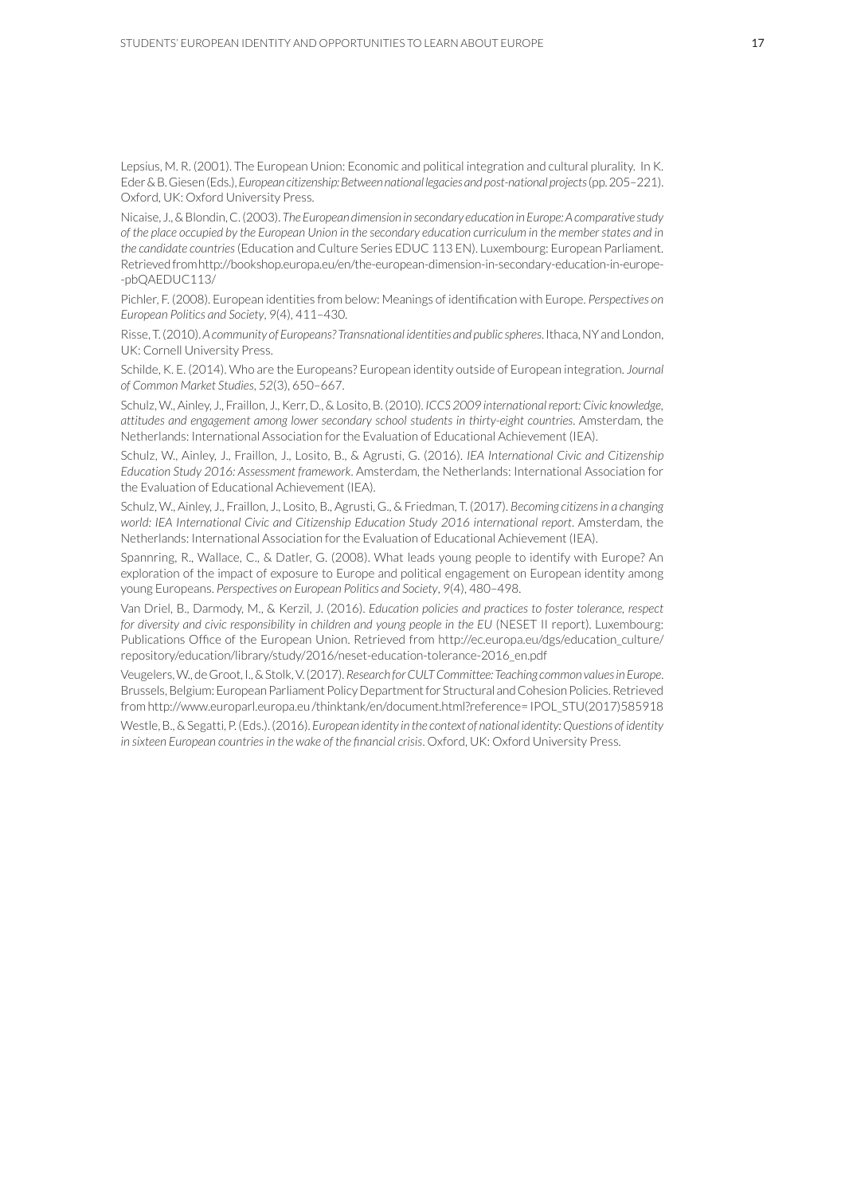Lepsius, M. R. (2001). The European Union: Economic and political integration and cultural plurality. In K. Eder & B. Giesen (Eds.), *European citizenship: Between national legacies and post-national projects* (pp. 205–221). Oxford, UK: Oxford University Press.

Nicaise, J., & Blondin, C. (2003). *The European dimension in secondary education in Europe: A comparative study of the place occupied by the European Union in the secondary education curriculum in the member states and in the candidate countries* (Education and Culture Series EDUC 113 EN). Luxembourg: European Parliament. Retrieved from http://bookshop.europa.eu/en/the-european-dimension-in-secondary-education-in-europe--pbQAEDUC113/

Pichler, F. (2008). European identities from below: Meanings of identification with Europe. *Perspectives on European Politics and Society*, *9*(4), 411–430.

Risse, T. (2010). *A community of Europeans? Transnational identities and public spheres*. Ithaca, NY and London, UK: Cornell University Press.

Schilde, K. E. (2014). Who are the Europeans? European identity outside of European integration. *Journal of Common Market Studies*, *52*(3), 650–667.

Schulz, W., Ainley, J., Fraillon, J., Kerr, D., & Losito, B. (2010). *ICCS 2009 international report: Civic knowledge, attitudes and engagement among lower secondary school students in thirty-eight countries*. Amsterdam, the Netherlands: International Association for the Evaluation of Educational Achievement (IEA).

Schulz, W., Ainley, J., Fraillon, J., Losito, B., & Agrusti, G. (2016). *IEA International Civic and Citizenship Education Study 2016: Assessment framework*. Amsterdam, the Netherlands: International Association for the Evaluation of Educational Achievement (IEA).

Schulz, W., Ainley, J., Fraillon, J., Losito, B., Agrusti, G., & Friedman, T. (2017). *Becoming citizens in a changing world: IEA International Civic and Citizenship Education Study 2016 international report*. Amsterdam, the Netherlands: International Association for the Evaluation of Educational Achievement (IEA).

Spannring, R., Wallace, C., & Datler, G. (2008). What leads young people to identify with Europe? An exploration of the impact of exposure to Europe and political engagement on European identity among young Europeans. *Perspectives on European Politics and Society*, *9*(4), 480–498.

Van Driel, B., Darmody, M., & Kerzil, J. (2016). *Education policies and practices to foster tolerance, respect for diversity and civic responsibility in children and young people in the EU* (NESET II report). Luxembourg: Publications Office of the European Union. Retrieved from http://ec.europa.eu/dgs/education_culture/repository/education/library/study/2016/neset-education-tolerance-2016_en.pdf

Veugelers, W., de Groot, I., & Stolk, V. (2017). *Research for CULT Committee: Teaching common values in Europe*. Brussels, Belgium: European Parliament Policy Department for Structural and Cohesion Policies. Retrieved from http://www.europarl.europa.eu /thinktank/en/document.html?reference= IPOL_STU(2017)585918

Westle, B., & Segatti, P. (Eds.). (2016). *European identity in the context of national identity: Questions of identity in sixteen European countries in the wake of the financial crisis*. Oxford, UK: Oxford University Press.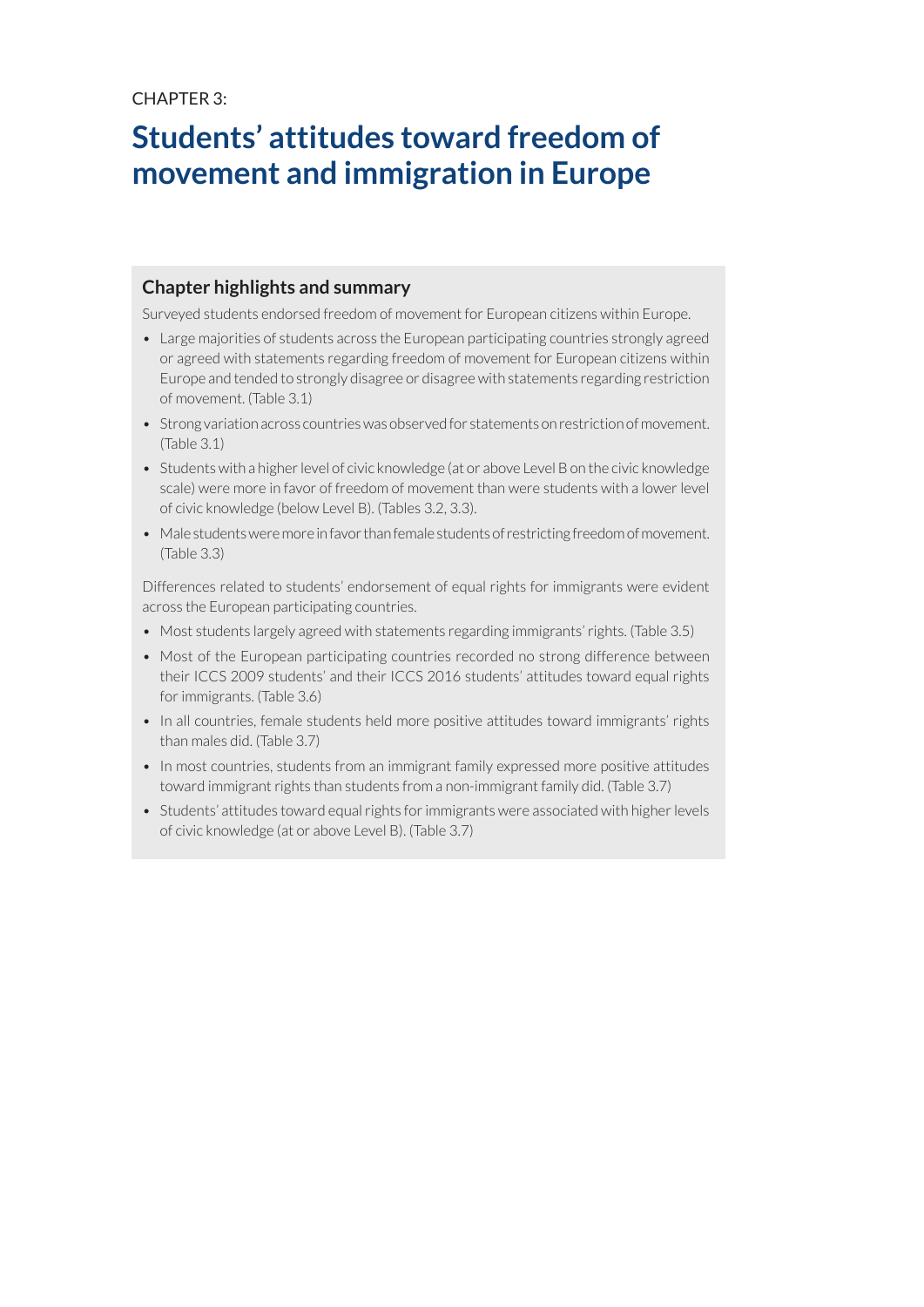CHAPTER 3:

# Students' attitudes toward freedom of movement and immigration in Europe

## Chapter highlights and summary

Surveyed students endorsed freedom of movement for European citizens within Europe.

- Large majorities of students across the European participating countries strongly agreed or agreed with statements regarding freedom of movement for European citizens within Europe and tended to strongly disagree or disagree with statements regarding restriction of movement. (Table 3.1)
- Strong variation across countries was observed for statements on restriction of movement. (Table 3.1)
- Students with a higher level of civic knowledge (at or above Level B on the civic knowledge scale) were more in favor of freedom of movement than were students with a lower level of civic knowledge (below Level B). (Tables 3.2, 3.3).
- Male students were more in favor than female students of restricting freedom of movement. (Table 3.3)

Differences related to students' endorsement of equal rights for immigrants were evident across the European participating countries.

- Most students largely agreed with statements regarding immigrants' rights. (Table 3.5)
- Most of the European participating countries recorded no strong difference between their ICCS 2009 students' and their ICCS 2016 students' attitudes toward equal rights for immigrants. (Table 3.6)
- In all countries, female students held more positive attitudes toward immigrants' rights than males did. (Table 3.7)
- In most countries, students from an immigrant family expressed more positive attitudes toward immigrant rights than students from a non-immigrant family did. (Table 3.7)
- Students' attitudes toward equal rights for immigrants were associated with higher levels of civic knowledge (at or above Level B). (Table 3.7)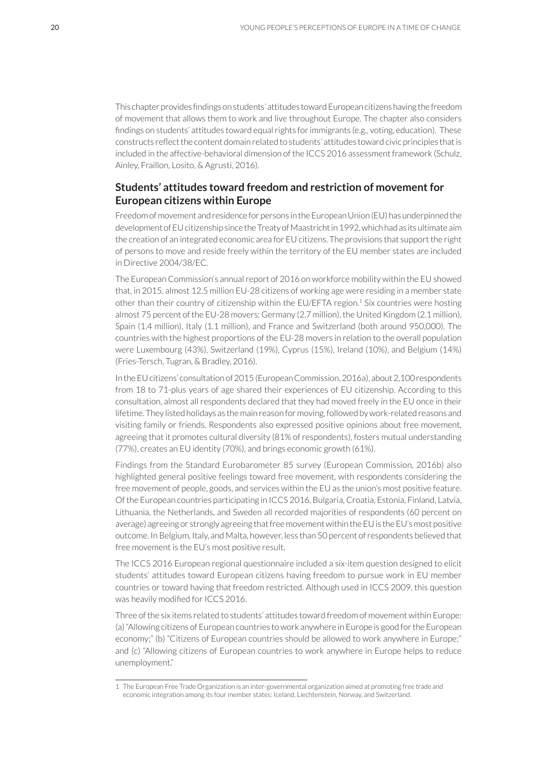This chapter provides findings on students' attitudes toward European citizens having the freedom of movement that allows them to work and live throughout Europe. The chapter also considers findings on students' attitudes toward equal rights for immigrants (e.g., voting, education). These constructs reflect the content domain related to students' attitudes toward civic principles that is included in the affective-behavioral dimension of the ICCS 2016 assessment framework (Schulz, Ainley, Fraillon, Losito, & Agrusti, 2016).

## Students' attitudes toward freedom and restriction of movement for European citizens within Europe

Freedom of movement and residence for persons in the European Union (EU) has underpinned the development of EU citizenship since the Treaty of Maastricht in 1992, which had as its ultimate aim the creation of an integrated economic area for EU citizens. The provisions that support the right of persons to move and reside freely within the territory of the EU member states are included in Directive 2004/38/EC.

The European Commission's annual report of 2016 on workforce mobility within the EU showed that, in 2015, almost 12.5 million EU-28 citizens of working age were residing in a member state other than their country of citizenship within the EU/EFTA region.[1] Six countries were hosting almost 75 percent of the EU-28 movers: Germany (2.7 million), the United Kingdom (2.1 million), Spain (1.4 million), Italy (1.1 million), and France and Switzerland (both around 950,000). The countries with the highest proportions of the EU-28 movers in relation to the overall population were Luxembourg (43%), Switzerland (19%), Cyprus (15%), Ireland (10%), and Belgium (14%) (Fries-Tersch, Tugran, & Bradley, 2016).

In the EU citizens' consultation of 2015 (European Commission, 2016a), about 2,100 respondents from 18 to 71-plus years of age shared their experiences of EU citizenship. According to this consultation, almost all respondents declared that they had moved freely in the EU once in their lifetime. They listed holidays as the main reason for moving, followed by work-related reasons and visiting family or friends. Respondents also expressed positive opinions about free movement, agreeing that it promotes cultural diversity (81% of respondents), fosters mutual understanding (77%), creates an EU identity (70%), and brings economic growth (61%).

Findings from the Standard Eurobarometer 85 survey (European Commission, 2016b) also highlighted general positive feelings toward free movement, with respondents considering the free movement of people, goods, and services within the EU as the union's most positive feature. Of the European countries participating in ICCS 2016, Bulgaria, Croatia, Estonia, Finland, Latvia, Lithuania, the Netherlands, and Sweden all recorded majorities of respondents (60 percent on average) agreeing or strongly agreeing that free movement within the EU is the EU's most positive outcome. In Belgium, Italy, and Malta, however, less than 50 percent of respondents believed that free movement is the EU's most positive result.

The ICCS 2016 European regional questionnaire included a six-item question designed to elicit students' attitudes toward European citizens having freedom to pursue work in EU member countries or toward having that freedom restricted. Although used in ICCS 2009, this question was heavily modified for ICCS 2016.

Three of the six items related to students' attitudes toward freedom of movement within Europe: (a) "Allowing citizens of European countries to work anywhere in Europe is good for the European economy;" (b) "Citizens of European countries should be allowed to work anywhere in Europe;" and (c) "Allowing citizens of European countries to work anywhere in Europe helps to reduce unemployment."

---

1 The European Free Trade Organization is an inter-governmental organization aimed at promoting free trade and economic integration among its four member states: Iceland, Liechtenstein, Norway, and Switzerland.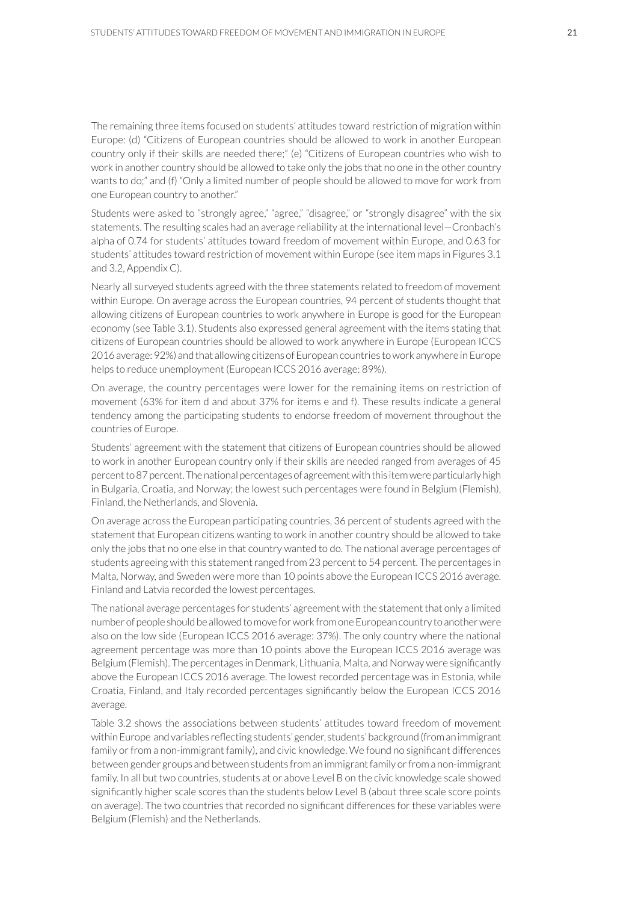The remaining three items focused on students' attitudes toward restriction of migration within Europe: (d) "Citizens of European countries should be allowed to work in another European country only if their skills are needed there;" (e) "Citizens of European countries who wish to work in another country should be allowed to take only the jobs that no one in the other country wants to do;" and (f) "Only a limited number of people should be allowed to move for work from one European country to another."

Students were asked to "strongly agree," "agree," "disagree," or "strongly disagree" with the six statements. The resulting scales had an average reliability at the international level—Cronbach's alpha of 0.74 for students' attitudes toward freedom of movement within Europe, and 0.63 for students' attitudes toward restriction of movement within Europe (see item maps in Figures 3.1 and 3.2, Appendix C).

Nearly all surveyed students agreed with the three statements related to freedom of movement within Europe. On average across the European countries, 94 percent of students thought that allowing citizens of European countries to work anywhere in Europe is good for the European economy (see Table 3.1). Students also expressed general agreement with the items stating that citizens of European countries should be allowed to work anywhere in Europe (European ICCS 2016 average: 92%) and that allowing citizens of European countries to work anywhere in Europe helps to reduce unemployment (European ICCS 2016 average: 89%).

On average, the country percentages were lower for the remaining items on restriction of movement (63% for item d and about 37% for items e and f). These results indicate a general tendency among the participating students to endorse freedom of movement throughout the countries of Europe.

Students' agreement with the statement that citizens of European countries should be allowed to work in another European country only if their skills are needed ranged from averages of 45 percent to 87 percent. The national percentages of agreement with this item were particularly high in Bulgaria, Croatia, and Norway; the lowest such percentages were found in Belgium (Flemish), Finland, the Netherlands, and Slovenia.

On average across the European participating countries, 36 percent of students agreed with the statement that European citizens wanting to work in another country should be allowed to take only the jobs that no one else in that country wanted to do. The national average percentages of students agreeing with this statement ranged from 23 percent to 54 percent. The percentages in Malta, Norway, and Sweden were more than 10 points above the European ICCS 2016 average. Finland and Latvia recorded the lowest percentages.

The national average percentages for students' agreement with the statement that only a limited number of people should be allowed to move for work from one European country to another were also on the low side (European ICCS 2016 average: 37%). The only country where the national agreement percentage was more than 10 points above the European ICCS 2016 average was Belgium (Flemish). The percentages in Denmark, Lithuania, Malta, and Norway were significantly above the European ICCS 2016 average. The lowest recorded percentage was in Estonia, while Croatia, Finland, and Italy recorded percentages significantly below the European ICCS 2016 average.

Table 3.2 shows the associations between students' attitudes toward freedom of movement within Europe and variables reflecting students' gender, students' background (from an immigrant family or from a non-immigrant family), and civic knowledge. We found no significant differences between gender groups and between students from an immigrant family or from a non-immigrant family. In all but two countries, students at or above Level B on the civic knowledge scale showed significantly higher scale scores than the students below Level B (about three scale score points on average). The two countries that recorded no significant differences for these variables were Belgium (Flemish) and the Netherlands.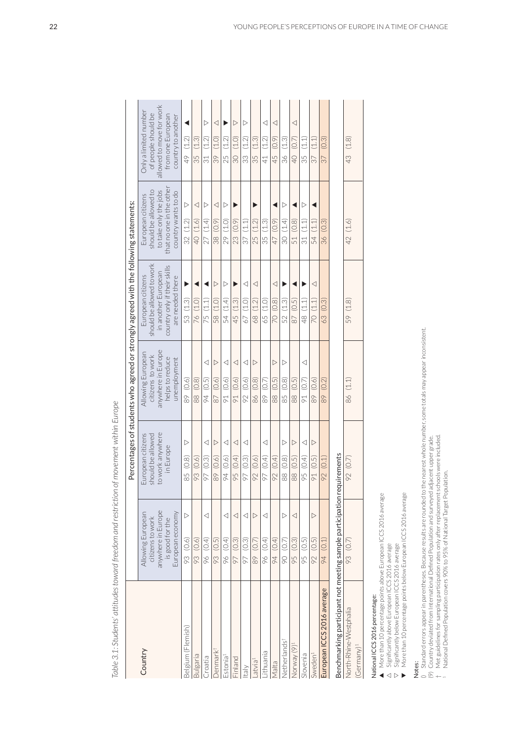*Table 3.1: Students' attitudes toward freedom and restriction of movement within Europe*

| Country | Percentages of students who agreed or strongly agreed with the following statements: | | | | | |
|---|---|---|---|---|---|---|
| | Allowing European citizens to work anywhere in Europe is good for the European economy | European citizens should be allowed to work anywhere in Europe | Allowing European citizens to work anywhere in Europe helps to reduce unemployment | European citizens should be allowed to work in another European country only if their skills are needed there | European citizens should be allowed to take only the jobs that no one in the other country wants to do | Only a limited number of people should be allowed to move for work from one European country to another |
| Belgium (Flemish) | 93 (0.6) ▽ | 85 (0.8) ▽ | 89 (0.6) | 53 (1.3) ▼ | 32 (1.2) ▽ | 49 (1.2) ▲ |
| Bulgaria | 93 (0.6) | 93 (0.6) | 88 (0.8) | 76 (1.0) ▲ | 40 (1.6) △ | 35 (1.3) |
| Croatia | 96 (0.4) △ | 97 (0.3) △ | 94 (0.5) △ | 75 (1.1) ▲ | 27 (1.4) ▽ | 31 (1.2) ▽ |
| Denmark† | 93 (0.5) | 89 (0.6) ▽ | 87 (0.6) ▽ | 58 (1.0) ▽ | 38 (0.9) △ | 39 (1.0) △ |
| Estonia¹ | 96 (0.4) △ | 94 (0.6) △ | 91 (0.6) △ | 54 (1.4) ▽ | 29 (1.0) ▽ | 25 (1.2) ▼ |
| Finland | 97 (0.3) △ | 95 (0.4) △ | 91 (0.6) △ | 45 (1.3) ▼ | 23 (0.9) ▼ | 30 (1.0) ▽ |
| Italy | 97 (0.3) △ | 97 (0.3) △ | 92 (0.6) △ | 67 (1.0) △ | 37 (1.1) | 33 (1.2) ▽ |
| Latvia¹ | 89 (0.7) ▽ | 92 (0.6) | 86 (0.8) ▽ | 68 (1.2) △ | 25 (1.2) ▼ | 35 (1.3) |
| Lithuania | 96 (0.4) △ | 97 (0.4) △ | 89 (0.7) | 65 (1.0) | 35 (1.3) | 41 (1.2) △ |
| Malta | 94 (0.4) | 92 (0.4) | 88 (0.5) ▽ | 70 (0.8) △ | 47 (0.9) ▲ | 45 (0.9) △ |
| Netherlands† | 90 (0.7) ▽ | 88 (0.8) ▽ | 85 (0.8) ▽ | 52 (1.3) ▼ | 30 (1.4) ▽ | 36 (1.3) |
| Norway (9)¹ | 95 (0.3) △ | 88 (0.5) ▽ | 88 (0.5) | 87 (0.5) ▲ | 51 (0.8) ▲ | 40 (0.7) △ |
| Slovenia | 95 (0.5) | 95 (0.4) △ | 91 (0.7) △ | 48 (1.1) ▼ | 31 (1.1) ▽ | 35 (1.1) |
| Sweden¹ | 92 (0.5) ▽ | 91 (0.5) ▽ | 89 (0.6) | 70 (1.1) △ | 54 (1.1) ▲ | 37 (1.1) |
| European ICCS 2016 average | 94 (0.1) | 92 (0.1) | 89 (0.2) | 63 (0.3) | 36 (0.3) | 37 (0.3) |
| **Benchmarking participant not meeting sample participation requirements** | | | | | | |
| North-Rhine-Westphalia (Germany)¹ | 93 (0.7) | 92 (0.7) | 86 (1.1) | 59 (1.8) | 42 (1.6) | 43 (1.8) |

National ICCS 2016 percentage:
- ▲ More than 10 percentage points above European ICCS 2016 average
- △ Significantly above European ICCS 2016 average
- ▽ Significantly below European ICCS 2016 average
- ▼ More than 10 percentage points below European ICCS 2016 average

**Notes:**
() Standard errors appear in parentheses. Because results are rounded to the nearest whole number, some totals may appear inconsistent.
(9) Country deviated from International Defined Population and surveyed adjacent upper grade.
† Met guidelines for sampling participation rates only after replacement schools were included.
¹ National Defined Population covers 90% to 95% of National Target Population.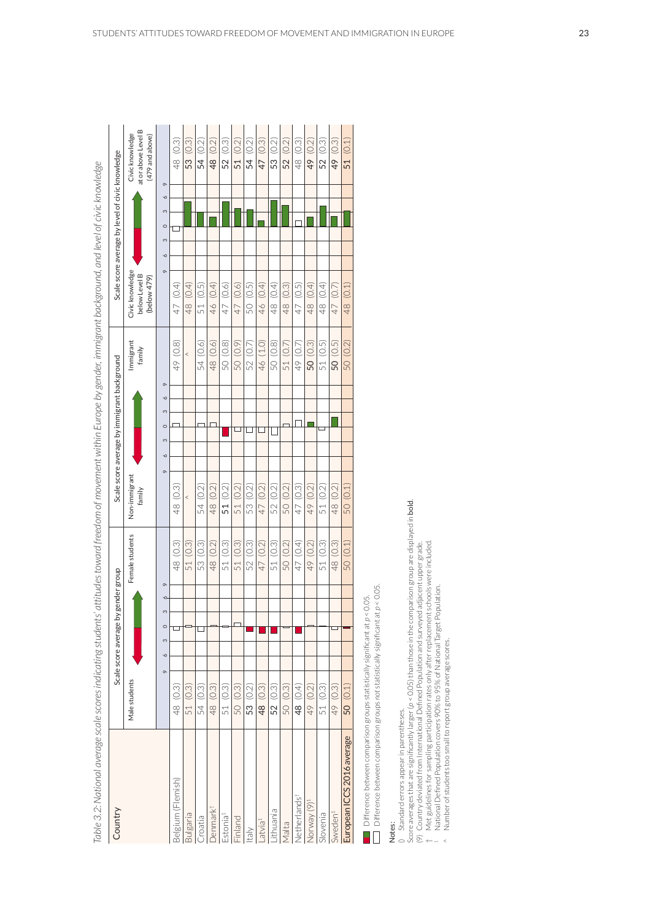*Table 3.2: National average scale scores indicating students' attitudes toward freedom of movement within Europe by gender, immigrant background, and level of civic knowledge*

| Country | Scale score average by gender group | | Scale score average by immigrant background | | Scale score average by level of civic knowledge | |
|---|---|---|---|---|---|---|
| | Male students | Female students | Non-immigrant family | Immigrant family | Civic knowledge below Level B (below 479) | Civic knowledge at or above Level B (479 and above) |
| Belgium (Flemish) | 48 (0.3) | 48 (0.3) | 48 (0.3) | 49 (0.8) | 47 (0.4) | 48 (0.3) |
| Bulgaria | 51 (0.3) | 51 (0.3) | ^ | ^ | 48 (0.4) | **53** (0.3) |
| Croatia | 54 (0.3) | 53 (0.3) | 54 (0.2) | 54 (0.6) | 51 (0.5) | **54** (0.2) |
| Denmark† | 48 (0.3) | 48 (0.2) | 48 (0.2) | 48 (0.6) | 46 (0.4) | **48** (0.2) |
| Estonia¹ | 51 (0.3) | 51 (0.3) | **51** (0.2) | 50 (0.8) | 47 (0.6) | **52** (0.3) |
| Finland | 50 (0.3) | 51 (0.3) | 51 (0.2) | 50 (0.9) | 47 (0.6) | **51** (0.2) |
| Italy | **53** (0.2) | 52 (0.3) | 53 (0.2) | 52 (0.7) | 50 (0.5) | **54** (0.2) |
| Latvia¹ | **48** (0.3) | 47 (0.2) | 47 (0.2) | 46 (1.0) | 46 (0.4) | **47** (0.3) |
| Lithuania | **52** (0.3) | 51 (0.3) | 52 (0.2) | 50 (0.8) | 48 (0.4) | **53** (0.2) |
| Malta | 50 (0.3) | 50 (0.2) | 50 (0.2) | 51 (0.7) | 48 (0.3) | **52** (0.2) |
| Netherlands† | **48** (0.4) | 47 (0.4) | 47 (0.3) | 49 (0.7) | 47 (0.5) | 48 (0.3) |
| Norway (9)¹ | 49 (0.2) | 49 (0.2) | 49 (0.2) | **50** (0.3) | 48 (0.4) | **49** (0.2) |
| Slovenia | 51 (0.3) | 51 (0.3) | 51 (0.2) | 51 (0.5) | 48 (0.4) | **52** (0.3) |
| Sweden¹ | 49 (0.3) | 48 (0.3) | 48 (0.2) | **50** (0.5) | 47 (0.7) | **49** (0.3) |
| European ICCS 2016 average | **50** (0.1) | 50 (0.1) | 50 (0.1) | 50 (0.2) | 48 (0.1) | **51** (0.1) |

Difference between comparison groups statistically significant at $p < 0.05$.

Difference between comparison groups not statistically significant at $p < 0.05$.

**Notes:**

() Standard errors appear in parentheses.

Score averages that are significantly larger ($p < 0.05$) than those in the comparison group are displayed in **bold**.

(9) Country deviated from International Defined Population and surveyed adjacent upper grade.

† Met guidelines for sampling participation rates only after replacement schools were included.

¹ National Defined Population covers 90% to 95% of National Target Population.

^ Number of students too small to report group average scores.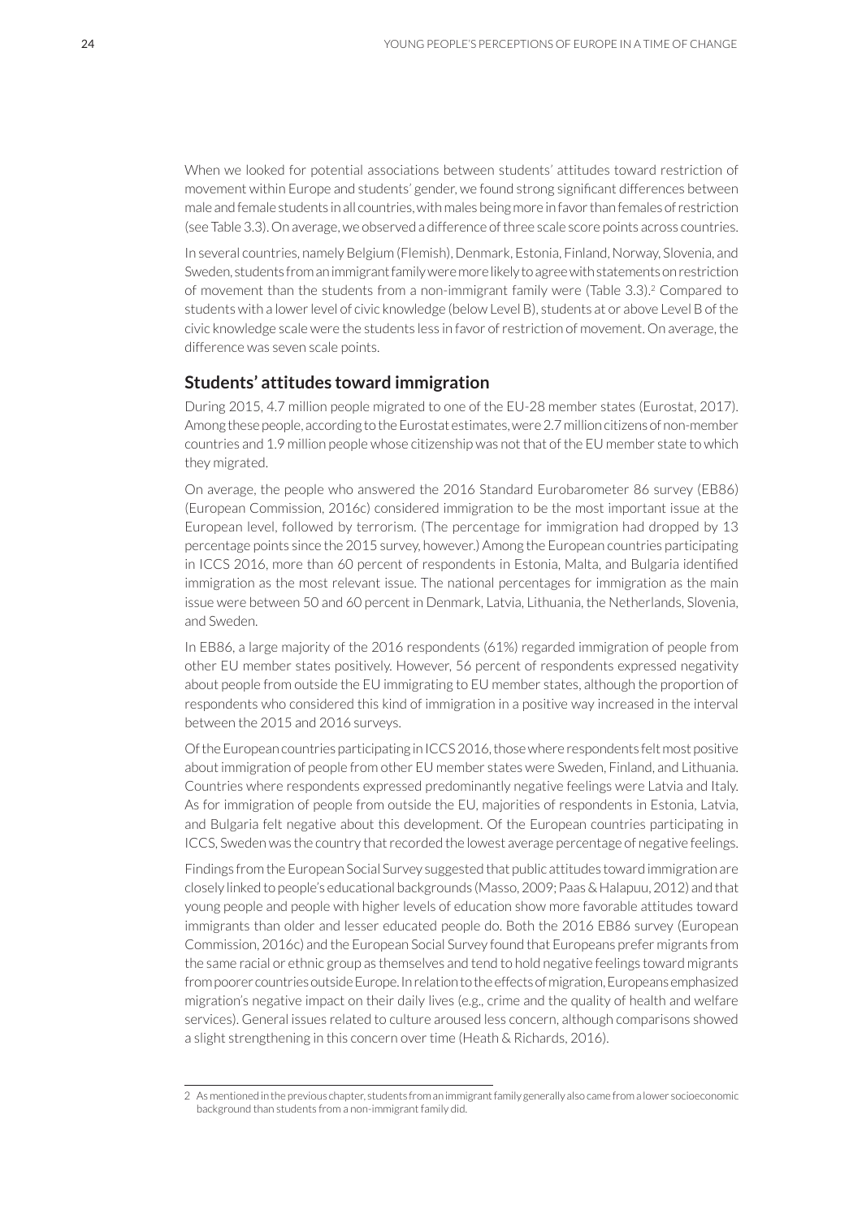When we looked for potential associations between students' attitudes toward restriction of movement within Europe and students' gender, we found strong significant differences between male and female students in all countries, with males being more in favor than females of restriction (see Table 3.3). On average, we observed a difference of three scale score points across countries.

In several countries, namely Belgium (Flemish), Denmark, Estonia, Finland, Norway, Slovenia, and Sweden, students from an immigrant family were more likely to agree with statements on restriction of movement than the students from a non-immigrant family were (Table 3.3).[2] Compared to students with a lower level of civic knowledge (below Level B), students at or above Level B of the civic knowledge scale were the students less in favor of restriction of movement. On average, the difference was seven scale points.

## Students' attitudes toward immigration

During 2015, 4.7 million people migrated to one of the EU-28 member states (Eurostat, 2017). Among these people, according to the Eurostat estimates, were 2.7 million citizens of non-member countries and 1.9 million people whose citizenship was not that of the EU member state to which they migrated.

On average, the people who answered the 2016 Standard Eurobarometer 86 survey (EB86) (European Commission, 2016c) considered immigration to be the most important issue at the European level, followed by terrorism. (The percentage for immigration had dropped by 13 percentage points since the 2015 survey, however.) Among the European countries participating in ICCS 2016, more than 60 percent of respondents in Estonia, Malta, and Bulgaria identified immigration as the most relevant issue. The national percentages for immigration as the main issue were between 50 and 60 percent in Denmark, Latvia, Lithuania, the Netherlands, Slovenia, and Sweden.

In EB86, a large majority of the 2016 respondents (61%) regarded immigration of people from other EU member states positively. However, 56 percent of respondents expressed negativity about people from outside the EU immigrating to EU member states, although the proportion of respondents who considered this kind of immigration in a positive way increased in the interval between the 2015 and 2016 surveys.

Of the European countries participating in ICCS 2016, those where respondents felt most positive about immigration of people from other EU member states were Sweden, Finland, and Lithuania. Countries where respondents expressed predominantly negative feelings were Latvia and Italy. As for immigration of people from outside the EU, majorities of respondents in Estonia, Latvia, and Bulgaria felt negative about this development. Of the European countries participating in ICCS, Sweden was the country that recorded the lowest average percentage of negative feelings.

Findings from the European Social Survey suggested that public attitudes toward immigration are closely linked to people's educational backgrounds (Masso, 2009; Paas & Halapuu, 2012) and that young people and people with higher levels of education show more favorable attitudes toward immigrants than older and lesser educated people do. Both the 2016 EB86 survey (European Commission, 2016c) and the European Social Survey found that Europeans prefer migrants from the same racial or ethnic group as themselves and tend to hold negative feelings toward migrants from poorer countries outside Europe. In relation to the effects of migration, Europeans emphasized migration's negative impact on their daily lives (e.g., crime and the quality of health and welfare services). General issues related to culture aroused less concern, although comparisons showed a slight strengthening in this concern over time (Heath & Richards, 2016).

---

2 As mentioned in the previous chapter, students from an immigrant family generally also came from a lower socioeconomic background than students from a non-immigrant family did.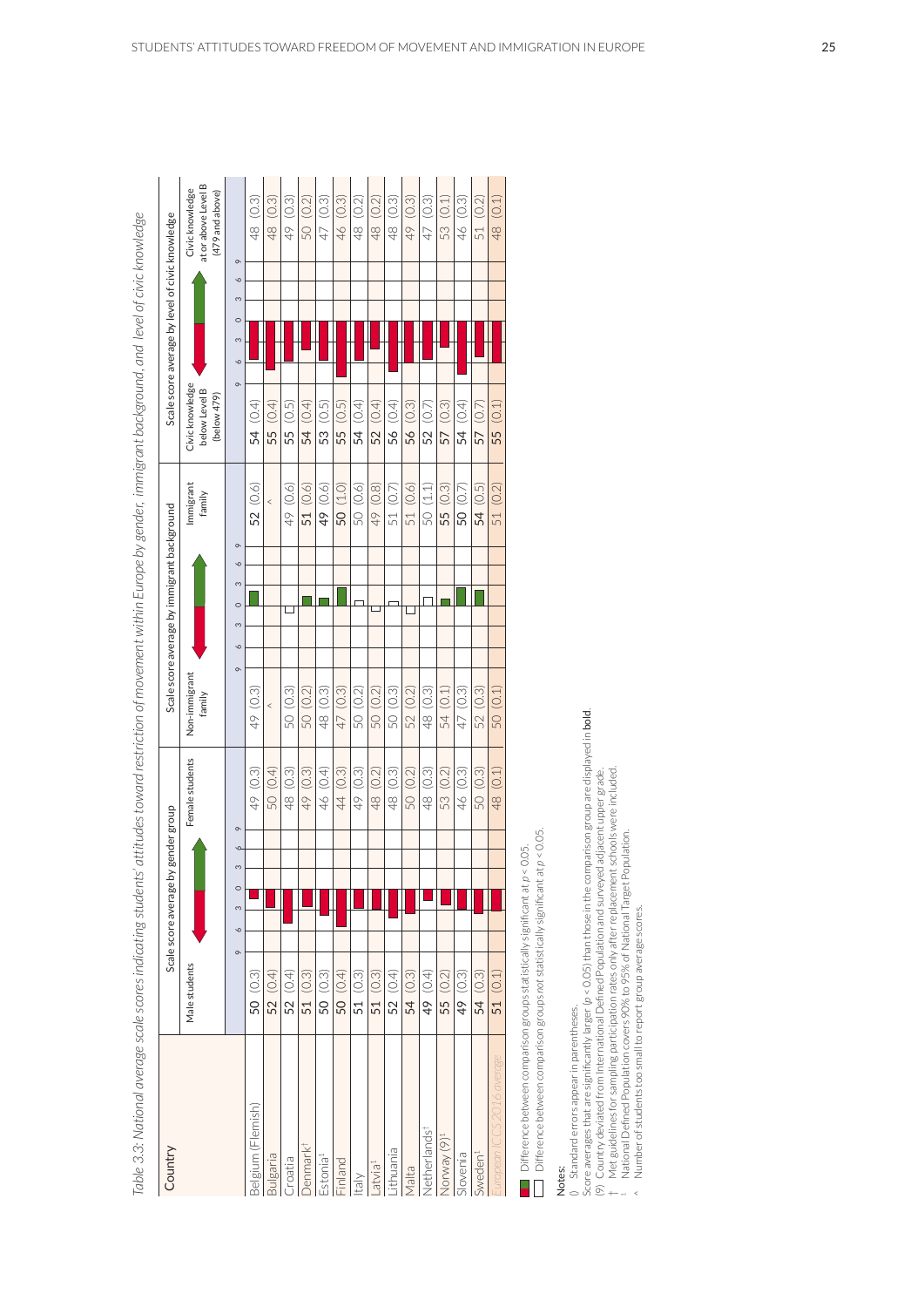*Table 3.3: National average scale scores indicating students' attitudes toward restriction of movement within Europe by gender, immigrant background, and level of civic knowledge*

| Country | Scale score average by gender group | | Scale score average by immigrant background | | Scale score average by level of civic knowledge | |
|---|---|---|---|---|---|---|
| | Male students | Female students | Non-immigrant family | Immigrant family | Civic knowledge below Level B (below 479) | Civic knowledge at or above Level B (479 and above) |
| Belgium (Flemish) | 50 (0.3) | 49 (0.3) | 49 (0.3) | **52 (0.6)** | **54 (0.4)** | 48 (0.3) |
| Bulgaria | **52 (0.4)** | 50 (0.4) | ^ | ^ | **55 (0.4)** | 48 (0.3) |
| Croatia | **52 (0.4)** | 48 (0.3) | 50 (0.3) | 49 (0.6) | **55 (0.5)** | 49 (0.3) |
| Denmark† | **51 (0.3)** | 49 (0.3) | 50 (0.2) | **51 (0.6)** | **54 (0.4)** | 50 (0.2) |
| Estonia¹ | **50 (0.3)** | 46 (0.4) | 48 (0.3) | **49 (0.6)** | **53 (0.5)** | 47 (0.3) |
| Finland | **50 (0.4)** | 44 (0.3) | 47 (0.3) | **50 (1.0)** | **55 (0.5)** | 46 (0.3) |
| Italy | **51 (0.3)** | 49 (0.3) | 50 (0.2) | 50 (0.6) | **54 (0.4)** | 48 (0.2) |
| Latvia¹ | **51 (0.3)** | 48 (0.2) | 50 (0.2) | 49 (0.8) | **52 (0.4)** | 48 (0.2) |
| Lithuania | **52 (0.4)** | 48 (0.3) | 50 (0.3) | 51 (0.7) | **56 (0.4)** | 48 (0.3) |
| Malta | **54 (0.3)** | 50 (0.2) | 52 (0.2) | 51 (0.6) | **56 (0.3)** | 49 (0.3) |
| Netherlands† | **49 (0.4)** | 48 (0.3) | 48 (0.3) | 50 (1.1) | **52 (0.7)** | 47 (0.3) |
| Norway (9)¹ | **55 (0.2)** | 53 (0.2) | 54 (0.1) | **55 (0.3)** | **57 (0.3)** | 53 (0.1) |
| Slovenia | **49 (0.3)** | 46 (0.3) | 47 (0.3) | **50 (0.7)** | **54 (0.4)** | 46 (0.3) |
| Sweden¹ | **54 (0.3)** | 50 (0.3) | 52 (0.3) | **54 (0.5)** | **57 (0.7)** | 51 (0.2) |
| *European ICCS 2016 average* | **51 (0.1)** | 48 (0.1) | 50 (0.1) | **51 (0.2)** | **55 (0.1)** | 48 (0.1) |

Difference between comparison groups statistically significant at $p < 0.05$.
Difference between comparison groups not statistically significant at $p < 0.05$.

Notes:
() Standard errors appear in parentheses.
Score averages that are significantly larger ($p < 0.05$) than those in the comparison group are displayed in **bold**.
(9) Country deviated from International Defined Population and surveyed adjacent upper grade.
† Met guidelines for sampling participation rates only after replacement schools were included.
¹ National Defined Population covers 90% to 95% of National Target Population.
^ Number of students too small to report group average scores.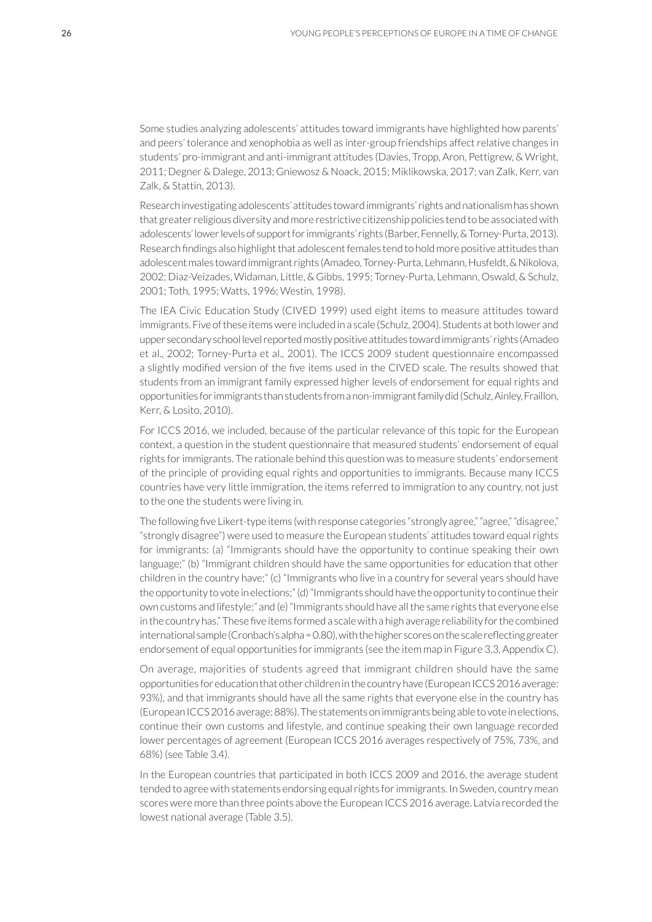Some studies analyzing adolescents' attitudes toward immigrants have highlighted how parents' and peers' tolerance and xenophobia as well as inter-group friendships affect relative changes in students' pro-immigrant and anti-immigrant attitudes (Davies, Tropp, Aron, Pettigrew, & Wright, 2011; Degner & Dalege, 2013; Gniewosz & Noack, 2015; Miklikowska, 2017; van Zalk, Kerr, van Zalk, & Stattin, 2013).

Research investigating adolescents' attitudes toward immigrants' rights and nationalism has shown that greater religious diversity and more restrictive citizenship policies tend to be associated with adolescents' lower levels of support for immigrants' rights (Barber, Fennelly, & Torney-Purta, 2013). Research findings also highlight that adolescent females tend to hold more positive attitudes than adolescent males toward immigrant rights (Amadeo, Torney-Purta, Lehmann, Husfeldt, & Nikolova, 2002; Diaz-Veizades, Widaman, Little, & Gibbs, 1995; Torney-Purta, Lehmann, Oswald, & Schulz, 2001; Toth, 1995; Watts, 1996; Westin, 1998).

The IEA Civic Education Study (CIVED 1999) used eight items to measure attitudes toward immigrants. Five of these items were included in a scale (Schulz, 2004). Students at both lower and upper secondary school level reported mostly positive attitudes toward immigrants' rights (Amadeo et al., 2002; Torney-Purta et al., 2001). The ICCS 2009 student questionnaire encompassed a slightly modified version of the five items used in the CIVED scale. The results showed that students from an immigrant family expressed higher levels of endorsement for equal rights and opportunities for immigrants than students from a non-immigrant family did (Schulz, Ainley, Fraillon, Kerr, & Losito, 2010).

For ICCS 2016, we included, because of the particular relevance of this topic for the European context, a question in the student questionnaire that measured students' endorsement of equal rights for immigrants. The rationale behind this question was to measure students' endorsement of the principle of providing equal rights and opportunities to immigrants. Because many ICCS countries have very little immigration, the items referred to immigration to any country, not just to the one the students were living in.

The following five Likert-type items (with response categories "strongly agree," "agree," "disagree," "strongly disagree") were used to measure the European students' attitudes toward equal rights for immigrants: (a) "Immigrants should have the opportunity to continue speaking their own language;" (b) "Immigrant children should have the same opportunities for education that other children in the country have;" (c) "Immigrants who live in a country for several years should have the opportunity to vote in elections;" (d) "Immigrants should have the opportunity to continue their own customs and lifestyle;" and (e) "Immigrants should have all the same rights that everyone else in the country has." These five items formed a scale with a high average reliability for the combined international sample (Cronbach's alpha = 0.80), with the higher scores on the scale reflecting greater endorsement of equal opportunities for immigrants (see the item map in Figure 3.3, Appendix C).

On average, majorities of students agreed that immigrant children should have the same opportunities for education that other children in the country have (European ICCS 2016 average: 93%), and that immigrants should have all the same rights that everyone else in the country has (European ICCS 2016 average: 88%). The statements on immigrants being able to vote in elections, continue their own customs and lifestyle, and continue speaking their own language recorded lower percentages of agreement (European ICCS 2016 averages respectively of 75%, 73%, and 68%) (see Table 3.4).

In the European countries that participated in both ICCS 2009 and 2016, the average student tended to agree with statements endorsing equal rights for immigrants. In Sweden, country mean scores were more than three points above the European ICCS 2016 average. Latvia recorded the lowest national average (Table 3.5).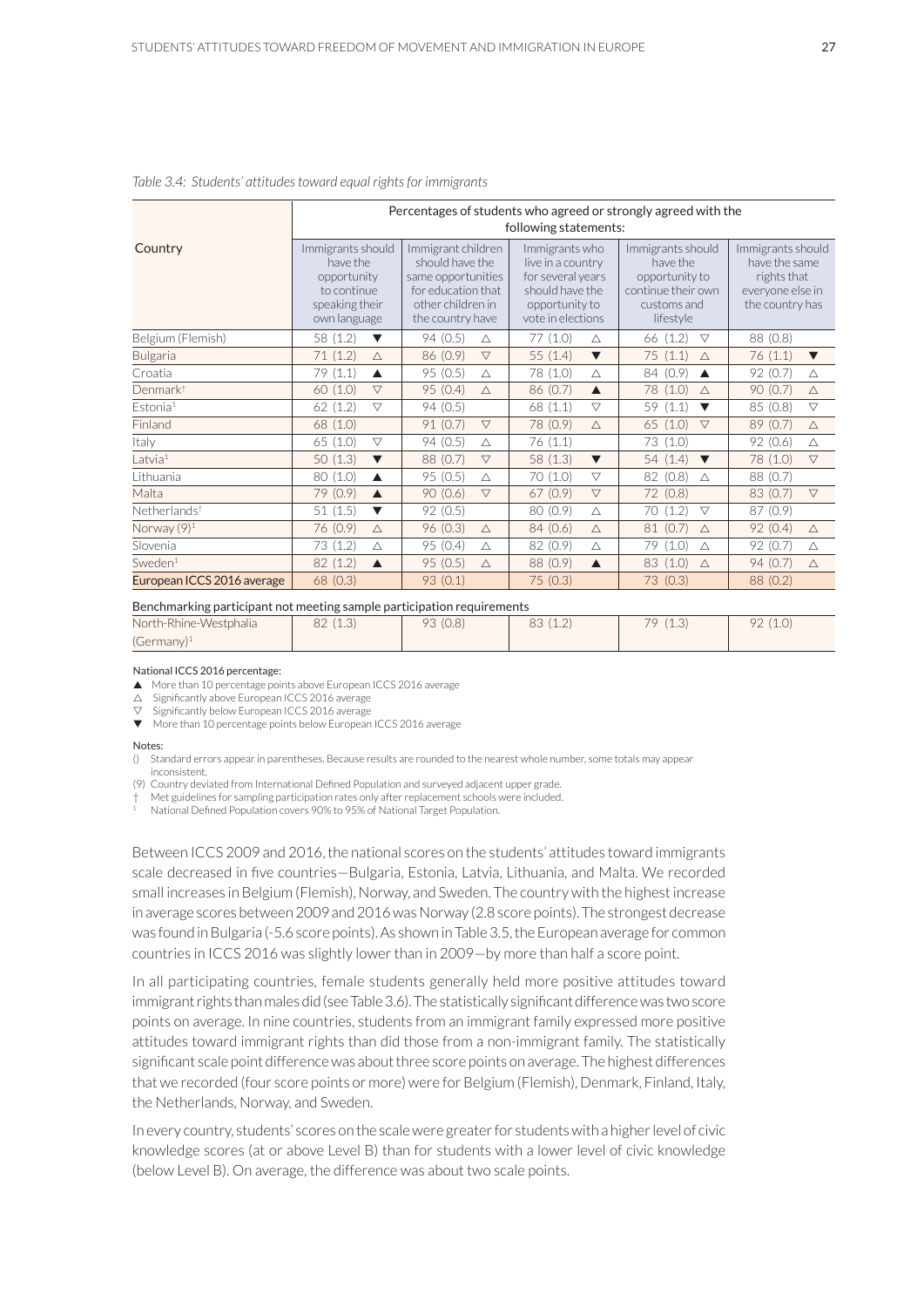*Table 3.4: Students' attitudes toward equal rights for immigrants*

| Country | Percentages of students who agreed or strongly agreed with the following statements: | | | | |
|---|---|---|---|---|---|
| | Immigrants should have the opportunity to continue speaking their own language | Immigrant children should have the same opportunities for education that other children in the country have | Immigrants who live in a country for several years should have the opportunity to vote in elections | Immigrants should have the opportunity to continue their own customs and lifestyle | Immigrants should have the same rights that everyone else in the country has |
| Belgium (Flemish) | 58 (1.2) ▼ | 94 (0.5) △ | 77 (1.0) △ | 66 (1.2) ▽ | 88 (0.8) |
| Bulgaria | 71 (1.2) △ | 86 (0.9) ▽ | 55 (1.4) ▼ | 75 (1.1) △ | 76 (1.1) ▼ |
| Croatia | 79 (1.1) ▲ | 95 (0.5) △ | 78 (1.0) △ | 84 (0.9) ▲ | 92 (0.7) △ |
| Denmark† | 60 (1.0) ▽ | 95 (0.4) △ | 86 (0.7) ▲ | 78 (1.0) △ | 90 (0.7) △ |
| Estonia¹ | 62 (1.2) ▽ | 94 (0.5) | 68 (1.1) ▽ | 59 (1.1) ▼ | 85 (0.8) ▽ |
| Finland | 68 (1.0) | 91 (0.7) ▽ | 78 (0.9) △ | 65 (1.0) ▽ | 89 (0.7) △ |
| Italy | 65 (1.0) ▽ | 94 (0.5) △ | 76 (1.1) | 73 (1.0) | 92 (0.6) △ |
| Latvia¹ | 50 (1.3) ▼ | 88 (0.7) ▽ | 58 (1.3) ▼ | 54 (1.4) ▼ | 78 (1.0) ▽ |
| Lithuania | 80 (1.0) ▲ | 95 (0.5) △ | 70 (1.0) ▽ | 82 (0.8) △ | 88 (0.7) |
| Malta | 79 (0.9) ▲ | 90 (0.6) ▽ | 67 (0.9) ▽ | 72 (0.8) | 83 (0.7) ▽ |
| Netherlands† | 51 (1.5) ▼ | 92 (0.5) | 80 (0.9) △ | 70 (1.2) ▽ | 87 (0.9) |
| Norway (9)¹ | 76 (0.9) △ | 96 (0.3) △ | 84 (0.6) △ | 81 (0.7) △ | 92 (0.4) △ |
| Slovenia | 73 (1.2) △ | 95 (0.4) △ | 82 (0.9) △ | 79 (1.0) △ | 92 (0.7) △ |
| Sweden¹ | 82 (1.2) ▲ | 95 (0.5) △ | 88 (0.9) ▲ | 83 (1.0) △ | 94 (0.7) △ |
| European ICCS 2016 average | 68 (0.3) | 93 (0.1) | 75 (0.3) | 73 (0.3) | 88 (0.2) |
| **Benchmarking participant not meeting sample participation requirements** | | | | | |
| North-Rhine-Westphalia (Germany)¹ | 82 (1.3) | 93 (0.8) | 83 (1.2) | 79 (1.3) | 92 (1.0) |

National ICCS 2016 percentage:

▲ More than 10 percentage points above European ICCS 2016 average
△ Significantly above European ICCS 2016 average
▽ Significantly below European ICCS 2016 average
▼ More than 10 percentage points below European ICCS 2016 average

Notes:

() Standard errors appear in parentheses. Because results are rounded to the nearest whole number, some totals may appear inconsistent.
(9) Country deviated from International Defined Population and surveyed adjacent upper grade.
† Met guidelines for sampling participation rates only after replacement schools were included.
¹ National Defined Population covers 90% to 95% of National Target Population.

Between ICCS 2009 and 2016, the national scores on the students' attitudes toward immigrants scale decreased in five countries—Bulgaria, Estonia, Latvia, Lithuania, and Malta. We recorded small increases in Belgium (Flemish), Norway, and Sweden. The country with the highest increase in average scores between 2009 and 2016 was Norway (2.8 score points). The strongest decrease was found in Bulgaria (-5.6 score points). As shown in Table 3.5, the European average for common countries in ICCS 2016 was slightly lower than in 2009—by more than half a score point.

In all participating countries, female students generally held more positive attitudes toward immigrant rights than males did (see Table 3.6). The statistically significant difference was two score points on average. In nine countries, students from an immigrant family expressed more positive attitudes toward immigrant rights than did those from a non-immigrant family. The statistically significant scale point difference was about three score points on average. The highest differences that we recorded (four score points or more) were for Belgium (Flemish), Denmark, Finland, Italy, the Netherlands, Norway, and Sweden.

In every country, students' scores on the scale were greater for students with a higher level of civic knowledge scores (at or above Level B) than for students with a lower level of civic knowledge (below Level B). On average, the difference was about two scale points.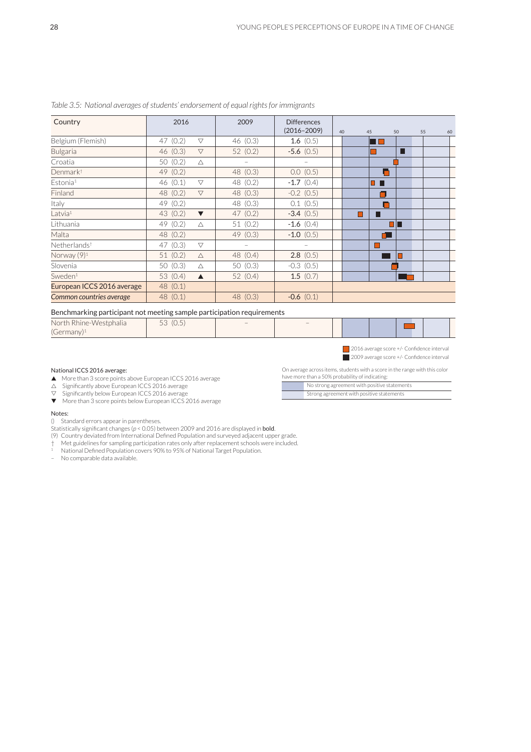*Table 3.5: National averages of students' endorsement of equal rights for immigrants*

| Country | 2016 | | 2009 | Differences (2016–2009) |
|---|---|---|---|---|
| Belgium (Flemish) | 47 (0.2) | ▽ | 46 (0.3) | **1.6** (0.5) |
| Bulgaria | 46 (0.3) | ▽ | 52 (0.2) | **-5.6** (0.5) |
| Croatia | 50 (0.2) | △ | – | – |
| Denmark† | 49 (0.2) | | 48 (0.3) | 0.0 (0.5) |
| Estonia¹ | 46 (0.1) | ▽ | 48 (0.2) | **-1.7** (0.4) |
| Finland | 48 (0.2) | ▽ | 48 (0.3) | -0.2 (0.5) |
| Italy | 49 (0.2) | | 48 (0.3) | 0.1 (0.5) |
| Latvia¹ | 43 (0.2) | ▼ | 47 (0.2) | **-3.4** (0.5) |
| Lithuania | 49 (0.2) | △ | 51 (0.2) | **-1.6** (0.4) |
| Malta | 48 (0.2) | | 49 (0.3) | **-1.0** (0.5) |
| Netherlands† | 47 (0.3) | ▽ | – | – |
| Norway (9)¹ | 51 (0.2) | △ | 48 (0.4) | **2.8** (0.5) |
| Slovenia | 50 (0.3) | △ | 50 (0.3) | -0.3 (0.5) |
| Sweden¹ | 53 (0.4) | ▲ | 52 (0.4) | **1.5** (0.7) |
| European ICCS 2016 average | 48 (0.1) | | | |
| *Common countries average* | 48 (0.1) | | 48 (0.3) | **-0.6** (0.1) |
| **Benchmarking participant not meeting sample participation requirements** | | | | |
| North Rhine-Westphalia (Germany)¹ | 53 (0.5) | | – | – |

2016 average score +/- Confidence interval
2009 average score +/- Confidence interval

On average across items, students with a score in the range with this color have more than a 50% probability of indicating:

- No strong agreement with positive statements
- Strong agreement with positive statements

National ICCS 2016 average:

▲ More than 3 score points above European ICCS 2016 average
△ Significantly above European ICCS 2016 average
▽ Significantly below European ICCS 2016 average
▼ More than 3 score points below European ICCS 2016 average

Notes:

() Standard errors appear in parentheses.
Statistically significant changes ($p < 0.05$) between 2009 and 2016 are displayed in **bold**.
(9) Country deviated from International Defined Population and surveyed adjacent upper grade.
† Met guidelines for sampling participation rates only after replacement schools were included.
¹ National Defined Population covers 90% to 95% of National Target Population.
– No comparable data available.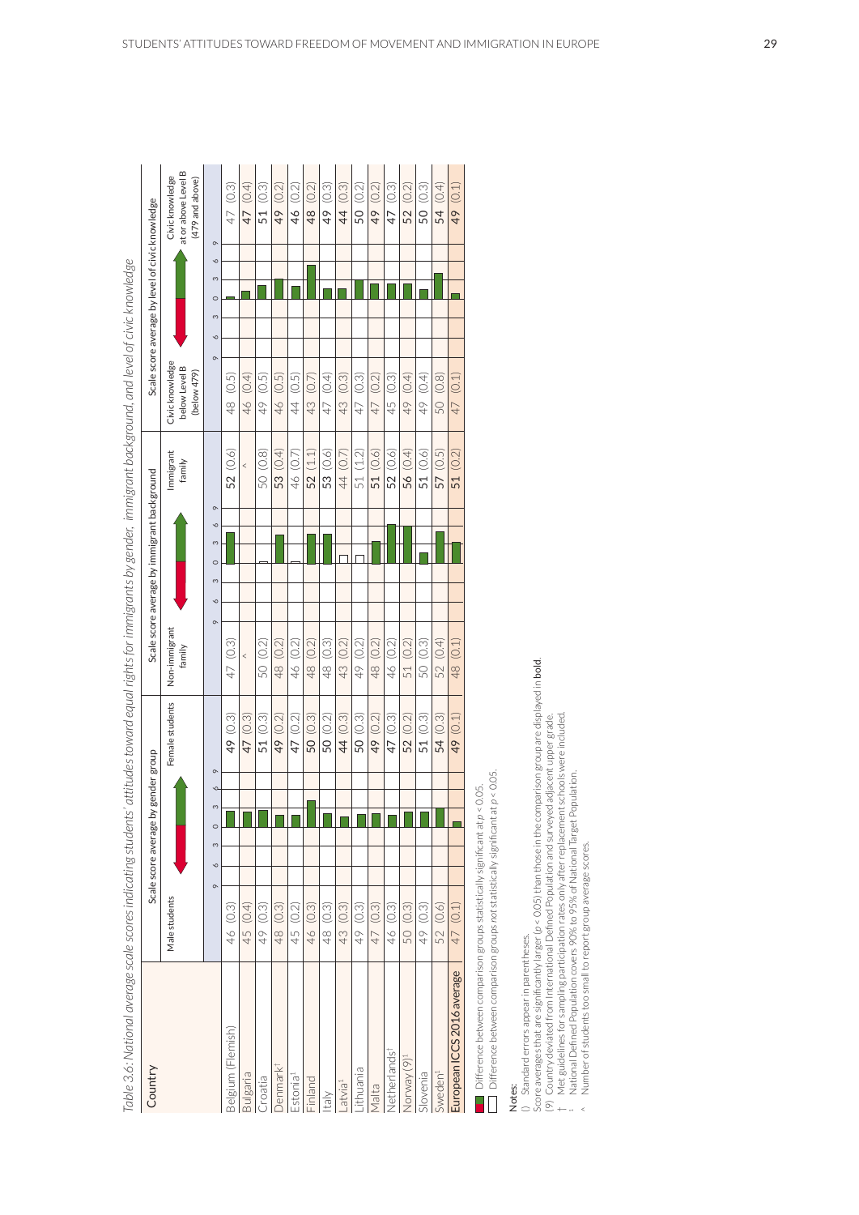*Table 3.6: National average scale scores indicating students' attitudes toward equal rights for immigrants by gender, immigrant background, and level of civic knowledge*

| Country | Scale score average by gender group | | Scale score average by immigrant background | | Scale score average by level of civic knowledge | |
|---|---|---|---|---|---|---|
| | Male students | Female students | Non-immigrant family | Immigrant family | Civic knowledge below Level B (below 479) | Civic knowledge at or above Level B (479 and above) |
| Belgium (Flemish) | 46 (0.3) | **49** (0.3) | 47 (0.3) | **52** (0.6) | 48 (0.5) | 47 (0.3) |
| Bulgaria | 45 (0.4) | **47** (0.3) | ^ | ^ | 46 (0.4) | **47** (0.4) |
| Croatia | 49 (0.3) | **51** (0.3) | 50 (0.2) | 50 (0.8) | 49 (0.5) | **51** (0.3) |
| Denmark† | 48 (0.3) | **49** (0.2) | 48 (0.2) | **53** (0.4) | 46 (0.5) | **49** (0.2) |
| Estonia¹ | 45 (0.2) | **47** (0.2) | 46 (0.2) | 46 (0.7) | 44 (0.5) | **46** (0.2) |
| Finland | 46 (0.3) | **50** (0.3) | 48 (0.2) | **52** (1.1) | 43 (0.7) | **48** (0.2) |
| Italy | 48 (0.3) | **50** (0.2) | 48 (0.3) | **53** (0.6) | 47 (0.4) | **49** (0.3) |
| Latvia¹ | 43 (0.3) | **44** (0.3) | 43 (0.2) | 44 (0.7) | 43 (0.3) | **44** (0.3) |
| Lithuania | 49 (0.3) | **50** (0.3) | 49 (0.2) | 51 (1.2) | 47 (0.3) | **50** (0.2) |
| Malta | 47 (0.3) | **49** (0.2) | 48 (0.2) | **51** (0.6) | 47 (0.2) | **49** (0.2) |
| Netherlands† | 46 (0.3) | **47** (0.3) | 46 (0.2) | **52** (0.6) | 45 (0.3) | **47** (0.3) |
| Norway (9)¹ | 50 (0.3) | **52** (0.2) | 51 (0.2) | **56** (0.4) | 49 (0.4) | **52** (0.2) |
| Slovenia | 49 (0.3) | **51** (0.3) | 50 (0.3) | **51** (0.6) | 49 (0.4) | **50** (0.3) |
| Sweden¹ | 52 (0.6) | **54** (0.3) | 52 (0.4) | **57** (0.5) | 50 (0.8) | **54** (0.4) |
| European ICCS 2016 average | 47 (0.1) | **49** (0.1) | 48 (0.1) | **51** (0.2) | 47 (0.1) | **49** (0.1) |

■ Difference between comparison groups statistically significant at $p < 0.05$.

□ Difference between comparison groups *not* statistically significant at $p < 0.05$.

**Notes:**

() Standard errors appear in parentheses.

Score averages that are significantly larger ($p < 0.05$) than those in the comparison group are displayed in **bold**.

(9) Country deviated from International Defined Population and surveyed adjacent upper grade.

† Met guidelines for sampling participation rates only after replacement schools were included.

¹ National Defined Population covers 90% to 95% of National Target Population.

^ Number of students too small to report group average scores.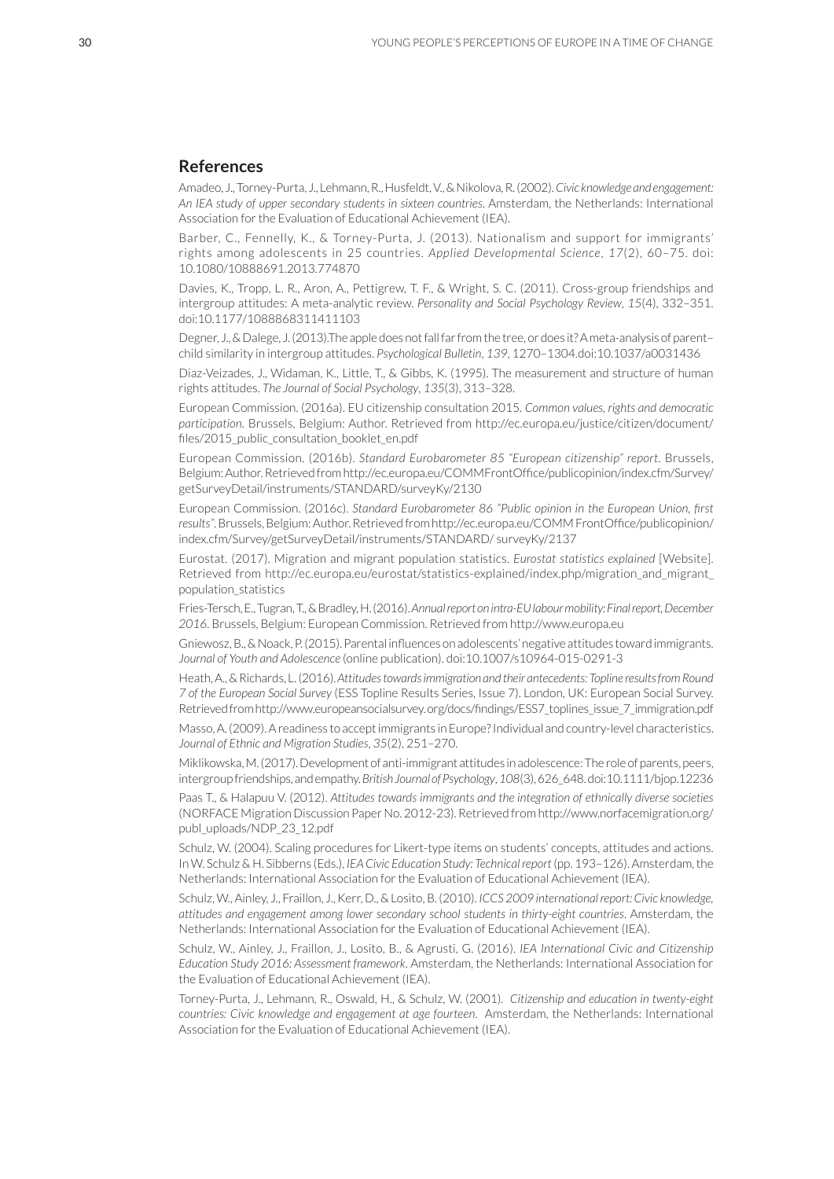## References

Amadeo, J., Torney-Purta, J., Lehmann, R., Husfeldt, V., & Nikolova, R. (2002). *Civic knowledge and engagement: An IEA study of upper secondary students in sixteen countries*. Amsterdam, the Netherlands: International Association for the Evaluation of Educational Achievement (IEA).

Barber, C., Fennelly, K., & Torney-Purta, J. (2013). Nationalism and support for immigrants' rights among adolescents in 25 countries. *Applied Developmental Science*, *17*(2), 60–75. doi: 10.1080/10888691.2013.774870

Davies, K., Tropp, L. R., Aron, A., Pettigrew, T. F., & Wright, S. C. (2011). Cross-group friendships and intergroup attitudes: A meta-analytic review. *Personality and Social Psychology Review*, *15*(4), 332–351. doi:10.1177/1088868311411103

Degner, J., & Dalege, J. (2013).The apple does not fall far from the tree, or does it? A meta-analysis of parent–child similarity in intergroup attitudes. *Psychological Bulletin*, *139*, 1270–1304.doi:10.1037/a0031436

Diaz-Veizades, J., Widaman, K., Little, T., & Gibbs, K. (1995). The measurement and structure of human rights attitudes. *The Journal of Social Psychology*, *135*(3), 313–328.

European Commission. (2016a). EU citizenship consultation 2015. *Common values, rights and democratic participation*. Brussels, Belgium: Author. Retrieved from http://ec.europa.eu/justice/citizen/document/files/2015_public_consultation_booklet_en.pdf

European Commission. (2016b). *Standard Eurobarometer 85 "European citizenship" report*. Brussels, Belgium: Author. Retrieved from http://ec.europa.eu/COMMFrontOffice/publicopinion/index.cfm/Survey/getSurveyDetail/instruments/STANDARD/surveyKy/2130

European Commission. (2016c). *Standard Eurobarometer 86 "Public opinion in the European Union, first results"*. Brussels, Belgium: Author. Retrieved from http://ec.europa.eu/COMM FrontOffice/publicopinion/index.cfm/Survey/getSurveyDetail/instruments/STANDARD/ surveyKy/2137

Eurostat. (2017). Migration and migrant population statistics. *Eurostat statistics explained* [Website]. Retrieved from http://ec.europa.eu/eurostat/statistics-explained/index.php/migration_and_migrant_population_statistics

Fries-Tersch, E., Tugran, T., & Bradley, H. (2016). *Annual report on intra-EU labour mobility: Final report, December 2016*. Brussels, Belgium: European Commission. Retrieved from http://www.europa.eu

Gniewosz, B., & Noack, P. (2015). Parental influences on adolescents' negative attitudes toward immigrants. *Journal of Youth and Adolescence* (online publication). doi:10.1007/s10964-015-0291-3

Heath, A., & Richards, L. (2016). *Attitudes towards immigration and their antecedents: Topline results from Round 7 of the European Social Survey* (ESS Topline Results Series, Issue 7). London, UK: European Social Survey. Retrieved from http://www.europeansocialsurvey. org/docs/findings/ESS7_toplines_issue_7_immigration.pdf

Masso, A. (2009). A readiness to accept immigrants in Europe? Individual and country-level characteristics. *Journal of Ethnic and Migration Studies*, *35*(2), 251–270.

Miklikowska, M. (2017). Development of anti-immigrant attitudes in adolescence: The role of parents, peers, intergroup friendships, and empathy. *British Journal of Psychology*, *108*(3), 626_648. doi:10.1111/bjop.12236

Paas T., & Halapuu V. (2012). *Attitudes towards immigrants and the integration of ethnically diverse societies* (NORFACE Migration Discussion Paper No. 2012-23). Retrieved from http://www.norfacemigration.org/publ_uploads/NDP_23_12.pdf

Schulz, W. (2004). Scaling procedures for Likert-type items on students' concepts, attitudes and actions. In W. Schulz & H. Sibberns (Eds.), *IEA Civic Education Study: Technical report* (pp. 193–126). Amsterdam, the Netherlands: International Association for the Evaluation of Educational Achievement (IEA).

Schulz, W., Ainley, J., Fraillon, J., Kerr, D., & Losito, B. (2010). *ICCS 2009 international report: Civic knowledge, attitudes and engagement among lower secondary school students in thirty-eight countries*. Amsterdam, the Netherlands: International Association for the Evaluation of Educational Achievement (IEA).

Schulz, W., Ainley, J., Fraillon, J., Losito, B., & Agrusti, G. (2016). *IEA International Civic and Citizenship Education Study 2016: Assessment framework*. Amsterdam, the Netherlands: International Association for the Evaluation of Educational Achievement (IEA).

Torney-Purta, J., Lehmann, R., Oswald, H., & Schulz, W. (2001). *Citizenship and education in twenty-eight countries: Civic knowledge and engagement at age fourteen*. Amsterdam, the Netherlands: International Association for the Evaluation of Educational Achievement (IEA).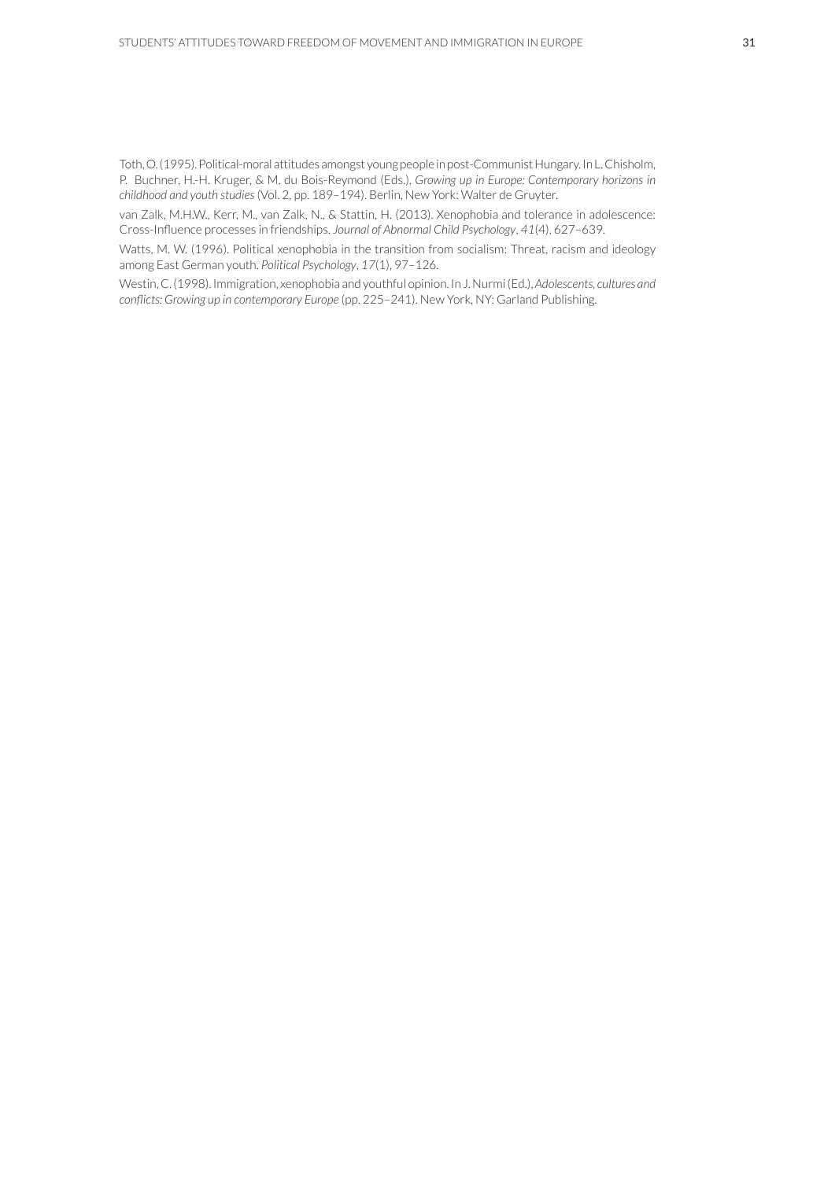Toth, O. (1995). Political-moral attitudes amongst young people in post-Communist Hungary. In L. Chisholm, P. Buchner, H.-H. Kruger, & M. du Bois-Reymond (Eds.), *Growing up in Europe: Contemporary horizons in childhood and youth studies* (Vol. 2, pp. 189–194). Berlin, New York: Walter de Gruyter.

van Zalk, M.H.W., Kerr, M., van Zalk, N., & Stattin, H. (2013). Xenophobia and tolerance in adolescence: Cross-Influence processes in friendships. *Journal of Abnormal Child Psychology*, *41*(4), 627–639.

Watts, M. W. (1996). Political xenophobia in the transition from socialism: Threat, racism and ideology among East German youth. *Political Psychology*, *17*(1), 97–126.

Westin, C. (1998). Immigration, xenophobia and youthful opinion. In J. Nurmi (Ed.), *Adolescents, cultures and conflicts: Growing up in contemporary Europe* (pp. 225–241). New York, NY: Garland Publishing.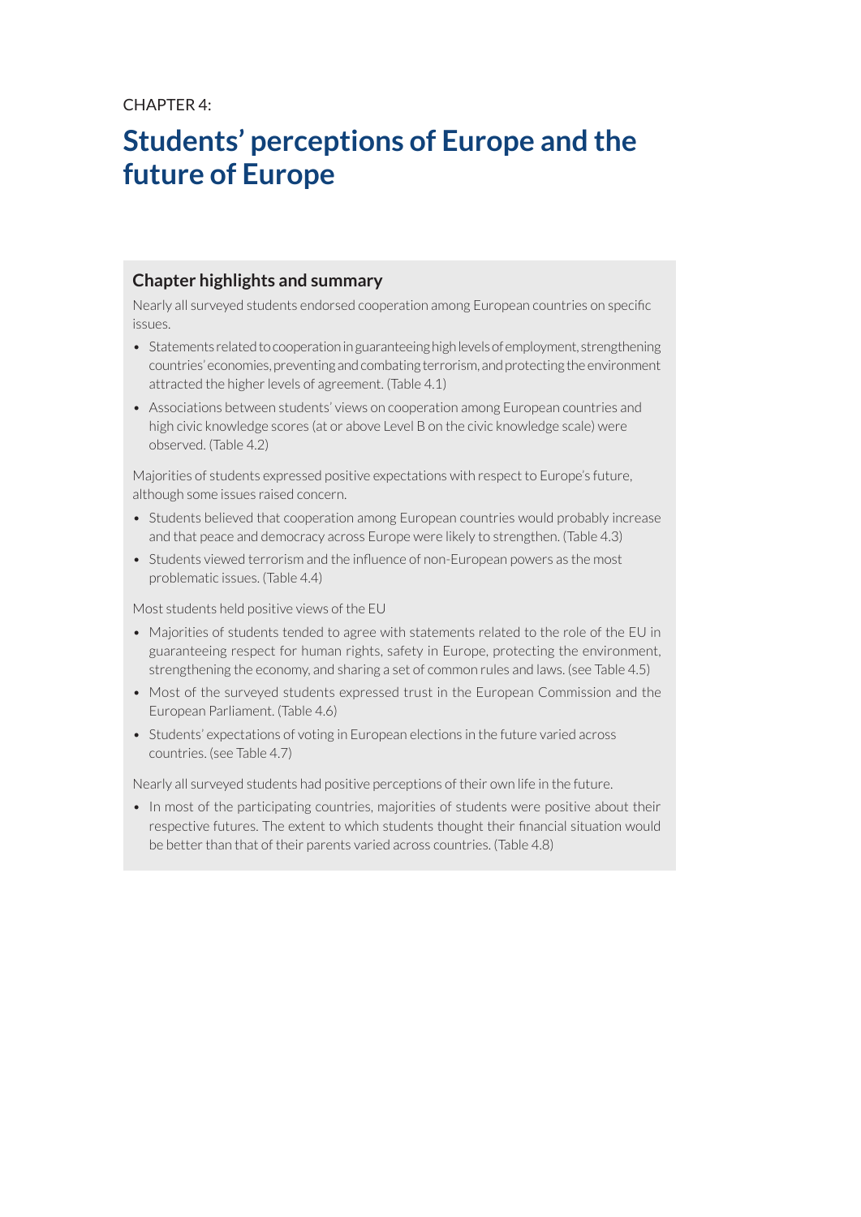CHAPTER 4:

# Students' perceptions of Europe and the future of Europe

## Chapter highlights and summary

Nearly all surveyed students endorsed cooperation among European countries on specific issues.

- Statements related to cooperation in guaranteeing high levels of employment, strengthening countries' economies, preventing and combating terrorism, and protecting the environment attracted the higher levels of agreement. (Table 4.1)
- Associations between students' views on cooperation among European countries and high civic knowledge scores (at or above Level B on the civic knowledge scale) were observed. (Table 4.2)

Majorities of students expressed positive expectations with respect to Europe's future, although some issues raised concern.

- Students believed that cooperation among European countries would probably increase and that peace and democracy across Europe were likely to strengthen. (Table 4.3)
- Students viewed terrorism and the influence of non-European powers as the most problematic issues. (Table 4.4)

Most students held positive views of the EU

- Majorities of students tended to agree with statements related to the role of the EU in guaranteeing respect for human rights, safety in Europe, protecting the environment, strengthening the economy, and sharing a set of common rules and laws. (see Table 4.5)
- Most of the surveyed students expressed trust in the European Commission and the European Parliament. (Table 4.6)
- Students' expectations of voting in European elections in the future varied across countries. (see Table 4.7)

Nearly all surveyed students had positive perceptions of their own life in the future.

- In most of the participating countries, majorities of students were positive about their respective futures. The extent to which students thought their financial situation would be better than that of their parents varied across countries. (Table 4.8)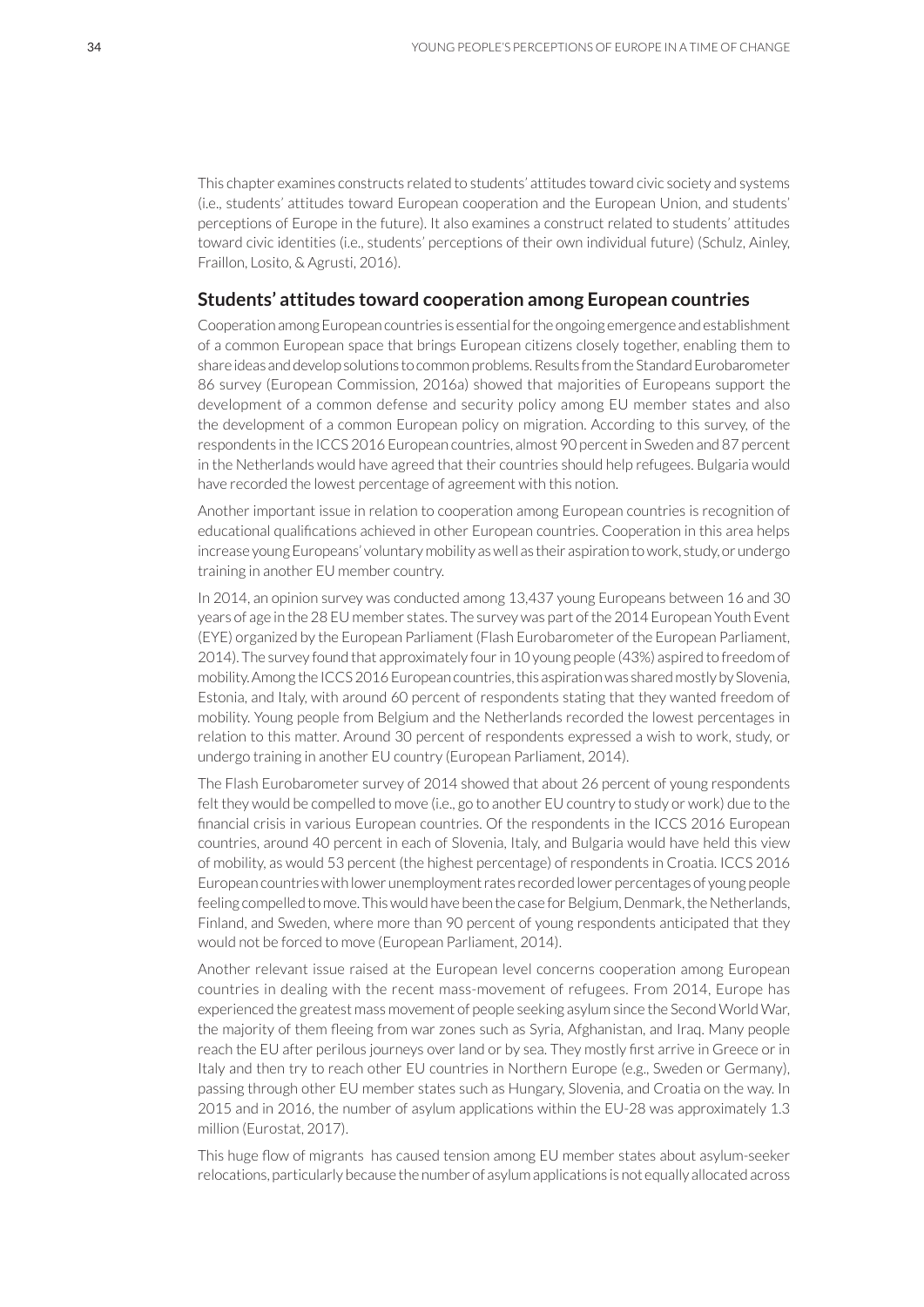This chapter examines constructs related to students' attitudes toward civic society and systems (i.e., students' attitudes toward European cooperation and the European Union, and students' perceptions of Europe in the future). It also examines a construct related to students' attitudes toward civic identities (i.e., students' perceptions of their own individual future) (Schulz, Ainley, Fraillon, Losito, & Agrusti, 2016).

## Students' attitudes toward cooperation among European countries

Cooperation among European countries is essential for the ongoing emergence and establishment of a common European space that brings European citizens closely together, enabling them to share ideas and develop solutions to common problems. Results from the Standard Eurobarometer 86 survey (European Commission, 2016a) showed that majorities of Europeans support the development of a common defense and security policy among EU member states and also the development of a common European policy on migration. According to this survey, of the respondents in the ICCS 2016 European countries, almost 90 percent in Sweden and 87 percent in the Netherlands would have agreed that their countries should help refugees. Bulgaria would have recorded the lowest percentage of agreement with this notion.

Another important issue in relation to cooperation among European countries is recognition of educational qualifications achieved in other European countries. Cooperation in this area helps increase young Europeans' voluntary mobility as well as their aspiration to work, study, or undergo training in another EU member country.

In 2014, an opinion survey was conducted among 13,437 young Europeans between 16 and 30 years of age in the 28 EU member states. The survey was part of the 2014 European Youth Event (EYE) organized by the European Parliament (Flash Eurobarometer of the European Parliament, 2014). The survey found that approximately four in 10 young people (43%) aspired to freedom of mobility. Among the ICCS 2016 European countries, this aspiration was shared mostly by Slovenia, Estonia, and Italy, with around 60 percent of respondents stating that they wanted freedom of mobility. Young people from Belgium and the Netherlands recorded the lowest percentages in relation to this matter. Around 30 percent of respondents expressed a wish to work, study, or undergo training in another EU country (European Parliament, 2014).

The Flash Eurobarometer survey of 2014 showed that about 26 percent of young respondents felt they would be compelled to move (i.e., go to another EU country to study or work) due to the financial crisis in various European countries. Of the respondents in the ICCS 2016 European countries, around 40 percent in each of Slovenia, Italy, and Bulgaria would have held this view of mobility, as would 53 percent (the highest percentage) of respondents in Croatia. ICCS 2016 European countries with lower unemployment rates recorded lower percentages of young people feeling compelled to move. This would have been the case for Belgium, Denmark, the Netherlands, Finland, and Sweden, where more than 90 percent of young respondents anticipated that they would not be forced to move (European Parliament, 2014).

Another relevant issue raised at the European level concerns cooperation among European countries in dealing with the recent mass-movement of refugees. From 2014, Europe has experienced the greatest mass movement of people seeking asylum since the Second World War, the majority of them fleeing from war zones such as Syria, Afghanistan, and Iraq. Many people reach the EU after perilous journeys over land or by sea. They mostly first arrive in Greece or in Italy and then try to reach other EU countries in Northern Europe (e.g., Sweden or Germany), passing through other EU member states such as Hungary, Slovenia, and Croatia on the way. In 2015 and in 2016, the number of asylum applications within the EU-28 was approximately 1.3 million (Eurostat, 2017).

This huge flow of migrants has caused tension among EU member states about asylum-seeker relocations, particularly because the number of asylum applications is not equally allocated across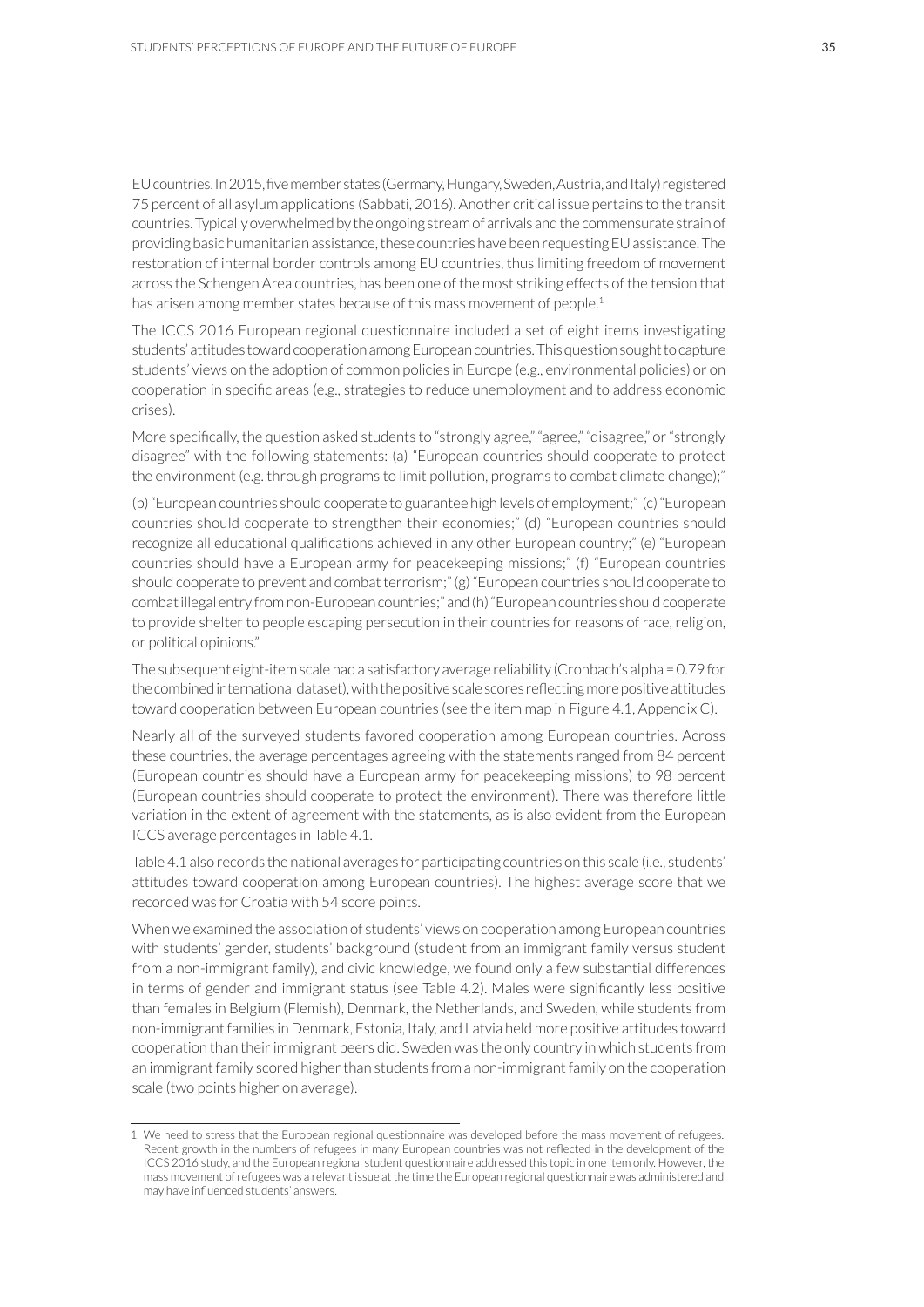EU countries. In 2015, five member states (Germany, Hungary, Sweden, Austria, and Italy) registered 75 percent of all asylum applications (Sabbati, 2016). Another critical issue pertains to the transit countries. Typically overwhelmed by the ongoing stream of arrivals and the commensurate strain of providing basic humanitarian assistance, these countries have been requesting EU assistance. The restoration of internal border controls among EU countries, thus limiting freedom of movement across the Schengen Area countries, has been one of the most striking effects of the tension that has arisen among member states because of this mass movement of people.[1]

The ICCS 2016 European regional questionnaire included a set of eight items investigating students' attitudes toward cooperation among European countries. This question sought to capture students' views on the adoption of common policies in Europe (e.g., environmental policies) or on cooperation in specific areas (e.g., strategies to reduce unemployment and to address economic crises).

More specifically, the question asked students to "strongly agree," "agree," "disagree," or "strongly disagree" with the following statements: (a) "European countries should cooperate to protect the environment (e.g. through programs to limit pollution, programs to combat climate change);" (b) "European countries should cooperate to guarantee high levels of employment;" (c) "European countries should cooperate to strengthen their economies;" (d) "European countries should recognize all educational qualifications achieved in any other European country;" (e) "European countries should have a European army for peacekeeping missions;" (f) "European countries should cooperate to prevent and combat terrorism;" (g) "European countries should cooperate to combat illegal entry from non-European countries;" and (h) "European countries should cooperate to provide shelter to people escaping persecution in their countries for reasons of race, religion, or political opinions."

The subsequent eight-item scale had a satisfactory average reliability (Cronbach's alpha = 0.79 for the combined international dataset), with the positive scale scores reflecting more positive attitudes toward cooperation between European countries (see the item map in Figure 4.1, Appendix C).

Nearly all of the surveyed students favored cooperation among European countries. Across these countries, the average percentages agreeing with the statements ranged from 84 percent (European countries should have a European army for peacekeeping missions) to 98 percent (European countries should cooperate to protect the environment). There was therefore little variation in the extent of agreement with the statements, as is also evident from the European ICCS average percentages in Table 4.1.

Table 4.1 also records the national averages for participating countries on this scale (i.e., students' attitudes toward cooperation among European countries). The highest average score that we recorded was for Croatia with 54 score points.

When we examined the association of students' views on cooperation among European countries with students' gender, students' background (student from an immigrant family versus student from a non-immigrant family), and civic knowledge, we found only a few substantial differences in terms of gender and immigrant status (see Table 4.2). Males were significantly less positive than females in Belgium (Flemish), Denmark, the Netherlands, and Sweden, while students from non-immigrant families in Denmark, Estonia, Italy, and Latvia held more positive attitudes toward cooperation than their immigrant peers did. Sweden was the only country in which students from an immigrant family scored higher than students from a non-immigrant family on the cooperation scale (two points higher on average).

---

1 We need to stress that the European regional questionnaire was developed before the mass movement of refugees. Recent growth in the numbers of refugees in many European countries was not reflected in the development of the ICCS 2016 study, and the European regional student questionnaire addressed this topic in one item only. However, the mass movement of refugees was a relevant issue at the time the European regional questionnaire was administered and may have influenced students' answers.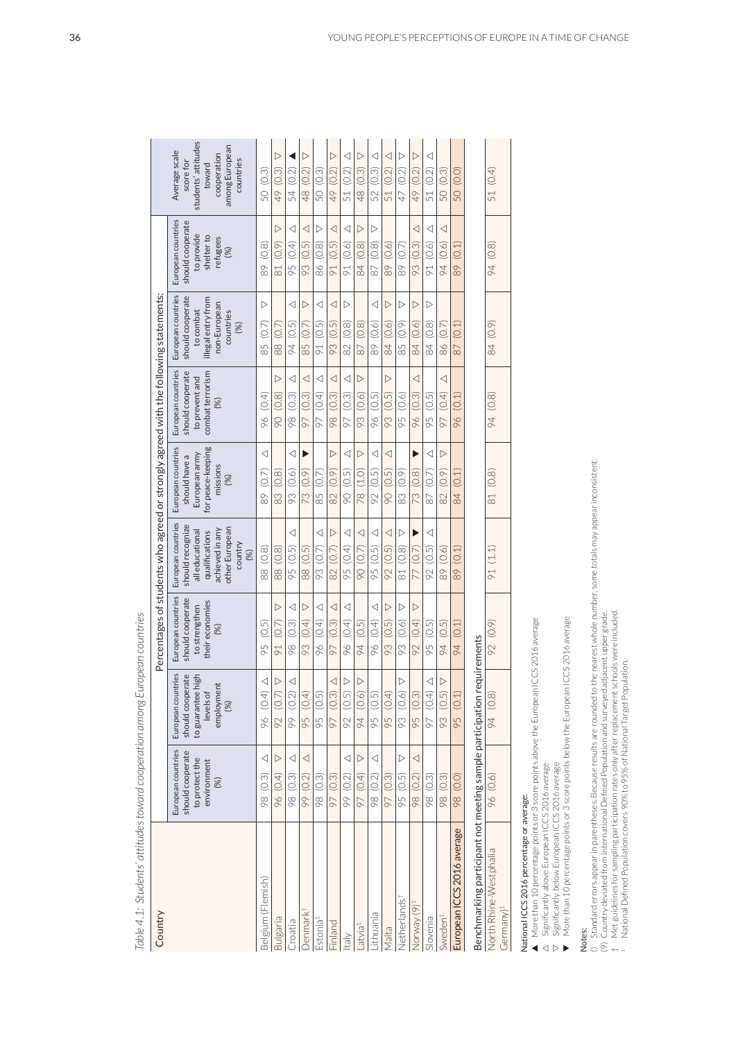*Table 4.1: Students' attitudes toward cooperation among European countries*

| Country | Percentages of students who agreed or strongly agreed with the following statements: | | | | | | | | Average scale score for students' attitudes toward cooperation among European countries |
|---|---|---|---|---|---|---|---|---|---|
| | European countries should cooperate to protect the environment (%) | European countries should cooperate to guarantee high levels of employment (%) | European countries should cooperate to strengthen their economies (%) | European countries should recognize all educational qualifications achieved in any other European country (%) | European countries should have a European army for peace-keeping missions (%) | European countries should cooperate to prevent and combat terrorism (%) | European countries should cooperate to combat illegal entry from non-European countries (%) | European countries should cooperate to provide shelter to refugees (%) | |
| Belgium (Flemish) | 98 (0.3) △ | 96 (0.4) △ | 95 (0.5) | 88 (0.8) | 89 (0.7) △ | 96 (0.4) | 85 (0.7) ▽ | 89 (0.8) | 50 (0.3) |
| Bulgaria | 96 (0.4) ▽ | 92 (0.7) ▽ | 91 (0.7) ▽ | 88 (0.8) | 83 (0.8) | 90 (0.8) ▽ | 88 (0.7) | 81 (0.9) ▽ | 49 (0.3) ▽ |
| Croatia | 98 (0.3) △ | 99 (0.2) △ | 98 (0.3) △ | 95 (0.5) △ | 93 (0.6) △ | 98 (0.3) △ | 94 (0.5) △ | 95 (0.4) △ | 54 (0.2) ▲ |
| Denmark¹ | 99 (0.2) △ | 95 (0.4) | 93 (0.4) ▽ | 88 (0.5) | 73 (0.9) ▼ | 97 (0.3) △ | 85 (0.7) ▽ | 93 (0.5) △ | 48 (0.2) ▽ |
| Estonia¹ | 98 (0.3) | 95 (0.5) | 96 (0.4) △ | 93 (0.7) △ | 85 (0.7) | 97 (0.4) △ | 91 (0.5) △ | 86 (0.8) ▽ | 50 (0.3) |
| Finland | 97 (0.3) | 97 (0.3) △ | 97 (0.3) △ | 82 (0.7) ▽ | 82 (0.9) ▽ | 98 (0.3) △ | 93 (0.5) △ | 91 (0.5) △ | 49 (0.2) ▽ |
| Italy | 99 (0.2) △ | 92 (0.5) ▽ | 96 (0.4) △ | 95 (0.4) △ | 90 (0.5) △ | 97 (0.3) △ | 82 (0.8) ▽ | 91 (0.6) △ | 51 (0.2) △ |
| Latvia¹ | 97 (0.4) ▽ | 94 (0.6) ▽ | 94 (0.5) | 90 (0.7) △ | 78 (1.0) ▽ | 93 (0.6) ▽ | 87 (0.8) | 84 (0.8) ▽ | 48 (0.3) ▽ |
| Lithuania | 98 (0.2) △ | 95 (0.5) | 96 (0.4) △ | 95 (0.5) △ | 92 (0.5) △ | 96 (0.5) | 89 (0.6) △ | 87 (0.8) ▽ | 52 (0.3) △ |
| Malta | 97 (0.3) | 95 (0.4) | 93 (0.5) ▽ | 92 (0.5) △ | 90 (0.5) △ | 93 (0.5) ▽ | 84 (0.6) ▽ | 89 (0.6) | 51 (0.2) △ |
| Netherlands† | 95 (0.5) ▽ | 93 (0.6) ▽ | 93 (0.6) ▽ | 81 (0.8) ▽ | 83 (0.9) | 95 (0.6) | 85 (0.9) ▽ | 89 (0.7) | 47 (0.2) ▽ |
| Norway (9)¹ | 98 (0.2) △ | 95 (0.3) | 92 (0.4) ▽ | 77 (0.7) ▼ | 73 (0.8) ▼ | 96 (0.3) △ | 84 (0.6) ▽ | 93 (0.3) △ | 49 (0.2) ▽ |
| Slovenia | 98 (0.3) | 97 (0.4) △ | 95 (0.5) | 92 (0.5) △ | 87 (0.7) △ | 95 (0.5) | 84 (0.8) ▽ | 91 (0.6) △ | 51 (0.2) △ |
| Sweden¹ | 98 (0.3) | 93 (0.5) ▽ | 94 (0.5) | 89 (0.6) | 82 (0.9) ▽ | 97 (0.4) △ | 86 (0.7) | 94 (0.6) △ | 50 (0.3) |
| European ICCS 2016 average | 98 (0.0) | 95 (0.1) | 94 (0.1) | 89 (0.1) | 84 (0.1) | 96 (0.1) | 87 (0.1) | 89 (0.1) | 50 (0.0) |
| **Benchmarking participant not meeting sample participation requirements** | | | | | | | | | |
| North Rhine-Westphalia (Germany)¹ | 96 (0.6) | 94 (0.8) | 92 (0.9) | 91 (1.1) | 81 (0.8) | 94 (0.8) | 84 (0.9) | 94 (0.8) | 51 (0.4) |

National ICCS 2016 percentage or average:

▲ More than 10 percentage points or 3 score points above the European ICCS 2016 average
△ Significantly above European ICCS 2016 average
▽ Significantly below European ICCS 2016 average
▼ More than 10 percentage points or 3 score points below the European ICCS 2016 average

Notes:

() Standard errors appear in parentheses. Because results are rounded to the nearest whole number, some totals may appear inconsistent.
(9) Country deviated from International Defined Population and surveyed adjacent upper grade.
† Met guidelines for sampling participation rates only after replacement schools were included.
¹ National Defined Population covers 90% to 95% of National Target Population.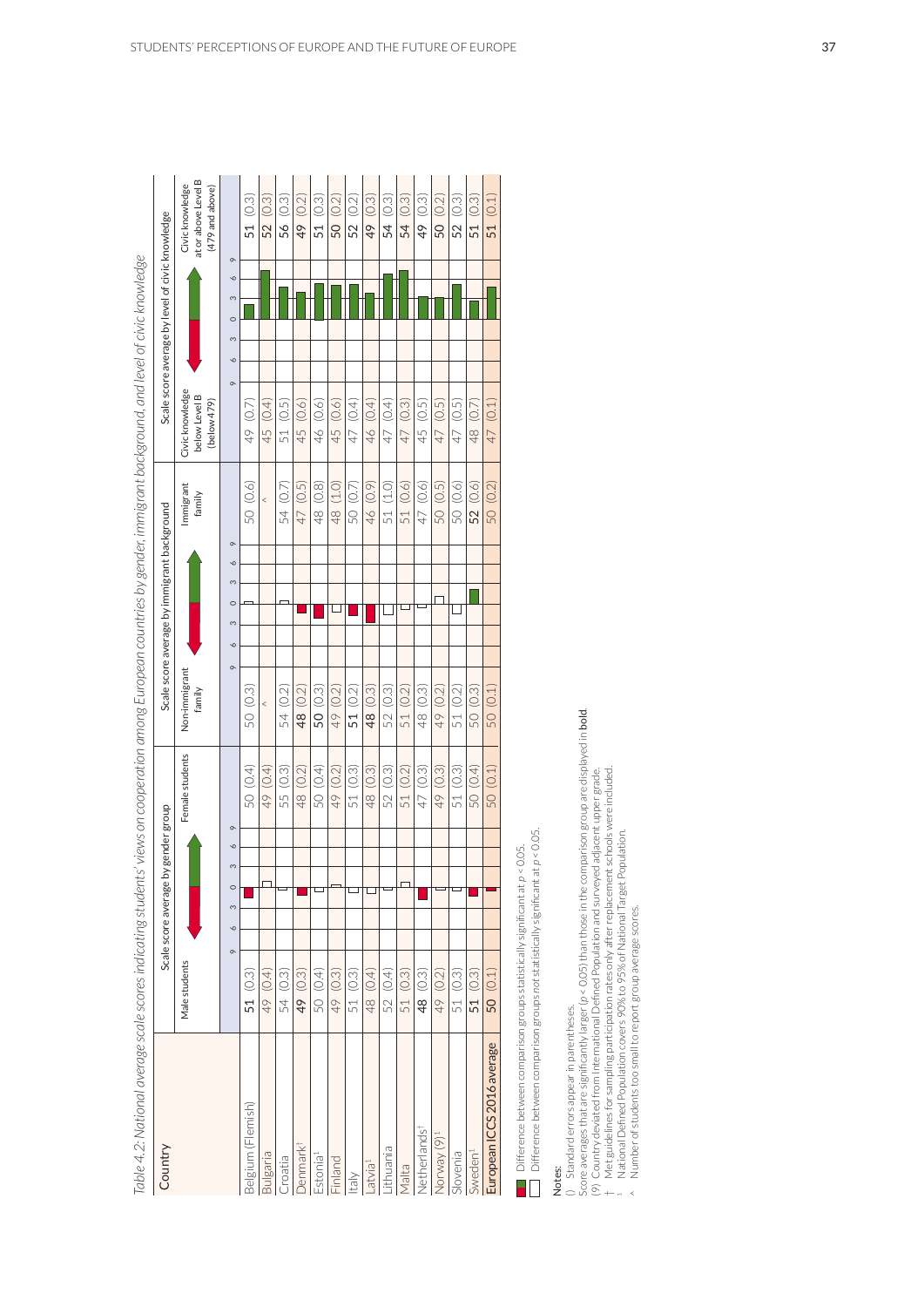*Table 4.2: National average scale scores indicating students' views on cooperation among European countries by gender, immigrant background, and level of civic knowledge*

| Country | Scale score average by gender group | | Scale score average by immigrant background | | Scale score average by level of civic knowledge | |
|---|---|---|---|---|---|---|
| | Male students | Female students | Non-immigrant family | Immigrant family | Civic knowledge below Level B (below 479) | Civic knowledge at or above Level B (479 and above) |
| Belgium (Flemish) | **51** (0.3) | 50 (0.4) | 50 (0.3) | 50 (0.6) | 49 (0.7) | **51** (0.3) |
| Bulgaria | 49 (0.4) | 49 (0.4) | ^ | ^ | 45 (0.4) | **52** (0.3) |
| Croatia | 54 (0.3) | 55 (0.3) | 54 (0.2) | 54 (0.7) | 51 (0.5) | **56** (0.3) |
| Denmark† | **49** (0.3) | 48 (0.2) | **48** (0.2) | 47 (0.5) | 45 (0.6) | **49** (0.2) |
| Estonia¹ | 50 (0.4) | 50 (0.4) | **50** (0.3) | 48 (0.8) | 46 (0.6) | **51** (0.3) |
| Finland | 49 (0.3) | 49 (0.2) | 49 (0.2) | 48 (1.0) | 45 (0.6) | **50** (0.2) |
| Italy | 51 (0.3) | 51 (0.3) | **51** (0.2) | 50 (0.7) | 47 (0.4) | **52** (0.2) |
| Latvia¹ | 48 (0.4) | 48 (0.3) | **48** (0.3) | 46 (0.9) | 46 (0.4) | **49** (0.3) |
| Lithuania | 52 (0.4) | 52 (0.3) | 52 (0.3) | 51 (1.0) | 47 (0.4) | **54** (0.3) |
| Malta | 51 (0.3) | 51 (0.2) | 51 (0.2) | 51 (0.6) | 47 (0.3) | **54** (0.3) |
| Netherlands† | **48** (0.3) | 47 (0.3) | 48 (0.3) | 47 (0.6) | 45 (0.5) | **49** (0.3) |
| Norway (9)¹ | 49 (0.2) | 49 (0.3) | 49 (0.2) | 50 (0.5) | 47 (0.5) | **50** (0.2) |
| Slovenia | 51 (0.3) | 51 (0.3) | 51 (0.2) | 50 (0.6) | 47 (0.5) | **52** (0.3) |
| Sweden¹ | **51** (0.3) | 50 (0.4) | 50 (0.3) | **52** (0.6) | 48 (0.7) | **51** (0.3) |
| European ICCS 2016 average | **50** (0.1) | 50 (0.1) | 50 (0.1) | 50 (0.2) | 47 (0.1) | **51** (0.1) |

■ Difference between comparison groups statistically significant at $p < 0.05$.
□ Difference between comparison groups not statistically significant at $p < 0.05$.

Notes:
() Standard errors appear in parentheses.
Score averages that are significantly larger ($p < 0.05$) than those in the comparison group are displayed in **bold**.
(9) Country deviated from International Defined Population and surveyed adjacent upper grade.
† Met guidelines for sampling participation rates only after replacement schools were included.
¹ National Defined Population covers 90% to 95% of National Target Population.
^ Number of students too small to report group average scores.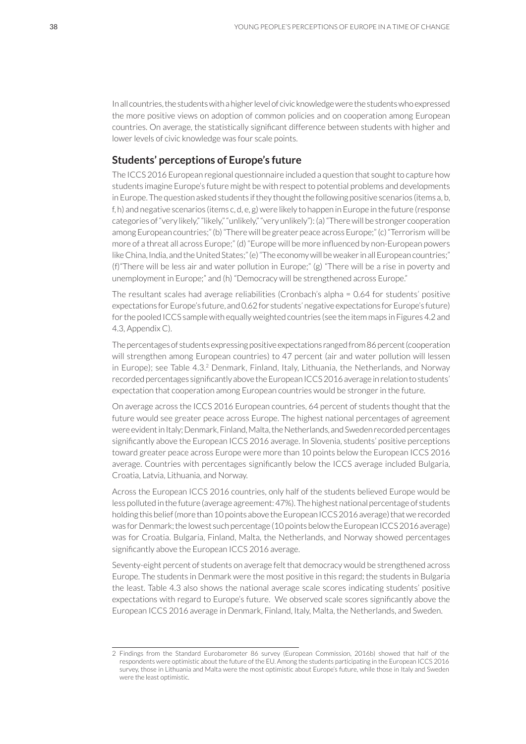In all countries, the students with a higher level of civic knowledge were the students who expressed the more positive views on adoption of common policies and on cooperation among European countries. On average, the statistically significant difference between students with higher and lower levels of civic knowledge was four scale points.

## Students' perceptions of Europe's future

The ICCS 2016 European regional questionnaire included a question that sought to capture how students imagine Europe's future might be with respect to potential problems and developments in Europe. The question asked students if they thought the following positive scenarios (items a, b, f, h) and negative scenarios (items c, d, e, g) were likely to happen in Europe in the future (response categories of "very likely," "likely," "unlikely," "very unlikely"): (a) "There will be stronger cooperation among European countries;" (b) "There will be greater peace across Europe;" (c) "Terrorism will be more of a threat all across Europe;" (d) "Europe will be more influenced by non-European powers like China, India, and the United States;" (e) "The economy will be weaker in all European countries;" (f) "There will be less air and water pollution in Europe;" (g) "There will be a rise in poverty and unemployment in Europe;" and (h) "Democracy will be strengthened across Europe."

The resultant scales had average reliabilities (Cronbach's alpha = 0.64 for students' positive expectations for Europe's future, and 0.62 for students' negative expectations for Europe's future) for the pooled ICCS sample with equally weighted countries (see the item maps in Figures 4.2 and 4.3, Appendix C).

The percentages of students expressing positive expectations ranged from 86 percent (cooperation will strengthen among European countries) to 47 percent (air and water pollution will lessen in Europe); see Table 4.3.[2] Denmark, Finland, Italy, Lithuania, the Netherlands, and Norway recorded percentages significantly above the European ICCS 2016 average in relation to students' expectation that cooperation among European countries would be stronger in the future.

On average across the ICCS 2016 European countries, 64 percent of students thought that the future would see greater peace across Europe. The highest national percentages of agreement were evident in Italy; Denmark, Finland, Malta, the Netherlands, and Sweden recorded percentages significantly above the European ICCS 2016 average. In Slovenia, students' positive perceptions toward greater peace across Europe were more than 10 points below the European ICCS 2016 average. Countries with percentages significantly below the ICCS average included Bulgaria, Croatia, Latvia, Lithuania, and Norway.

Across the European ICCS 2016 countries, only half of the students believed Europe would be less polluted in the future (average agreement: 47%). The highest national percentage of students holding this belief (more than 10 points above the European ICCS 2016 average) that we recorded was for Denmark; the lowest such percentage (10 points below the European ICCS 2016 average) was for Croatia. Bulgaria, Finland, Malta, the Netherlands, and Norway showed percentages significantly above the European ICCS 2016 average.

Seventy-eight percent of students on average felt that democracy would be strengthened across Europe. The students in Denmark were the most positive in this regard; the students in Bulgaria the least. Table 4.3 also shows the national average scale scores indicating students' positive expectations with regard to Europe's future. We observed scale scores significantly above the European ICCS 2016 average in Denmark, Finland, Italy, Malta, the Netherlands, and Sweden.

---

2 Findings from the Standard Eurobarometer 86 survey (European Commission, 2016b) showed that half of the respondents were optimistic about the future of the EU. Among the students participating in the European ICCS 2016 survey, those in Lithuania and Malta were the most optimistic about Europe's future, while those in Italy and Sweden were the least optimistic.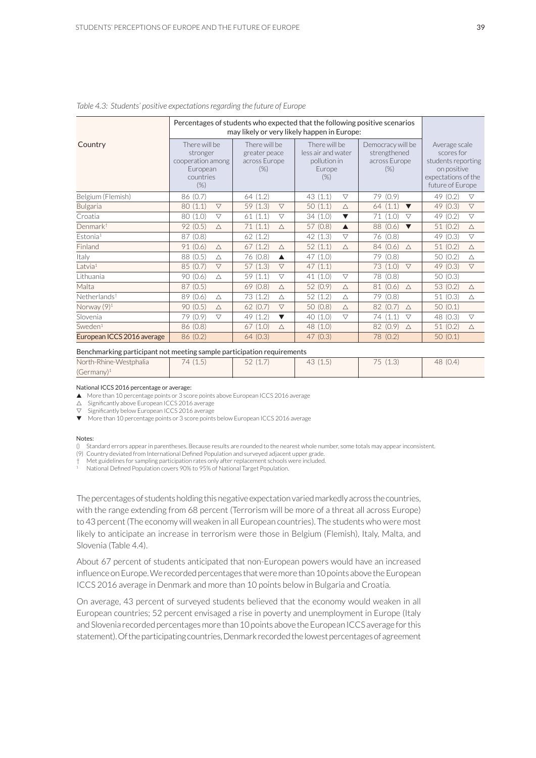*Table 4.3: Students' positive expectations regarding the future of Europe*

| Country | Percentages of students who expected that the following positive scenarios may likely or very likely happen in Europe: | | | | |
|---|---|---|---|---|---|
| | There will be stronger cooperation among European countries (%) | There will be greater peace across Europe (%) | There will be less air and water pollution in Europe (%) | Democracy will be strengthened across Europe (%) | Average scale scores for students reporting on positive expectations of the future of Europe |
| Belgium (Flemish) | 86 (0.7) | 64 (1.2) | 43 (1.1) ▽ | 79 (0.9) | 49 (0.2) ▽ |
| Bulgaria | 80 (1.1) ▽ | 59 (1.3) ▽ | 50 (1.1) △ | 64 (1.1) ▼ | 49 (0.3) ▽ |
| Croatia | 80 (1.0) ▽ | 61 (1.1) ▽ | 34 (1.0) ▼ | 71 (1.0) ▽ | 49 (0.2) ▽ |
| Denmark† | 92 (0.5) △ | 71 (1.1) △ | 57 (0.8) ▲ | 88 (0.6) ▼ | 51 (0.2) △ |
| Estonia¹ | 87 (0.8) | 62 (1.2) | 42 (1.3) ▽ | 76 (0.8) | 49 (0.3) ▽ |
| Finland | 91 (0.6) △ | 67 (1.2) △ | 52 (1.1) △ | 84 (0.6) △ | 51 (0.2) △ |
| Italy | 88 (0.5) △ | 76 (0.8) ▲ | 47 (1.0) | 79 (0.8) | 50 (0.2) △ |
| Latvia¹ | 85 (0.7) ▽ | 57 (1.3) ▽ | 47 (1.1) | 73 (1.0) ▽ | 49 (0.3) ▽ |
| Lithuania | 90 (0.6) △ | 59 (1.1) ▽ | 41 (1.0) ▽ | 78 (0.8) | 50 (0.3) |
| Malta | 87 (0.5) | 69 (0.8) △ | 52 (0.9) △ | 81 (0.6) △ | 53 (0.2) △ |
| Netherlands† | 89 (0.6) △ | 73 (1.2) △ | 52 (1.2) △ | 79 (0.8) | 51 (0.3) △ |
| Norway (9)¹ | 90 (0.5) △ | 62 (0.7) ▽ | 50 (0.8) △ | 82 (0.7) △ | 50 (0.1) |
| Slovenia | 79 (0.9) ▽ | 49 (1.2) ▼ | 40 (1.0) ▽ | 74 (1.1) ▽ | 48 (0.3) ▽ |
| Sweden¹ | 86 (0.8) | 67 (1.0) △ | 48 (1.0) | 82 (0.9) △ | 51 (0.2) △ |
| **European ICCS 2016 average** | 86 (0.2) | 64 (0.3) | 47 (0.3) | 78 (0.2) | 50 (0.1) |
| *Benchmarking participant not meeting sample participation requirements* | | | | | |
| North-Rhine-Westphalia (Germany)¹ | 74 (1.5) | 52 (1.7) | 43 (1.5) | 75 (1.3) | 48 (0.4) |

**National ICCS 2016 percentage or average:**

▲ More than 10 percentage points or 3 score points above European ICCS 2016 average
△ Significantly above European ICCS 2016 average
▽ Significantly below European ICCS 2016 average
▼ More than 10 percentage points or 3 score points below European ICCS 2016 average

**Notes:**

() Standard errors appear in parentheses. Because results are rounded to the nearest whole number, some totals may appear inconsistent.
(9) Country deviated from International Defined Population and surveyed adjacent upper grade.
† Met guidelines for sampling participation rates only after replacement schools were included.
¹ National Defined Population covers 90% to 95% of National Target Population.

The percentages of students holding this negative expectation varied markedly across the countries, with the range extending from 68 percent (Terrorism will be more of a threat all across Europe) to 43 percent (The economy will weaken in all European countries). The students who were most likely to anticipate an increase in terrorism were those in Belgium (Flemish), Italy, Malta, and Slovenia (Table 4.4).

About 67 percent of students anticipated that non-European powers would have an increased influence on Europe. We recorded percentages that were more than 10 points above the European ICCS 2016 average in Denmark and more than 10 points below in Bulgaria and Croatia.

On average, 43 percent of surveyed students believed that the economy would weaken in all European countries; 52 percent envisaged a rise in poverty and unemployment in Europe (Italy and Slovenia recorded percentages more than 10 points above the European ICCS average for this statement). Of the participating countries, Denmark recorded the lowest percentages of agreement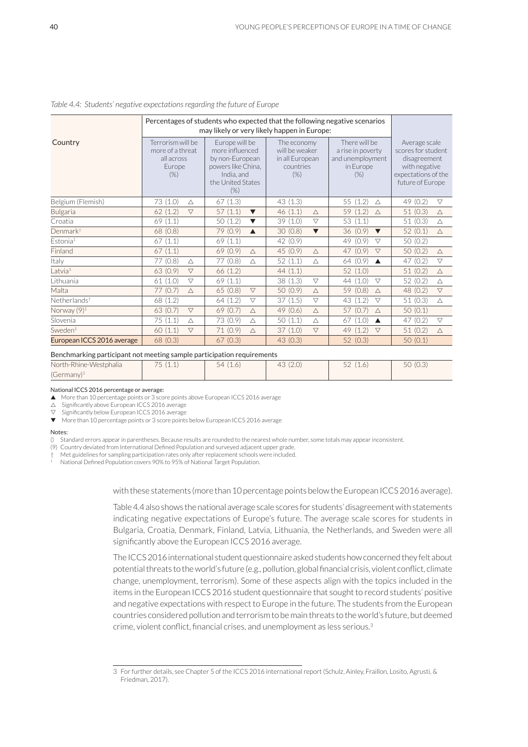*Table 4.4: Students' negative expectations regarding the future of Europe*

| Country | Percentages of students who expected that the following negative scenarios may likely or very likely happen in Europe: | | | | Average scale scores for student disagreement with negative expectations of the future of Europe |
|---|---|---|---|---|---|
| | Terrorism will be more of a threat all across Europe (%) | Europe will be more influenced by non-European powers like China, India, and the United States (%) | The economy will be weaker in all European countries (%) | There will be a rise in poverty and unemployment in Europe (%) | |
| Belgium (Flemish) | 73 (1.0) △ | 67 (1.3) | 43 (1.3) | 55 (1.2) △ | 49 (0.2) ▽ |
| Bulgaria | 62 (1.2) ▽ | 57 (1.1) ▼ | 46 (1.1) △ | 59 (1.2) △ | 51 (0.3) △ |
| Croatia | 69 (1.1) | 50 (1.2) ▼ | 39 (1.0) ▽ | 53 (1.1) | 51 (0.3) △ |
| Denmark† | 68 (0.8) | 79 (0.9) ▲ | 30 (0.8) ▼ | 36 (0.9) ▼ | 52 (0.1) △ |
| Estonia¹ | 67 (1.1) | 69 (1.1) | 42 (0.9) | 49 (0.9) ▽ | 50 (0.2) |
| Finland | 67 (1.1) | 69 (0.9) △ | 45 (0.9) △ | 47 (0.9) ▽ | 50 (0.2) △ |
| Italy | 77 (0.8) △ | 77 (0.8) △ | 52 (1.1) △ | 64 (0.9) ▲ | 47 (0.2) ▽ |
| Latvia¹ | 63 (0.9) ▽ | 66 (1.2) | 44 (1.1) | 52 (1.0) | 51 (0.2) △ |
| Lithuania | 61 (1.0) ▽ | 69 (1.1) | 38 (1.3) ▽ | 44 (1.0) ▽ | 52 (0.2) △ |
| Malta | 77 (0.7) △ | 65 (0.8) ▽ | 50 (0.9) △ | 59 (0.8) △ | 48 (0.2) ▽ |
| Netherlands† | 68 (1.2) | 64 (1.2) ▽ | 37 (1.5) ▽ | 43 (1.2) ▽ | 51 (0.3) △ |
| Norway (9)¹ | 63 (0.7) ▽ | 69 (0.7) △ | 49 (0.6) △ | 57 (0.7) △ | 50 (0.1) |
| Slovenia | 75 (1.1) △ | 73 (0.9) △ | 50 (1.1) △ | 67 (1.0) ▲ | 47 (0.2) ▽ |
| Sweden¹ | 60 (1.1) ▽ | 71 (0.9) △ | 37 (1.0) ▽ | 49 (1.2) ▽ | 51 (0.2) △ |
| European ICCS 2016 average | 68 (0.3) | 67 (0.3) | 43 (0.3) | 52 (0.3) | 50 (0.1) |
| **Benchmarking participant not meeting sample participation requirements** | | | | | |
| North-Rhine-Westphalia (Germany)¹ | 75 (1.1) | 54 (1.6) | 43 (2.0) | 52 (1.6) | 50 (0.3) |

National ICCS 2016 percentage or average:

▲ More than 10 percentage points or 3 score points above European ICCS 2016 average
△ Significantly above European ICCS 2016 average
▽ Significantly below European ICCS 2016 average
▼ More than 10 percentage points or 3 score points below European ICCS 2016 average

Notes:

() Standard errors appear in parentheses. Because results are rounded to the nearest whole number, some totals may appear inconsistent.
(9) Country deviated from International Defined Population and surveyed adjacent upper grade.
† Met guidelines for sampling participation rates only after replacement schools were included.
¹ National Defined Population covers 90% to 95% of National Target Population.

with these statements (more than 10 percentage points below the European ICCS 2016 average).

Table 4.4 also shows the national average scale scores for students' disagreement with statements indicating negative expectations of Europe's future. The average scale scores for students in Bulgaria, Croatia, Denmark, Finland, Latvia, Lithuania, the Netherlands, and Sweden were all significantly above the European ICCS 2016 average.

The ICCS 2016 international student questionnaire asked students how concerned they felt about potential threats to the world's future (e.g., pollution, global financial crisis, violent conflict, climate change, unemployment, terrorism). Some of these aspects align with the topics included in the items in the European ICCS 2016 student questionnaire that sought to record students' positive and negative expectations with respect to Europe in the future. The students from the European countries considered pollution and terrorism to be main threats to the world's future, but deemed crime, violent conflict, financial crises, and unemployment as less serious.[3]

[3] For further details, see Chapter 5 of the ICCS 2016 international report (Schulz, Ainley, Fraillon, Losito, Agrusti, & Friedman, 2017).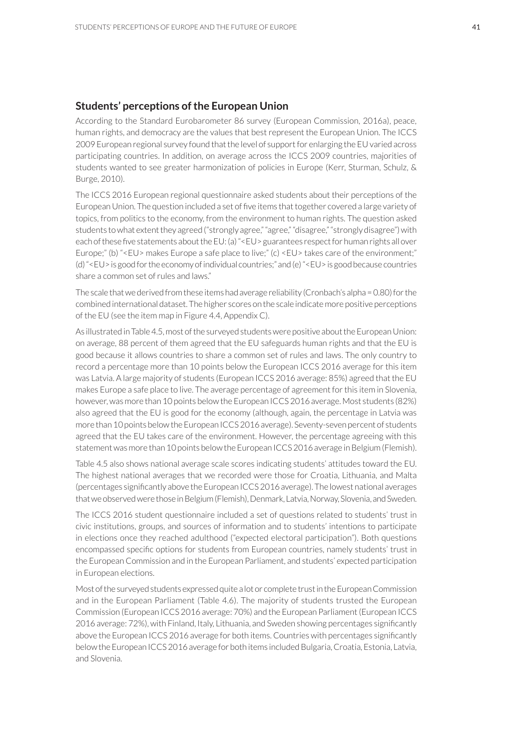## Students' perceptions of the European Union

According to the Standard Eurobarometer 86 survey (European Commission, 2016a), peace, human rights, and democracy are the values that best represent the European Union. The ICCS 2009 European regional survey found that the level of support for enlarging the EU varied across participating countries. In addition, on average across the ICCS 2009 countries, majorities of students wanted to see greater harmonization of policies in Europe (Kerr, Sturman, Schulz, & Burge, 2010).

The ICCS 2016 European regional questionnaire asked students about their perceptions of the European Union. The question included a set of five items that together covered a large variety of topics, from politics to the economy, from the environment to human rights. The question asked students to what extent they agreed ("strongly agree," "agree," "disagree," "strongly disagree") with each of these five statements about the EU: (a) "<EU> guarantees respect for human rights all over Europe;" (b) "<EU> makes Europe a safe place to live;" (c) <EU> takes care of the environment;" (d) "<EU> is good for the economy of individual countries;" and (e) "<EU> is good because countries share a common set of rules and laws."

The scale that we derived from these items had average reliability (Cronbach's alpha = 0.80) for the combined international dataset. The higher scores on the scale indicate more positive perceptions of the EU (see the item map in Figure 4.4, Appendix C).

As illustrated in Table 4.5, most of the surveyed students were positive about the European Union: on average, 88 percent of them agreed that the EU safeguards human rights and that the EU is good because it allows countries to share a common set of rules and laws. The only country to record a percentage more than 10 points below the European ICCS 2016 average for this item was Latvia. A large majority of students (European ICCS 2016 average: 85%) agreed that the EU makes Europe a safe place to live. The average percentage of agreement for this item in Slovenia, however, was more than 10 points below the European ICCS 2016 average. Most students (82%) also agreed that the EU is good for the economy (although, again, the percentage in Latvia was more than 10 points below the European ICCS 2016 average). Seventy-seven percent of students agreed that the EU takes care of the environment. However, the percentage agreeing with this statement was more than 10 points below the European ICCS 2016 average in Belgium (Flemish).

Table 4.5 also shows national average scale scores indicating students' attitudes toward the EU. The highest national averages that we recorded were those for Croatia, Lithuania, and Malta (percentages significantly above the European ICCS 2016 average). The lowest national averages that we observed were those in Belgium (Flemish), Denmark, Latvia, Norway, Slovenia, and Sweden.

The ICCS 2016 student questionnaire included a set of questions related to students' trust in civic institutions, groups, and sources of information and to students' intentions to participate in elections once they reached adulthood ("expected electoral participation"). Both questions encompassed specific options for students from European countries, namely students' trust in the European Commission and in the European Parliament, and students' expected participation in European elections.

Most of the surveyed students expressed quite a lot or complete trust in the European Commission and in the European Parliament (Table 4.6). The majority of students trusted the European Commission (European ICCS 2016 average: 70%) and the European Parliament (European ICCS 2016 average: 72%), with Finland, Italy, Lithuania, and Sweden showing percentages significantly above the European ICCS 2016 average for both items. Countries with percentages significantly below the European ICCS 2016 average for both items included Bulgaria, Croatia, Estonia, Latvia, and Slovenia.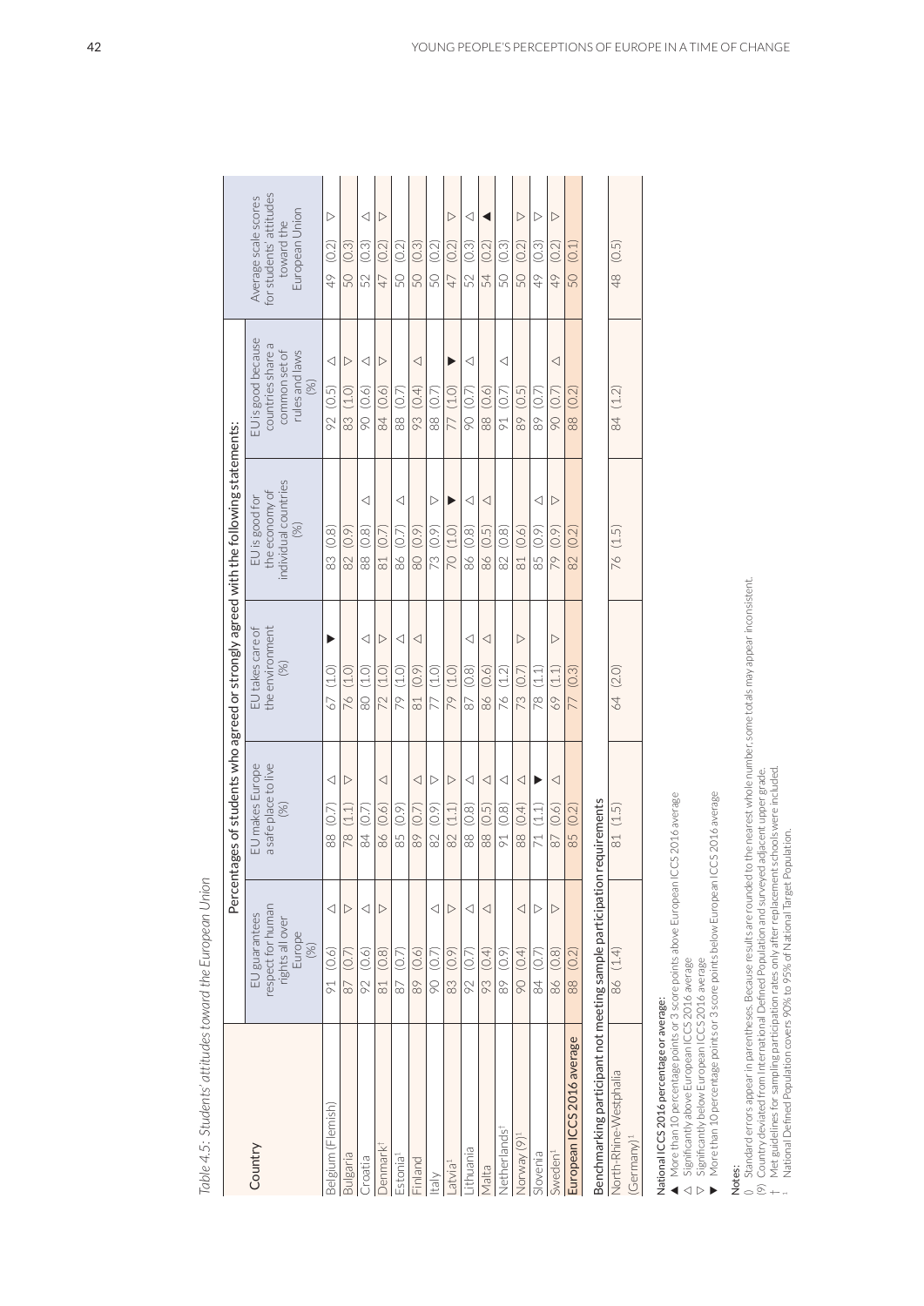*Table 4.5: Students' attitudes toward the European Union*

| Country | Percentages of students who agreed or strongly agreed with the following statements: | | | | | Average scale scores for students' attitudes toward the European Union |
|---|---|---|---|---|---|---|
| | EU guarantees respect for human rights all over Europe (%) | EU makes Europe a safe place to live (%) | EU takes care of the environment (%) | EU is good for the economy of individual countries (%) | EU is good because countries share a common set of rules and laws (%) | |
| Belgium (Flemish) | 91 (0.6) △ | 88 (0.7) △ | 67 (1.0) ▼ | 83 (0.8) | 92 (0.5) △ | 49 (0.2) ▽ |
| Bulgaria | 87 (0.7) ▽ | 78 (1.1) ▽ | 76 (1.0) | 82 (0.9) | 83 (1.0) ▽ | 50 (0.3) |
| Croatia | 92 (0.6) △ | 84 (0.7) | 80 (1.0) △ | 88 (0.8) △ | 90 (0.6) △ | 52 (0.3) △ |
| Denmark† | 81 (0.8) ▽ | 86 (0.6) △ | 72 (1.0) ▽ | 81 (0.7) | 84 (0.6) ▽ | 47 (0.2) ▽ |
| Estonia¹ | 87 (0.7) | 85 (0.9) | 79 (1.0) △ | 86 (0.7) △ | 88 (0.7) | 50 (0.2) |
| Finland | 89 (0.6) | 89 (0.7) △ | 81 (0.9) △ | 80 (0.9) | 93 (0.4) △ | 50 (0.3) |
| Italy | 90 (0.7) △ | 82 (0.9) ▽ | 77 (1.0) | 73 (0.9) ▽ | 88 (0.7) | 50 (0.2) |
| Latvia¹ | 83 (0.9) ▽ | 82 (1.1) ▽ | 79 (1.0) | 70 (1.0) ▼ | 77 (1.0) ▼ | 47 (0.2) ▽ |
| Lithuania | 92 (0.7) △ | 88 (0.8) △ | 87 (0.8) △ | 86 (0.8) △ | 90 (0.7) △ | 52 (0.3) △ |
| Malta | 93 (0.4) △ | 88 (0.5) △ | 86 (0.6) △ | 86 (0.5) △ | 88 (0.6) | 54 (0.2) ▲ |
| Netherlands† | 89 (0.9) | 91 (0.8) △ | 76 (1.2) | 82 (0.8) | 91 (0.7) △ | 50 (0.3) |
| Norway (9)¹ | 90 (0.4) △ | 88 (0.4) △ | 73 (0.7) ▽ | 81 (0.6) | 89 (0.5) | 50 (0.2) ▽ |
| Slovenia | 84 (0.7) ▽ | 71 (1.1) ▼ | 78 (1.1) | 85 (0.9) △ | 89 (0.7) | 49 (0.3) ▽ |
| Sweden¹ | 86 (0.8) ▽ | 87 (0.6) △ | 69 (1.1) ▽ | 79 (0.9) ▽ | 90 (0.7) △ | 49 (0.2) ▽ |
| European ICCS 2016 average | 88 (0.2) | 85 (0.2) | 77 (0.3) | 82 (0.2) | 88 (0.2) | 50 (0.1) |
| **Benchmarking participant not meeting sample participation requirements** | | | | | | |
| North-Rhine-Westphalia (Germany)¹ | 86 (1.4) | 81 (1.5) | 64 (2.0) | 76 (1.5) | 84 (1.2) | 48 (0.5) |

National ICCS 2016 percentage or average:
- ▲ More than 10 percentage points or 3 score points above European ICCS 2016 average
- △ Significantly above European ICCS 2016 average
- ▽ Significantly below European ICCS 2016 average
- ▼ More than 10 percentage points or 3 score points below European ICCS 2016 average

Notes:
- () Standard errors appear in parentheses. Because results are rounded to the nearest whole number, some totals may appear inconsistent.
- (9) Country deviated from International Defined Population and surveyed adjacent upper grade.
- † Met guidelines for sampling participation rates only after replacement schools were included.
- ¹ National Defined Population covers 90% to 95% of National Target Population.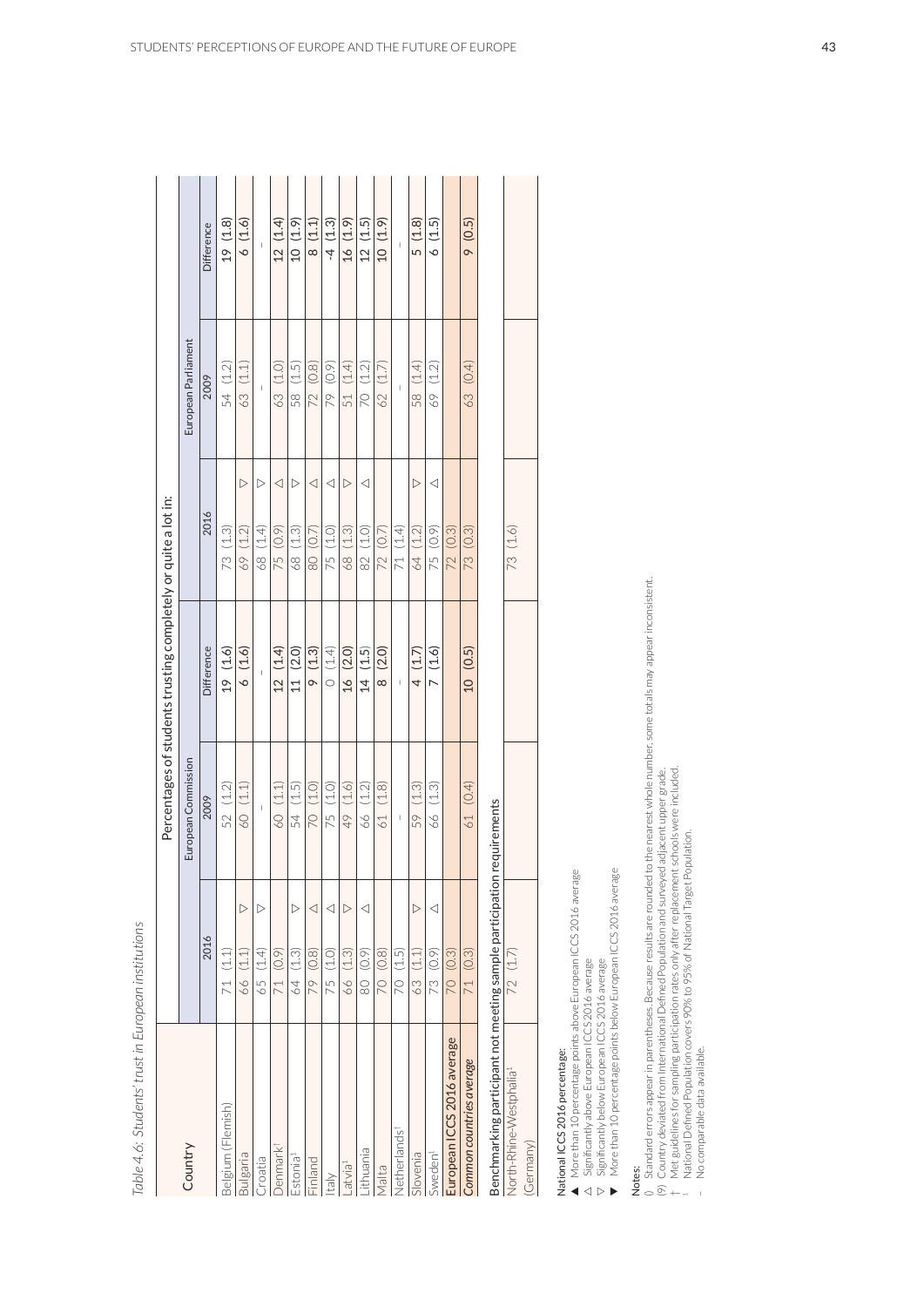*Table 4.6: Students' trust in European institutions*

| Country | Percentages of students trusting completely or quite a lot in: | | | | | | |
|---|---|---|---|---|---|---|---|
| | European Commission | | | European Parliament | | | |
| | 2016 | 2009 | Difference | 2016 | 2009 | Difference |
| Belgium (Flemish) | 71 (1.1) | 52 (1.2) | **19 (1.6)** | 73 (1.3) | 54 (1.2) | **19 (1.8)** |
| Bulgaria | 66 (1.1) ▽ | 60 (1.1) | **6 (1.6)** | 69 (1.2) ▽ | 63 (1.1) | **6 (1.6)** |
| Croatia | 65 (1.4) ▽ | - | - | 68 (1.4) ▽ | - | - |
| Denmark† | 71 (0.9) | 60 (1.1) | **12 (1.4)** | 75 (0.9) △ | 63 (1.0) | **12 (1.4)** |
| Estonia¹ | 64 (1.3) ▽ | 54 (1.5) | **11 (2.0)** | 68 (1.3) ▽ | 58 (1.5) | **10 (1.9)** |
| Finland | 79 (0.8) △ | 70 (1.0) | **9 (1.3)** | 80 (0.7) △ | 72 (0.8) | **8 (1.1)** |
| Italy | 75 (1.0) △ | 75 (1.0) | 0 (1.4) | 75 (1.0) △ | 79 (0.9) | **-4 (1.3)** |
| Latvia¹ | 66 (1.3) ▽ | 49 (1.6) | **16 (2.0)** | 68 (1.3) ▽ | 51 (1.4) | **16 (1.9)** |
| Lithuania | 80 (0.9) △ | 66 (1.2) | **14 (1.5)** | 82 (1.0) △ | 70 (1.2) | **12 (1.5)** |
| Malta | 70 (0.8) | 61 (1.8) | **8 (2.0)** | 72 (0.7) | 62 (1.7) | **10 (1.9)** |
| Netherlands† | 70 (1.5) | - | - | 71 (1.4) | - | - |
| Slovenia | 63 (1.1) ▽ | 59 (1.3) | **4 (1.7)** | 64 (1.2) ▽ | 58 (1.4) | **5 (1.8)** |
| Sweden¹ | 73 (0.9) △ | 66 (1.3) | **7 (1.6)** | 75 (0.9) △ | 69 (1.2) | **6 (1.5)** |
| **European ICCS 2016 average** | 70 (0.3) | | | 72 (0.3) | | |
| *Common countries average* | 71 (0.3) | 61 (0.4) | **10 (0.5)** | 73 (0.3) | 63 (0.4) | **9 (0.5)** |
| **Benchmarking participant not meeting sample participation requirements** | | | | | | |
| North-Rhine-Westphalia¹ (Germany) | 72 (1.7) | | | 73 (1.6) | | |

National ICCS 2016 percentage:
▲ More than 10 percentage points above European ICCS 2016 average
△ Significantly above European ICCS 2016 average
▽ Significantly below European ICCS 2016 average
▼ More than 10 percentage points below European ICCS 2016 average

Notes:
() Standard errors appear in parentheses. Because results are rounded to the nearest whole number, some totals may appear inconsistent.
(9) Country deviated from International Defined Population and surveyed adjacent upper grade.
† Met guidelines for sampling participation rates only after replacement schools were included.
¹ National Defined Population covers 90% to 95% of National Target Population.
\- No comparable data available.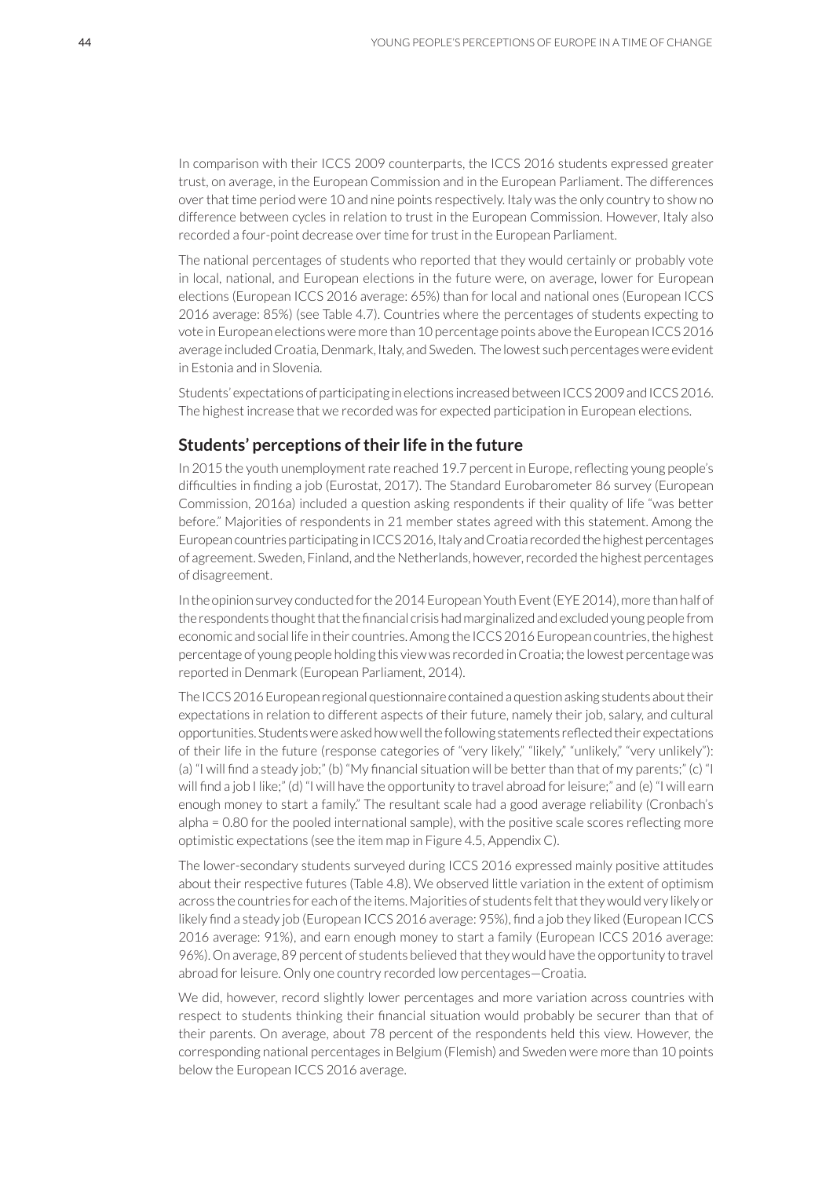In comparison with their ICCS 2009 counterparts, the ICCS 2016 students expressed greater trust, on average, in the European Commission and in the European Parliament. The differences over that time period were 10 and nine points respectively. Italy was the only country to show no difference between cycles in relation to trust in the European Commission. However, Italy also recorded a four-point decrease over time for trust in the European Parliament.

The national percentages of students who reported that they would certainly or probably vote in local, national, and European elections in the future were, on average, lower for European elections (European ICCS 2016 average: 65%) than for local and national ones (European ICCS 2016 average: 85%) (see Table 4.7). Countries where the percentages of students expecting to vote in European elections were more than 10 percentage points above the European ICCS 2016 average included Croatia, Denmark, Italy, and Sweden. The lowest such percentages were evident in Estonia and in Slovenia.

Students' expectations of participating in elections increased between ICCS 2009 and ICCS 2016. The highest increase that we recorded was for expected participation in European elections.

## Students' perceptions of their life in the future

In 2015 the youth unemployment rate reached 19.7 percent in Europe, reflecting young people's difficulties in finding a job (Eurostat, 2017). The Standard Eurobarometer 86 survey (European Commission, 2016a) included a question asking respondents if their quality of life "was better before." Majorities of respondents in 21 member states agreed with this statement. Among the European countries participating in ICCS 2016, Italy and Croatia recorded the highest percentages of agreement. Sweden, Finland, and the Netherlands, however, recorded the highest percentages of disagreement.

In the opinion survey conducted for the 2014 European Youth Event (EYE 2014), more than half of the respondents thought that the financial crisis had marginalized and excluded young people from economic and social life in their countries. Among the ICCS 2016 European countries, the highest percentage of young people holding this view was recorded in Croatia; the lowest percentage was reported in Denmark (European Parliament, 2014).

The ICCS 2016 European regional questionnaire contained a question asking students about their expectations in relation to different aspects of their future, namely their job, salary, and cultural opportunities. Students were asked how well the following statements reflected their expectations of their life in the future (response categories of "very likely," "likely," "unlikely," "very unlikely"): (a) "I will find a steady job;" (b) "My financial situation will be better than that of my parents;" (c) "I will find a job I like;" (d) "I will have the opportunity to travel abroad for leisure;" and (e) "I will earn enough money to start a family." The resultant scale had a good average reliability (Cronbach's alpha = 0.80 for the pooled international sample), with the positive scale scores reflecting more optimistic expectations (see the item map in Figure 4.5, Appendix C).

The lower-secondary students surveyed during ICCS 2016 expressed mainly positive attitudes about their respective futures (Table 4.8). We observed little variation in the extent of optimism across the countries for each of the items. Majorities of students felt that they would very likely or likely find a steady job (European ICCS 2016 average: 95%), find a job they liked (European ICCS 2016 average: 91%), and earn enough money to start a family (European ICCS 2016 average: 96%). On average, 89 percent of students believed that they would have the opportunity to travel abroad for leisure. Only one country recorded low percentages—Croatia.

We did, however, record slightly lower percentages and more variation across countries with respect to students thinking their financial situation would probably be securer than that of their parents. On average, about 78 percent of the respondents held this view. However, the corresponding national percentages in Belgium (Flemish) and Sweden were more than 10 points below the European ICCS 2016 average.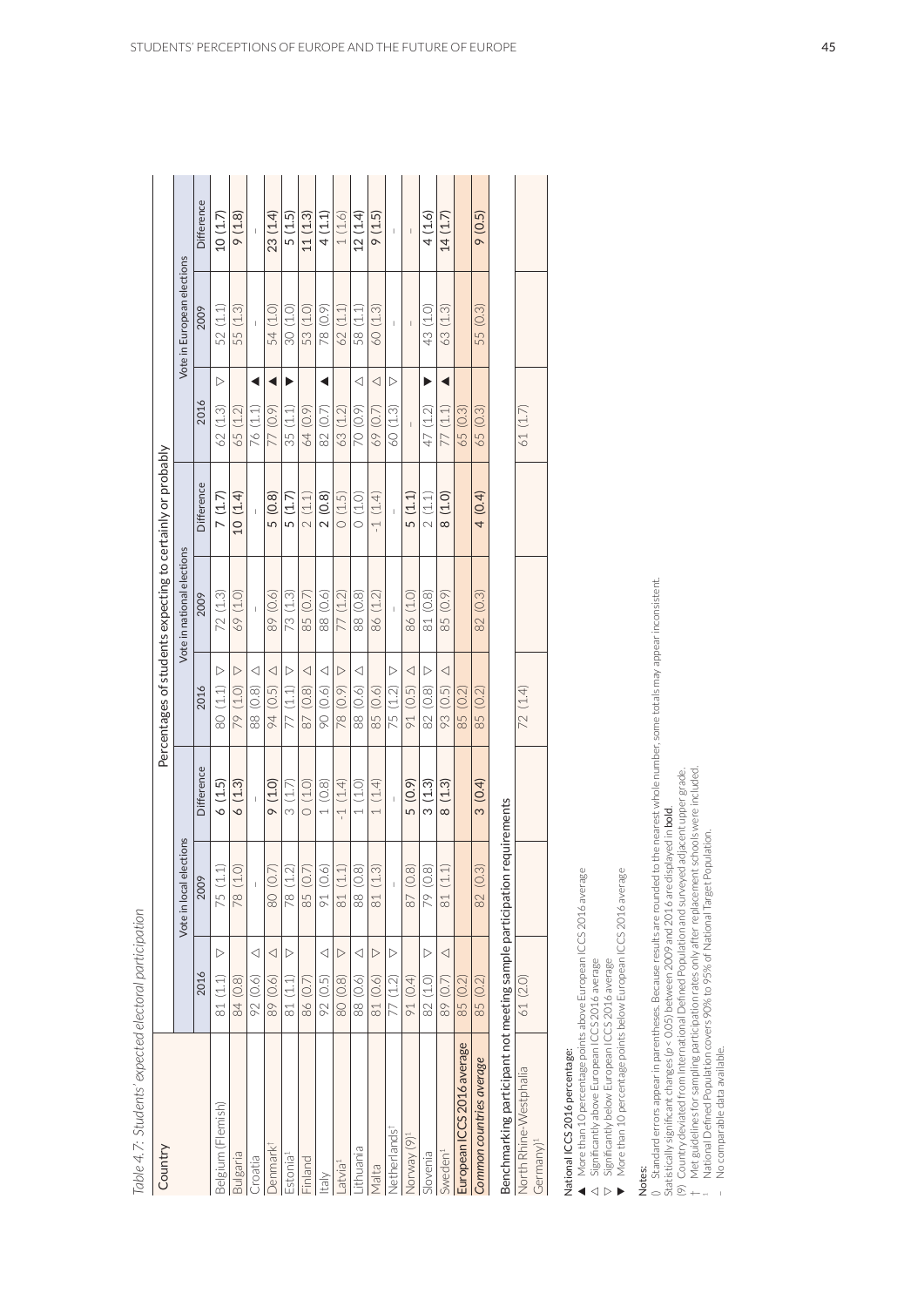*Table 4.7: Students' expected electoral participation*

| Country | Percentages of students expecting to certainly or probably | | | | | | | | |
|---|---|---|---|---|---|---|---|---|---|
| | Vote in local elections | | | Vote in national elections | | | Vote in European elections | | |
| | 2016 | 2009 | Difference | 2016 | 2009 | Difference | 2016 | 2009 | Difference |
| Belgium (Flemish) | 81 (1.1) ▽ | 75 (1.1) | **6 (1.5)** | 80 (1.1) ▽ | 72 (1.3) | **7 (1.7)** | 62 (1.3) ▽ | 52 (1.1) | **10 (1.7)** |
| Bulgaria | 84 (0.8) | 78 (1.0) | **6 (1.3)** | 79 (1.0) ▽ | 69 (1.0) | **10 (1.4)** | 65 (1.2) | 55 (1.3) | **9 (1.8)** |
| Croatia | 92 (0.6) △ | – | – | 88 (0.8) △ | – | – | 76 (1.1) ▲ | – | – |
| Denmark† | 89 (0.6) △ | 80 (0.7) | **9 (1.0)** | 94 (0.5) △ | 89 (0.6) | **5 (0.8)** | 77 (0.9) ▲ | 54 (1.0) | **23 (1.4)** |
| Estonia¹ | 81 (1.1) ▽ | 78 (1.2) | 3 (1.7) | 77 (1.1) ▽ | 73 (1.3) | **5 (1.7)** | 35 (1.1) ▼ | 30 (1.0) | **5 (1.5)** |
| Finland | 86 (0.7) | 85 (0.7) | 0 (1.0) | 87 (0.8) △ | 85 (0.7) | 2 (1.1) | 64 (0.9) | 53 (1.0) | **11 (1.3)** |
| Italy | 92 (0.5) △ | 91 (0.6) | 1 (0.8) | 90 (0.6) △ | 88 (0.6) | **2 (0.8)** | 82 (0.7) ▲ | 78 (0.9) | **4 (1.1)** |
| Latvia¹ | 80 (0.8) ▽ | 81 (1.1) | -1 (1.4) | 78 (0.9) ▽ | 77 (1.2) | 0 (1.5) | 63 (1.2) | 62 (1.1) | 1 (1.6) |
| Lithuania | 88 (0.6) △ | 88 (0.8) | 1 (1.0) | 88 (0.6) △ | 88 (0.8) | 0 (1.0) | 70 (0.9) △ | 58 (1.1) | **12 (1.4)** |
| Malta | 81 (0.6) ▽ | 81 (1.3) | 1 (1.4) | 85 (0.6) | 86 (1.2) | -1 (1.4) | 69 (0.7) △ | 60 (1.3) | **9 (1.5)** |
| Netherlands† | 77 (1.2) ▽ | – | – | 75 (1.2) ▽ | – | – | 60 (1.3) ▽ | – | – |
| Norway (9)¹ | 91 (0.4) | 87 (0.8) | **5 (0.9)** | 91 (0.5) △ | 86 (1.0) | **5 (1.1)** | – | – | – |
| Slovenia | 82 (1.0) ▽ | 79 (0.8) | **3 (1.3)** | 82 (0.8) ▽ | 81 (0.8) | 2 (1.1) | 47 (1.2) ▼ | 43 (1.0) | **4 (1.6)** |
| Sweden¹ | 89 (0.7) △ | 81 (1.1) | **8 (1.3)** | 93 (0.5) △ | 85 (0.9) | **8 (1.0)** | 77 (1.1) ▲ | 63 (1.3) | **14 (1.7)** |
| *European ICCS 2016 average* | 85 (0.2) | | | 85 (0.2) | | | 65 (0.3) | | |
| *Common countries average* | 85 (0.2) | 82 (0.3) | **3 (0.4)** | 85 (0.2) | 82 (0.3) | **4 (0.4)** | 65 (0.3) | 55 (0.3) | **9 (0.5)** |
| **Benchmarking participant not meeting sample participation requirements** | | | | | | | | | |
| North Rhine-Westphalia (Germany)¹ | 61 (2.0) | | | 72 (1.4) | | | 61 (1.7) | | |

National ICCS 2016 percentage:
- ▲ More than 10 percentage points above European ICCS 2016 average
- △ Significantly above European ICCS 2016 average
- ▽ Significantly below European ICCS 2016 average
- ▼ More than 10 percentage points below European ICCS 2016 average

Notes:
() Standard errors appear in parentheses. Because results are rounded to the nearest whole number, some totals may appear inconsistent.
Statistically significant changes ($p < 0.05$) between 2009 and 2016 are displayed in **bold**.
(9) Country deviated from International Defined Population and surveyed adjacent upper grade.
† Met guidelines for sampling participation rates only after replacement schools were included.
¹ National Defined Population covers 90% to 95% of National Target Population.
– No comparable data available.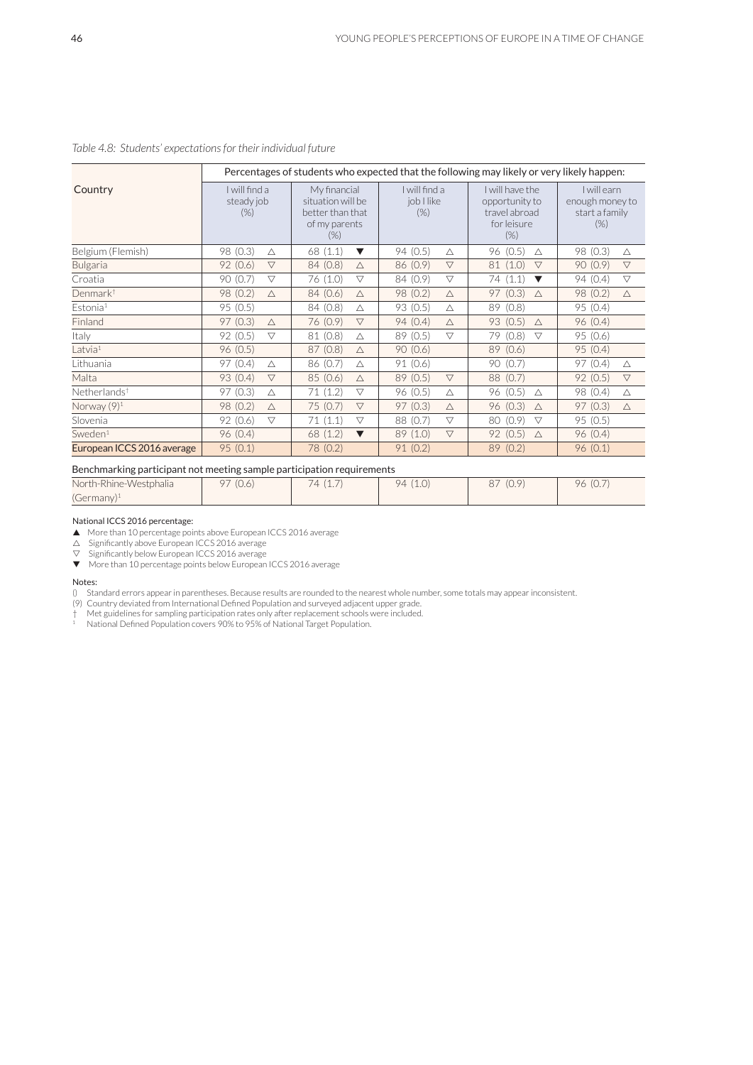*Table 4.8: Students' expectations for their individual future*

| Country | Percentages of students who expected that the following may likely or very likely happen: | | | | |
|---|---|---|---|---|---|
| | I will find a steady job (%) | My financial situation will be better than that of my parents (%) | I will find a job I like (%) | I will have the opportunity to travel abroad for leisure (%) | I will earn enough money to start a family (%) |
| Belgium (Flemish) | 98 (0.3) △ | 68 (1.1) ▼ | 94 (0.5) △ | 96 (0.5) △ | 98 (0.3) △ |
| Bulgaria | 92 (0.6) ▽ | 84 (0.8) △ | 86 (0.9) ▽ | 81 (1.0) ▽ | 90 (0.9) ▽ |
| Croatia | 90 (0.7) ▽ | 76 (1.0) ▽ | 84 (0.9) ▽ | 74 (1.1) ▼ | 94 (0.4) ▽ |
| Denmark† | 98 (0.2) △ | 84 (0.6) △ | 98 (0.2) △ | 97 (0.3) △ | 98 (0.2) △ |
| Estonia¹ | 95 (0.5) | 84 (0.8) △ | 93 (0.5) △ | 89 (0.8) | 95 (0.4) |
| Finland | 97 (0.3) △ | 76 (0.9) ▽ | 94 (0.4) △ | 93 (0.5) △ | 96 (0.4) |
| Italy | 92 (0.5) ▽ | 81 (0.8) △ | 89 (0.5) ▽ | 79 (0.8) ▽ | 95 (0.6) |
| Latvia¹ | 96 (0.5) | 87 (0.8) △ | 90 (0.6) | 89 (0.6) | 95 (0.4) |
| Lithuania | 97 (0.4) △ | 86 (0.7) △ | 91 (0.6) | 90 (0.7) | 97 (0.4) △ |
| Malta | 93 (0.4) ▽ | 85 (0.6) △ | 89 (0.5) ▽ | 88 (0.7) | 92 (0.5) ▽ |
| Netherlands† | 97 (0.3) △ | 71 (1.2) ▽ | 96 (0.5) △ | 96 (0.5) △ | 98 (0.4) △ |
| Norway (9)¹ | 98 (0.2) △ | 75 (0.7) ▽ | 97 (0.3) △ | 96 (0.3) △ | 97 (0.3) △ |
| Slovenia | 92 (0.6) ▽ | 71 (1.1) ▽ | 88 (0.7) ▽ | 80 (0.9) ▽ | 95 (0.5) |
| Sweden¹ | 96 (0.4) | 68 (1.2) ▼ | 89 (1.0) ▽ | 92 (0.5) △ | 96 (0.4) |
| European ICCS 2016 average | 95 (0.1) | 78 (0.2) | 91 (0.2) | 89 (0.2) | 96 (0.1) |
| **Benchmarking participant not meeting sample participation requirements** | | | | | |
| North-Rhine-Westphalia (Germany)¹ | 97 (0.6) | 74 (1.7) | 94 (1.0) | 87 (0.9) | 96 (0.7) |

National ICCS 2016 percentage:

▲ More than 10 percentage points above European ICCS 2016 average
△ Significantly above European ICCS 2016 average
▽ Significantly below European ICCS 2016 average
▼ More than 10 percentage points below European ICCS 2016 average

Notes:

() Standard errors appear in parentheses. Because results are rounded to the nearest whole number, some totals may appear inconsistent.
(9) Country deviated from International Defined Population and surveyed adjacent upper grade.
† Met guidelines for sampling participation rates only after replacement schools were included.
¹ National Defined Population covers 90% to 95% of National Target Population.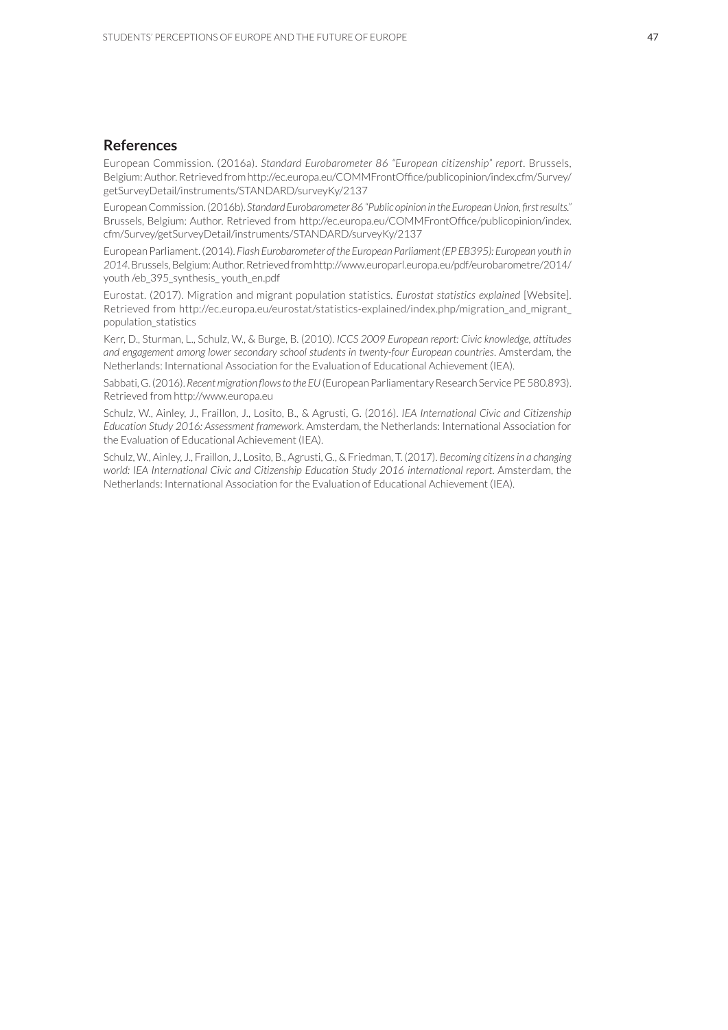## References

European Commission. (2016a). *Standard Eurobarometer 86 "European citizenship" report*. Brussels, Belgium: Author. Retrieved from http://ec.europa.eu/COMMFrontOffice/publicopinion/index.cfm/Survey/getSurveyDetail/instruments/STANDARD/surveyKy/2137

European Commission. (2016b). *Standard Eurobarometer 86 "Public opinion in the European Union, first results."* Brussels, Belgium: Author. Retrieved from http://ec.europa.eu/COMMFrontOffice/publicopinion/index.cfm/Survey/getSurveyDetail/instruments/STANDARD/surveyKy/2137

European Parliament. (2014). *Flash Eurobarometer of the European Parliament (EP EB395): European youth in 2014*. Brussels, Belgium: Author. Retrieved from http://www.europarl.europa.eu/pdf/eurobarometre/2014/youth /eb_395_synthesis_ youth_en.pdf

Eurostat. (2017). Migration and migrant population statistics. *Eurostat statistics explained* [Website]. Retrieved from http://ec.europa.eu/eurostat/statistics-explained/index.php/migration_and_migrant_population_statistics

Kerr, D., Sturman, L., Schulz, W., & Burge, B. (2010). *ICCS 2009 European report: Civic knowledge, attitudes and engagement among lower secondary school students in twenty-four European countries*. Amsterdam, the Netherlands: International Association for the Evaluation of Educational Achievement (IEA).

Sabbati, G. (2016). *Recent migration flows to the EU* (European Parliamentary Research Service PE 580.893). Retrieved from http://www.europa.eu

Schulz, W., Ainley, J., Fraillon, J., Losito, B., & Agrusti, G. (2016). *IEA International Civic and Citizenship Education Study 2016: Assessment framework*. Amsterdam, the Netherlands: International Association for the Evaluation of Educational Achievement (IEA).

Schulz, W., Ainley, J., Fraillon, J., Losito, B., Agrusti, G., & Friedman, T. (2017). *Becoming citizens in a changing world: IEA International Civic and Citizenship Education Study 2016 international report*. Amsterdam, the Netherlands: International Association for the Evaluation of Educational Achievement (IEA).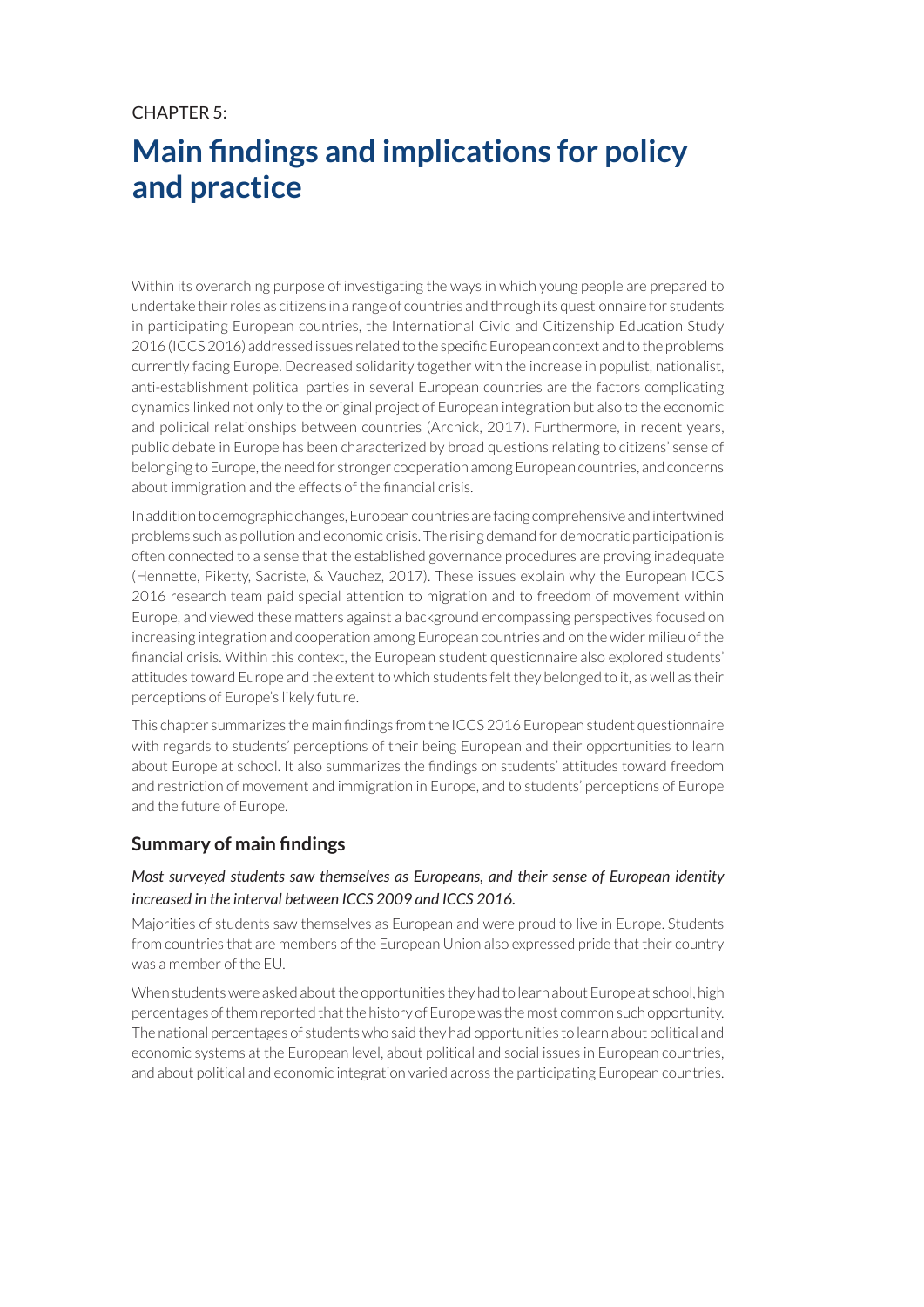CHAPTER 5:

# Main findings and implications for policy and practice

Within its overarching purpose of investigating the ways in which young people are prepared to undertake their roles as citizens in a range of countries and through its questionnaire for students in participating European countries, the International Civic and Citizenship Education Study 2016 (ICCS 2016) addressed issues related to the specific European context and to the problems currently facing Europe. Decreased solidarity together with the increase in populist, nationalist, anti-establishment political parties in several European countries are the factors complicating dynamics linked not only to the original project of European integration but also to the economic and political relationships between countries (Archick, 2017). Furthermore, in recent years, public debate in Europe has been characterized by broad questions relating to citizens' sense of belonging to Europe, the need for stronger cooperation among European countries, and concerns about immigration and the effects of the financial crisis.

In addition to demographic changes, European countries are facing comprehensive and intertwined problems such as pollution and economic crisis. The rising demand for democratic participation is often connected to a sense that the established governance procedures are proving inadequate (Hennette, Piketty, Sacriste, & Vauchez, 2017). These issues explain why the European ICCS 2016 research team paid special attention to migration and to freedom of movement within Europe, and viewed these matters against a background encompassing perspectives focused on increasing integration and cooperation among European countries and on the wider milieu of the financial crisis. Within this context, the European student questionnaire also explored students' attitudes toward Europe and the extent to which students felt they belonged to it, as well as their perceptions of Europe's likely future.

This chapter summarizes the main findings from the ICCS 2016 European student questionnaire with regards to students' perceptions of their being European and their opportunities to learn about Europe at school. It also summarizes the findings on students' attitudes toward freedom and restriction of movement and immigration in Europe, and to students' perceptions of Europe and the future of Europe.

## Summary of main findings

*Most surveyed students saw themselves as Europeans, and their sense of European identity increased in the interval between ICCS 2009 and ICCS 2016.*

Majorities of students saw themselves as European and were proud to live in Europe. Students from countries that are members of the European Union also expressed pride that their country was a member of the EU.

When students were asked about the opportunities they had to learn about Europe at school, high percentages of them reported that the history of Europe was the most common such opportunity. The national percentages of students who said they had opportunities to learn about political and economic systems at the European level, about political and social issues in European countries, and about political and economic integration varied across the participating European countries.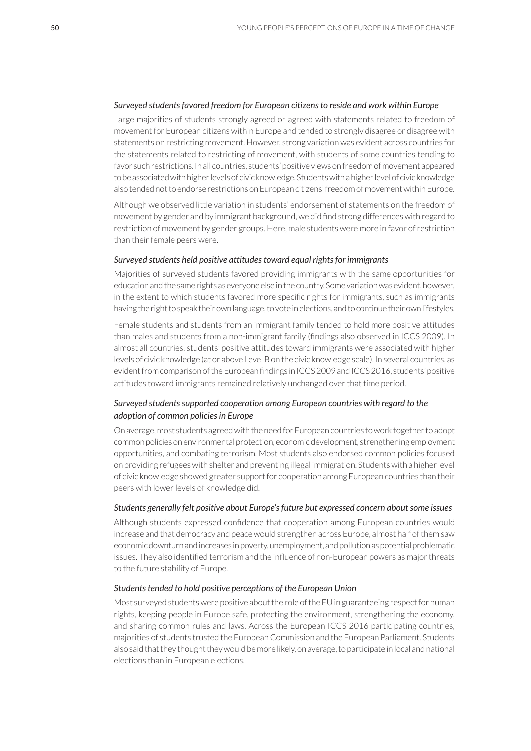*Surveyed students favored freedom for European citizens to reside and work within Europe*

Large majorities of students strongly agreed or agreed with statements related to freedom of movement for European citizens within Europe and tended to strongly disagree or disagree with statements on restricting movement. However, strong variation was evident across countries for the statements related to restricting of movement, with students of some countries tending to favor such restrictions. In all countries, students' positive views on freedom of movement appeared to be associated with higher levels of civic knowledge. Students with a higher level of civic knowledge also tended not to endorse restrictions on European citizens' freedom of movement within Europe.

Although we observed little variation in students' endorsement of statements on the freedom of movement by gender and by immigrant background, we did find strong differences with regard to restriction of movement by gender groups. Here, male students were more in favor of restriction than their female peers were.

*Surveyed students held positive attitudes toward equal rights for immigrants*

Majorities of surveyed students favored providing immigrants with the same opportunities for education and the same rights as everyone else in the country. Some variation was evident, however, in the extent to which students favored more specific rights for immigrants, such as immigrants having the right to speak their own language, to vote in elections, and to continue their own lifestyles.

Female students and students from an immigrant family tended to hold more positive attitudes than males and students from a non-immigrant family (findings also observed in ICCS 2009). In almost all countries, students' positive attitudes toward immigrants were associated with higher levels of civic knowledge (at or above Level B on the civic knowledge scale). In several countries, as evident from comparison of the European findings in ICCS 2009 and ICCS 2016, students' positive attitudes toward immigrants remained relatively unchanged over that time period.

*Surveyed students supported cooperation among European countries with regard to the adoption of common policies in Europe*

On average, most students agreed with the need for European countries to work together to adopt common policies on environmental protection, economic development, strengthening employment opportunities, and combating terrorism. Most students also endorsed common policies focused on providing refugees with shelter and preventing illegal immigration. Students with a higher level of civic knowledge showed greater support for cooperation among European countries than their peers with lower levels of knowledge did.

*Students generally felt positive about Europe's future but expressed concern about some issues*

Although students expressed confidence that cooperation among European countries would increase and that democracy and peace would strengthen across Europe, almost half of them saw economic downturn and increases in poverty, unemployment, and pollution as potential problematic issues. They also identified terrorism and the influence of non-European powers as major threats to the future stability of Europe.

*Students tended to hold positive perceptions of the European Union*

Most surveyed students were positive about the role of the EU in guaranteeing respect for human rights, keeping people in Europe safe, protecting the environment, strengthening the economy, and sharing common rules and laws. Across the European ICCS 2016 participating countries, majorities of students trusted the European Commission and the European Parliament. Students also said that they thought they would be more likely, on average, to participate in local and national elections than in European elections.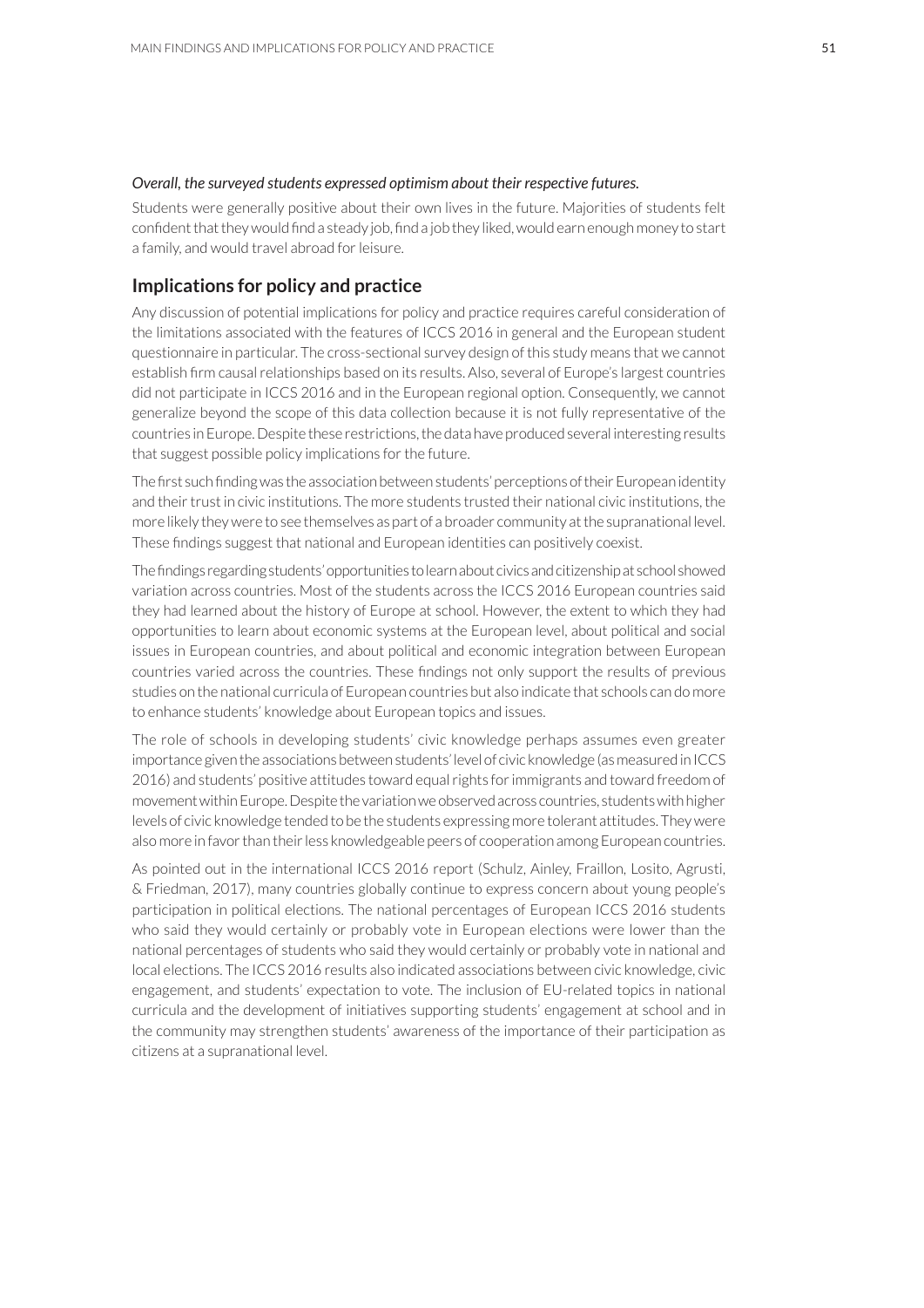*Overall, the surveyed students expressed optimism about their respective futures.*

Students were generally positive about their own lives in the future. Majorities of students felt confident that they would find a steady job, find a job they liked, would earn enough money to start a family, and would travel abroad for leisure.

## Implications for policy and practice

Any discussion of potential implications for policy and practice requires careful consideration of the limitations associated with the features of ICCS 2016 in general and the European student questionnaire in particular. The cross-sectional survey design of this study means that we cannot establish firm causal relationships based on its results. Also, several of Europe's largest countries did not participate in ICCS 2016 and in the European regional option. Consequently, we cannot generalize beyond the scope of this data collection because it is not fully representative of the countries in Europe. Despite these restrictions, the data have produced several interesting results that suggest possible policy implications for the future.

The first such finding was the association between students' perceptions of their European identity and their trust in civic institutions. The more students trusted their national civic institutions, the more likely they were to see themselves as part of a broader community at the supranational level. These findings suggest that national and European identities can positively coexist.

The findings regarding students' opportunities to learn about civics and citizenship at school showed variation across countries. Most of the students across the ICCS 2016 European countries said they had learned about the history of Europe at school. However, the extent to which they had opportunities to learn about economic systems at the European level, about political and social issues in European countries, and about political and economic integration between European countries varied across the countries. These findings not only support the results of previous studies on the national curricula of European countries but also indicate that schools can do more to enhance students' knowledge about European topics and issues.

The role of schools in developing students' civic knowledge perhaps assumes even greater importance given the associations between students' level of civic knowledge (as measured in ICCS 2016) and students' positive attitudes toward equal rights for immigrants and toward freedom of movement within Europe. Despite the variation we observed across countries, students with higher levels of civic knowledge tended to be the students expressing more tolerant attitudes. They were also more in favor than their less knowledgeable peers of cooperation among European countries.

As pointed out in the international ICCS 2016 report (Schulz, Ainley, Fraillon, Losito, Agrusti, & Friedman, 2017), many countries globally continue to express concern about young people's participation in political elections. The national percentages of European ICCS 2016 students who said they would certainly or probably vote in European elections were lower than the national percentages of students who said they would certainly or probably vote in national and local elections. The ICCS 2016 results also indicated associations between civic knowledge, civic engagement, and students' expectation to vote. The inclusion of EU-related topics in national curricula and the development of initiatives supporting students' engagement at school and in the community may strengthen students' awareness of the importance of their participation as citizens at a supranational level.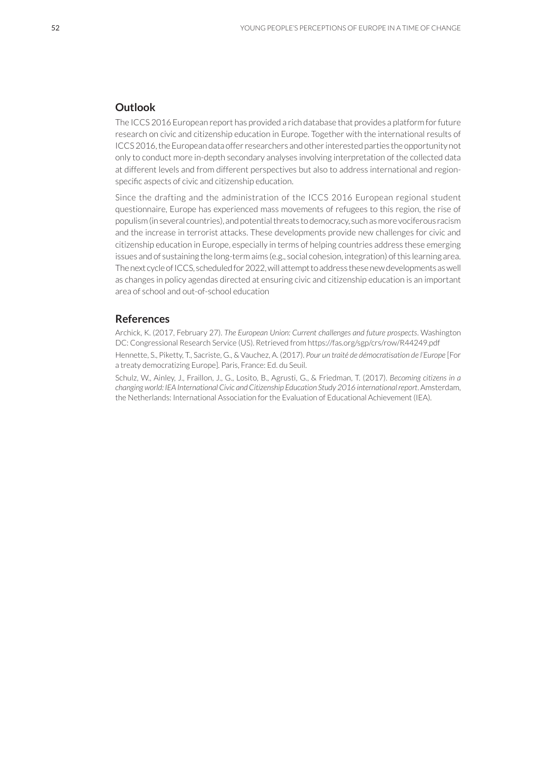## Outlook

The ICCS 2016 European report has provided a rich database that provides a platform for future research on civic and citizenship education in Europe. Together with the international results of ICCS 2016, the European data offer researchers and other interested parties the opportunity not only to conduct more in-depth secondary analyses involving interpretation of the collected data at different levels and from different perspectives but also to address international and region-specific aspects of civic and citizenship education.

Since the drafting and the administration of the ICCS 2016 European regional student questionnaire, Europe has experienced mass movements of refugees to this region, the rise of populism (in several countries), and potential threats to democracy, such as more vociferous racism and the increase in terrorist attacks. These developments provide new challenges for civic and citizenship education in Europe, especially in terms of helping countries address these emerging issues and of sustaining the long-term aims (e.g., social cohesion, integration) of this learning area. The next cycle of ICCS, scheduled for 2022, will attempt to address these new developments as well as changes in policy agendas directed at ensuring civic and citizenship education is an important area of school and out-of-school education

## References

Archick, K. (2017, February 27). *The European Union: Current challenges and future prospects*. Washington DC: Congressional Research Service (US). Retrieved from https://fas.org/sgp/crs/row/R44249.pdf

Hennette, S., Piketty, T., Sacriste, G., & Vauchez, A. (2017). *Pour un traité de démocratisation de l'Europe* [For a treaty democratizing Europe]. Paris, France: Ed. du Seuil.

Schulz, W., Ainley, J., Fraillon, J., G., Losito, B., Agrusti, G., & Friedman, T. (2017). *Becoming citizens in a changing world: IEA International Civic and Citizenship Education Study 2016 international report*. Amsterdam, the Netherlands: International Association for the Evaluation of Educational Achievement (IEA).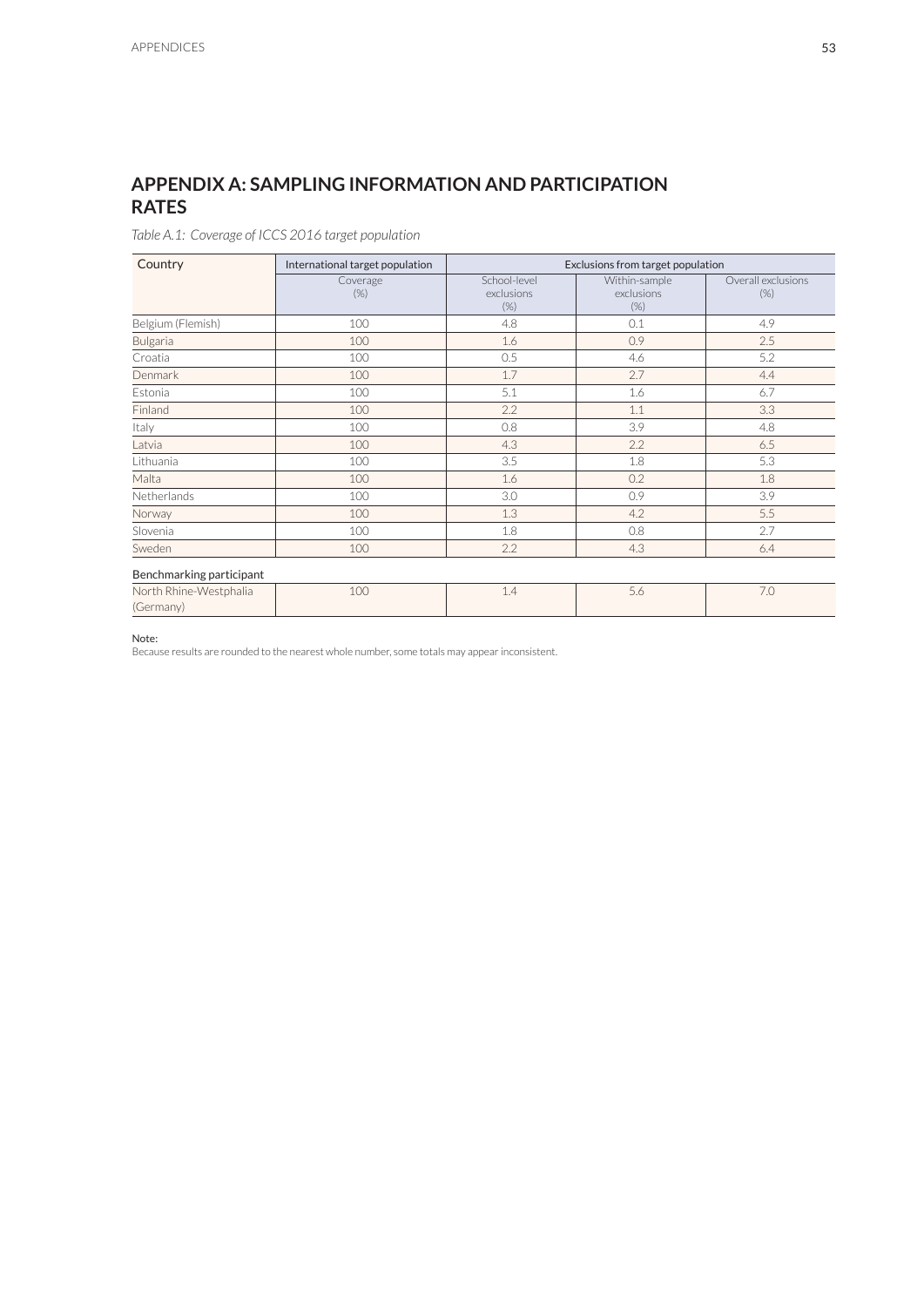# APPENDIX A: SAMPLING INFORMATION AND PARTICIPATION RATES

*Table A.1: Coverage of ICCS 2016 target population*

| Country | International target population | Exclusions from target population | | |
|---|---|---|---|---|
| | Coverage (%) | School-level exclusions (%) | Within-sample exclusions (%) | Overall exclusions (%) |
| Belgium (Flemish) | 100 | 4.8 | 0.1 | 4.9 |
| Bulgaria | 100 | 1.6 | 0.9 | 2.5 |
| Croatia | 100 | 0.5 | 4.6 | 5.2 |
| Denmark | 100 | 1.7 | 2.7 | 4.4 |
| Estonia | 100 | 5.1 | 1.6 | 6.7 |
| Finland | 100 | 2.2 | 1.1 | 3.3 |
| Italy | 100 | 0.8 | 3.9 | 4.8 |
| Latvia | 100 | 4.3 | 2.2 | 6.5 |
| Lithuania | 100 | 3.5 | 1.8 | 5.3 |
| Malta | 100 | 1.6 | 0.2 | 1.8 |
| Netherlands | 100 | 3.0 | 0.9 | 3.9 |
| Norway | 100 | 1.3 | 4.2 | 5.5 |
| Slovenia | 100 | 1.8 | 0.8 | 2.7 |
| Sweden | 100 | 2.2 | 4.3 | 6.4 |
| **Benchmarking participant** | | | | |
| North Rhine-Westphalia (Germany) | 100 | 1.4 | 5.6 | 7.0 |

Note:
Because results are rounded to the nearest whole number, some totals may appear inconsistent.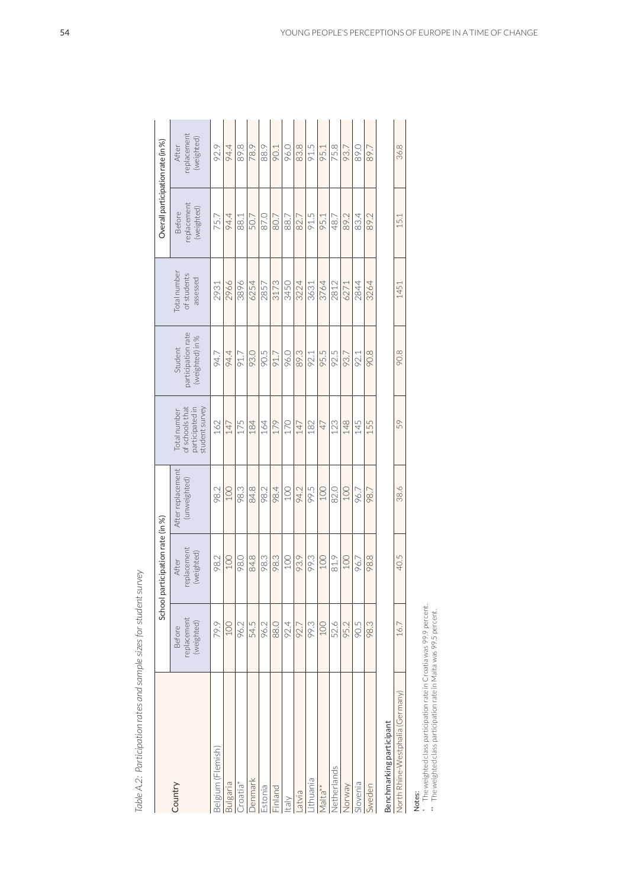*Table A.2: Participation rates and sample sizes for student survey*

| Country | School participation rate (in %) | | | Total number of schools that participated in student survey | Student participation rate (weighted) in % | Total number of students assessed | Overall participation rate (in %) | |
|---|---|---|---|---|---|---|---|---|
| | Before replacement (weighted) | After replacement (weighted) | After replacement (unweighted) | | | | Before replacement (weighted) | After replacement (weighted) |
| Belgium (Flemish) | 79.9 | 98.2 | 98.2 | 162 | 94.7 | 2931 | 75.7 | 92.9 |
| Bulgaria | 100 | 100 | 100 | 147 | 94.4 | 2966 | 94.4 | 94.4 |
| Croatia* | 96.2 | 98.0 | 98.3 | 175 | 91.7 | 3896 | 88.1 | 89.8 |
| Denmark | 54.5 | 84.8 | 84.8 | 184 | 93.0 | 6254 | 50.7 | 78.9 |
| Estonia | 96.2 | 98.3 | 98.2 | 164 | 90.5 | 2857 | 87.0 | 88.9 |
| Finland | 88.0 | 98.3 | 98.4 | 179 | 91.7 | 3173 | 80.7 | 90.1 |
| Italy | 92.4 | 100 | 100 | 170 | 96.0 | 3450 | 88.7 | 96.0 |
| Latvia | 92.7 | 93.9 | 94.2 | 147 | 89.3 | 3224 | 82.7 | 83.8 |
| Lithuania | 99.3 | 99.3 | 99.5 | 182 | 92.1 | 3631 | 91.5 | 91.5 |
| Malta** | 100 | 100 | 100 | 47 | 95.5 | 3764 | 95.1 | 95.1 |
| Netherlands | 52.6 | 81.9 | 82.0 | 123 | 92.5 | 2812 | 48.7 | 75.8 |
| Norway | 95.2 | 100 | 100 | 148 | 93.7 | 6271 | 89.2 | 93.7 |
| Slovenia | 90.5 | 96.7 | 96.7 | 145 | 92.1 | 2844 | 83.4 | 89.0 |
| Sweden | 98.3 | 98.8 | 98.7 | 155 | 90.8 | 3264 | 89.2 | 89.7 |
| **Benchmarking participant** | | | | | | | | |
| North Rhine-Westphalia (Germany) | 16.7 | 40.5 | 38.6 | 59 | 90.8 | 1451 | 15.1 | 36.8 |

**Notes:**

\* The weighted class participation rate in Croatia was 99.9 percent.
\*\* The weighted class participation rate in Malta was 99.5 percent.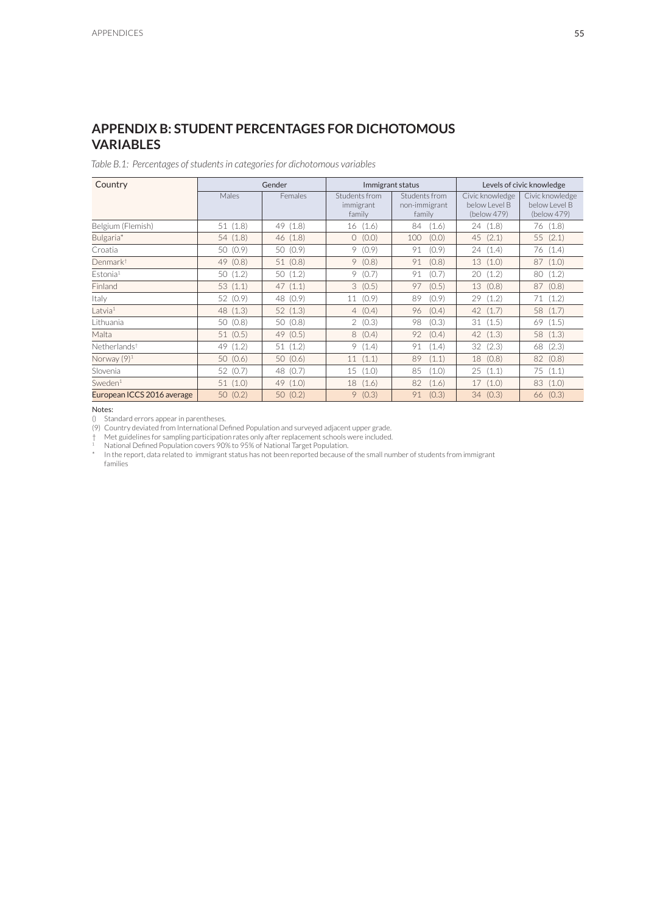## APPENDIX B: STUDENT PERCENTAGES FOR DICHOTOMOUS VARIABLES

*Table B.1: Percentages of students in categories for dichotomous variables*

| Country | Gender | | Immigrant status | | Levels of civic knowledge | |
|---|---|---|---|---|---|---|
| | Males | Females | Students from immigrant family | Students from non-immigrant family | Civic knowledge below Level B (below 479) | Civic knowledge below Level B (below 479) |
| Belgium (Flemish) | 51 (1.8) | 49 (1.8) | 16 (1.6) | 84 (1.6) | 24 (1.8) | 76 (1.8) |
| Bulgaria* | 54 (1.8) | 46 (1.8) | 0 (0.0) | 100 (0.0) | 45 (2.1) | 55 (2.1) |
| Croatia | 50 (0.9) | 50 (0.9) | 9 (0.9) | 91 (0.9) | 24 (1.4) | 76 (1.4) |
| Denmark† | 49 (0.8) | 51 (0.8) | 9 (0.8) | 91 (0.8) | 13 (1.0) | 87 (1.0) |
| Estonia[1] | 50 (1.2) | 50 (1.2) | 9 (0.7) | 91 (0.7) | 20 (1.2) | 80 (1.2) |
| Finland | 53 (1.1) | 47 (1.1) | 3 (0.5) | 97 (0.5) | 13 (0.8) | 87 (0.8) |
| Italy | 52 (0.9) | 48 (0.9) | 11 (0.9) | 89 (0.9) | 29 (1.2) | 71 (1.2) |
| Latvia[1] | 48 (1.3) | 52 (1.3) | 4 (0.4) | 96 (0.4) | 42 (1.7) | 58 (1.7) |
| Lithuania | 50 (0.8) | 50 (0.8) | 2 (0.3) | 98 (0.3) | 31 (1.5) | 69 (1.5) |
| Malta | 51 (0.5) | 49 (0.5) | 8 (0.4) | 92 (0.4) | 42 (1.3) | 58 (1.3) |
| Netherlands† | 49 (1.2) | 51 (1.2) | 9 (1.4) | 91 (1.4) | 32 (2.3) | 68 (2.3) |
| Norway (9)[1] | 50 (0.6) | 50 (0.6) | 11 (1.1) | 89 (1.1) | 18 (0.8) | 82 (0.8) |
| Slovenia | 52 (0.7) | 48 (0.7) | 15 (1.0) | 85 (1.0) | 25 (1.1) | 75 (1.1) |
| Sweden[1] | 51 (1.0) | 49 (1.0) | 18 (1.6) | 82 (1.6) | 17 (1.0) | 83 (1.0) |
| **European ICCS 2016 average** | 50 (0.2) | 50 (0.2) | 9 (0.3) | 91 (0.3) | 34 (0.3) | 66 (0.3) |

Notes:

() Standard errors appear in parentheses.

(9) Country deviated from International Defined Population and surveyed adjacent upper grade.

† Met guidelines for sampling participation rates only after replacement schools were included.

[1] National Defined Population covers 90% to 95% of National Target Population.

\* In the report, data related to immigrant status has not been reported because of the small number of students from immigrant families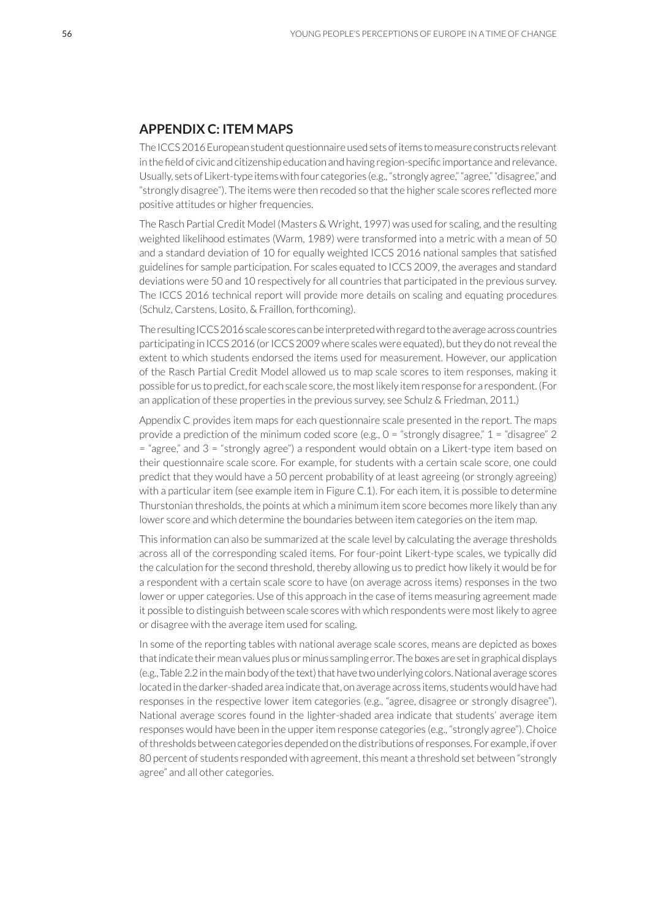## APPENDIX C: ITEM MAPS

The ICCS 2016 European student questionnaire used sets of items to measure constructs relevant in the field of civic and citizenship education and having region-specific importance and relevance. Usually, sets of Likert-type items with four categories (e.g., "strongly agree," "agree," "disagree," and "strongly disagree"). The items were then recoded so that the higher scale scores reflected more positive attitudes or higher frequencies.

The Rasch Partial Credit Model (Masters & Wright, 1997) was used for scaling, and the resulting weighted likelihood estimates (Warm, 1989) were transformed into a metric with a mean of 50 and a standard deviation of 10 for equally weighted ICCS 2016 national samples that satisfied guidelines for sample participation. For scales equated to ICCS 2009, the averages and standard deviations were 50 and 10 respectively for all countries that participated in the previous survey. The ICCS 2016 technical report will provide more details on scaling and equating procedures (Schulz, Carstens, Losito, & Fraillon, forthcoming).

The resulting ICCS 2016 scale scores can be interpreted with regard to the average across countries participating in ICCS 2016 (or ICCS 2009 where scales were equated), but they do not reveal the extent to which students endorsed the items used for measurement. However, our application of the Rasch Partial Credit Model allowed us to map scale scores to item responses, making it possible for us to predict, for each scale score, the most likely item response for a respondent. (For an application of these properties in the previous survey, see Schulz & Friedman, 2011.)

Appendix C provides item maps for each questionnaire scale presented in the report. The maps provide a prediction of the minimum coded score (e.g., 0 = "strongly disagree," 1 = "disagree" 2 = "agree," and 3 = "strongly agree") a respondent would obtain on a Likert-type item based on their questionnaire scale score. For example, for students with a certain scale score, one could predict that they would have a 50 percent probability of at least agreeing (or strongly agreeing) with a particular item (see example item in Figure C.1). For each item, it is possible to determine Thurstonian thresholds, the points at which a minimum item score becomes more likely than any lower score and which determine the boundaries between item categories on the item map.

This information can also be summarized at the scale level by calculating the average thresholds across all of the corresponding scaled items. For four-point Likert-type scales, we typically did the calculation for the second threshold, thereby allowing us to predict how likely it would be for a respondent with a certain scale score to have (on average across items) responses in the two lower or upper categories. Use of this approach in the case of items measuring agreement made it possible to distinguish between scale scores with which respondents were most likely to agree or disagree with the average item used for scaling.

In some of the reporting tables with national average scale scores, means are depicted as boxes that indicate their mean values plus or minus sampling error. The boxes are set in graphical displays (e.g., Table 2.2 in the main body of the text) that have two underlying colors. National average scores located in the darker-shaded area indicate that, on average across items, students would have had responses in the respective lower item categories (e.g., "agree, disagree or strongly disagree"). National average scores found in the lighter-shaded area indicate that students' average item responses would have been in the upper item response categories (e.g., "strongly agree"). Choice of thresholds between categories depended on the distributions of responses. For example, if over 80 percent of students responded with agreement, this meant a threshold set between "strongly agree" and all other categories.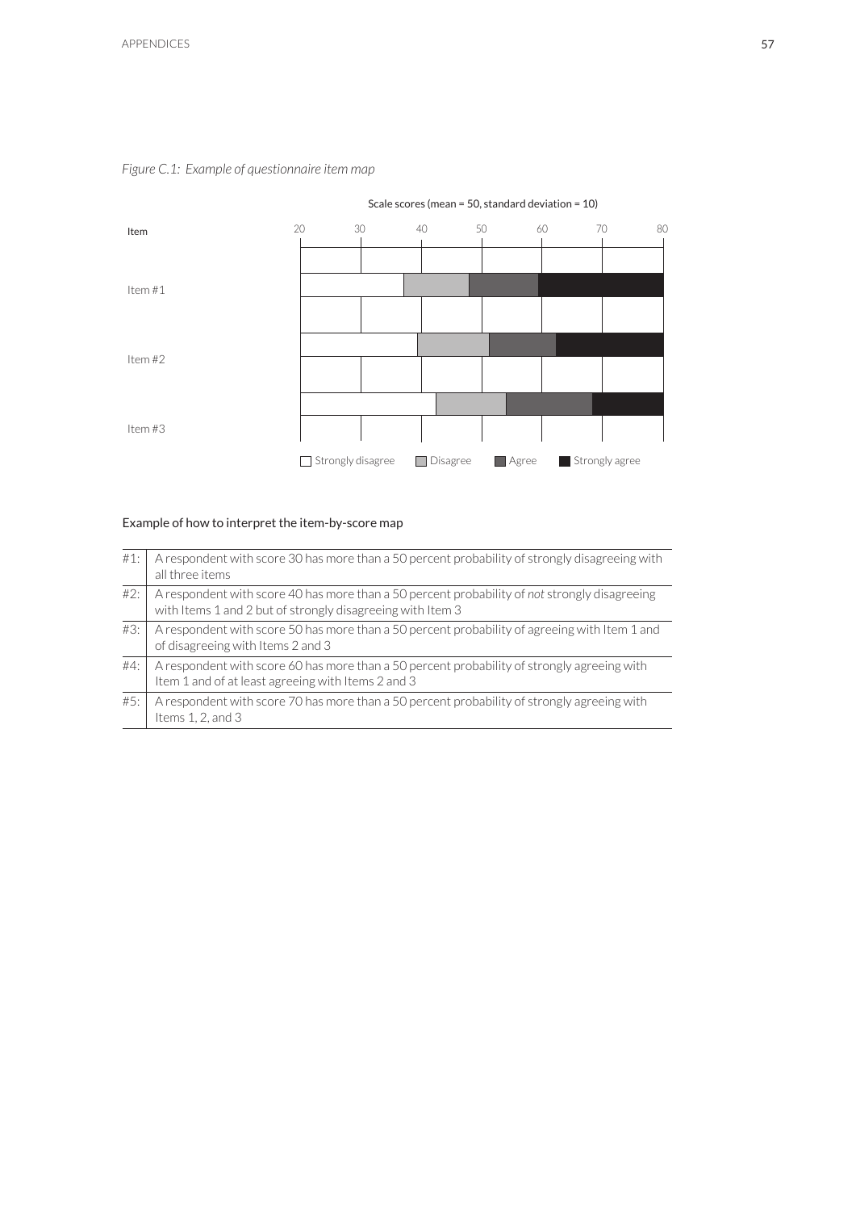*Figure C.1: Example of questionnaire item map*

Scale scores (mean = 50, standard deviation = 10)

| Item | 20 | 30 | 40 | 50 | 60 | 70 | 80 |
|---|---|---|---|---|---|---|---|
| Item #1 | | | | | | | |
| Item #2 | | | | | | | |
| Item #3 | | | | | | | |

Strongly disagree · Disagree · Agree · Strongly agree

Example of how to interpret the item-by-score map

| | |
|---|---|
| #1: | A respondent with score 30 has more than a 50 percent probability of strongly disagreeing with all three items |
| #2: | A respondent with score 40 has more than a 50 percent probability of *not* strongly disagreeing with Items 1 and 2 but of strongly disagreeing with Item 3 |
| #3: | A respondent with score 50 has more than a 50 percent probability of agreeing with Item 1 and of disagreeing with Items 2 and 3 |
| #4: | A respondent with score 60 has more than a 50 percent probability of strongly agreeing with Item 1 and of at least agreeing with Items 2 and 3 |
| #5: | A respondent with score 70 has more than a 50 percent probability of strongly agreeing with Items 1, 2, and 3 |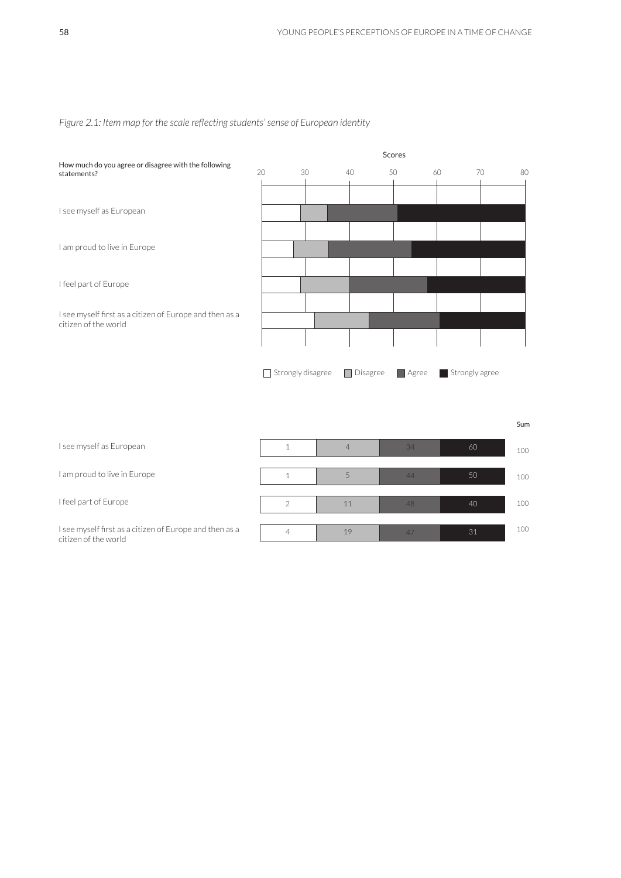*Figure 2.1: Item map for the scale reflecting students' sense of European identity*

How much do you agree or disagree with the following statements?

Scores: 20, 30, 40, 50, 60, 70, 80

- I see myself as European
- I am proud to live in Europe
- I feel part of Europe
- I see myself first as a citizen of Europe and then as a citizen of the world

☐ Strongly disagree ▨ Disagree ▨ Agree ■ Strongly agree

| | Strongly disagree | Disagree | Agree | Strongly agree | Sum |
|---|---|---|---|---|---|
| I see myself as European | 1 | 4 | 34 | 60 | 100 |
| I am proud to live in Europe | 1 | 5 | 44 | 50 | 100 |
| I feel part of Europe | 2 | 11 | 48 | 40 | 100 |
| I see myself first as a citizen of Europe and then as a citizen of the world | 4 | 19 | 47 | 31 | 100 |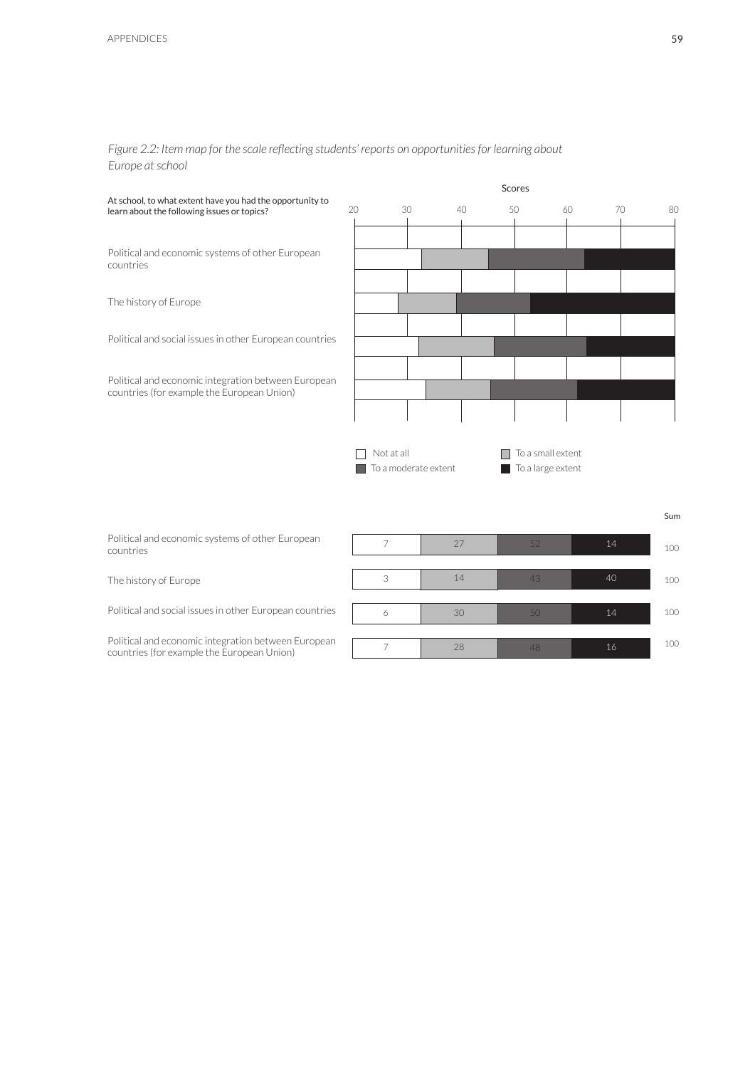*Figure 2.2: Item map for the scale reflecting students' reports on opportunities for learning about Europe at school*

At school, to what extent have you had the opportunity to learn about the following issues or topics?

Scores: 20, 30, 40, 50, 60, 70, 80

- Political and economic systems of other European countries
- The history of Europe
- Political and social issues in other European countries
- Political and economic integration between European countries (for example the European Union)

☐ Not at all ☐ To a small extent
■ To a moderate extent ■ To a large extent

| | Not at all | To a small extent | To a moderate extent | To a large extent | Sum |
|---|---|---|---|---|---|
| Political and economic systems of other European countries | 7 | 27 | 52 | 14 | 100 |
| The history of Europe | 3 | 14 | 43 | 40 | 100 |
| Political and social issues in other European countries | 6 | 30 | 50 | 14 | 100 |
| Political and economic integration between European countries (for example the European Union) | 7 | 28 | 48 | 16 | 100 |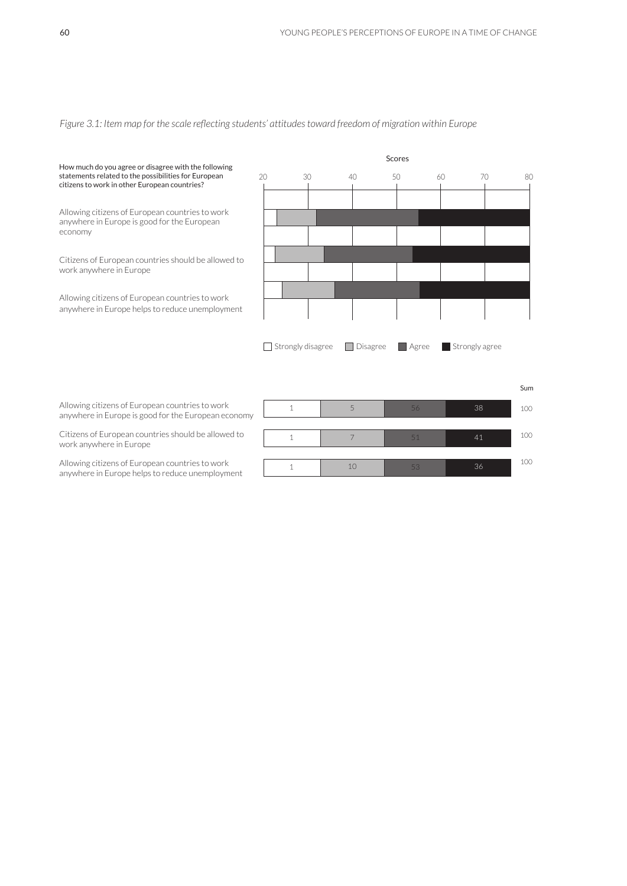*Figure 3.1: Item map for the scale reflecting students' attitudes toward freedom of migration within Europe*

How much do you agree or disagree with the following statements related to the possibilities for European citizens to work in other European countries?

Allowing citizens of European countries to work anywhere in Europe is good for the European economy

Citizens of European countries should be allowed to work anywhere in Europe

Allowing citizens of European countries to work anywhere in Europe helps to reduce unemployment

Scores: 20 30 40 50 60 70 80

Strongly disagree | Disagree | Agree | Strongly agree

| | Strongly disagree | Disagree | Agree | Strongly agree | Sum |
|---|---|---|---|---|---|
| Allowing citizens of European countries to work anywhere in Europe is good for the European economy | 1 | 5 | 56 | 38 | 100 |
| Citizens of European countries should be allowed to work anywhere in Europe | 1 | 7 | 51 | 41 | 100 |
| Allowing citizens of European countries to work anywhere in Europe helps to reduce unemployment | 1 | 10 | 53 | 36 | 100 |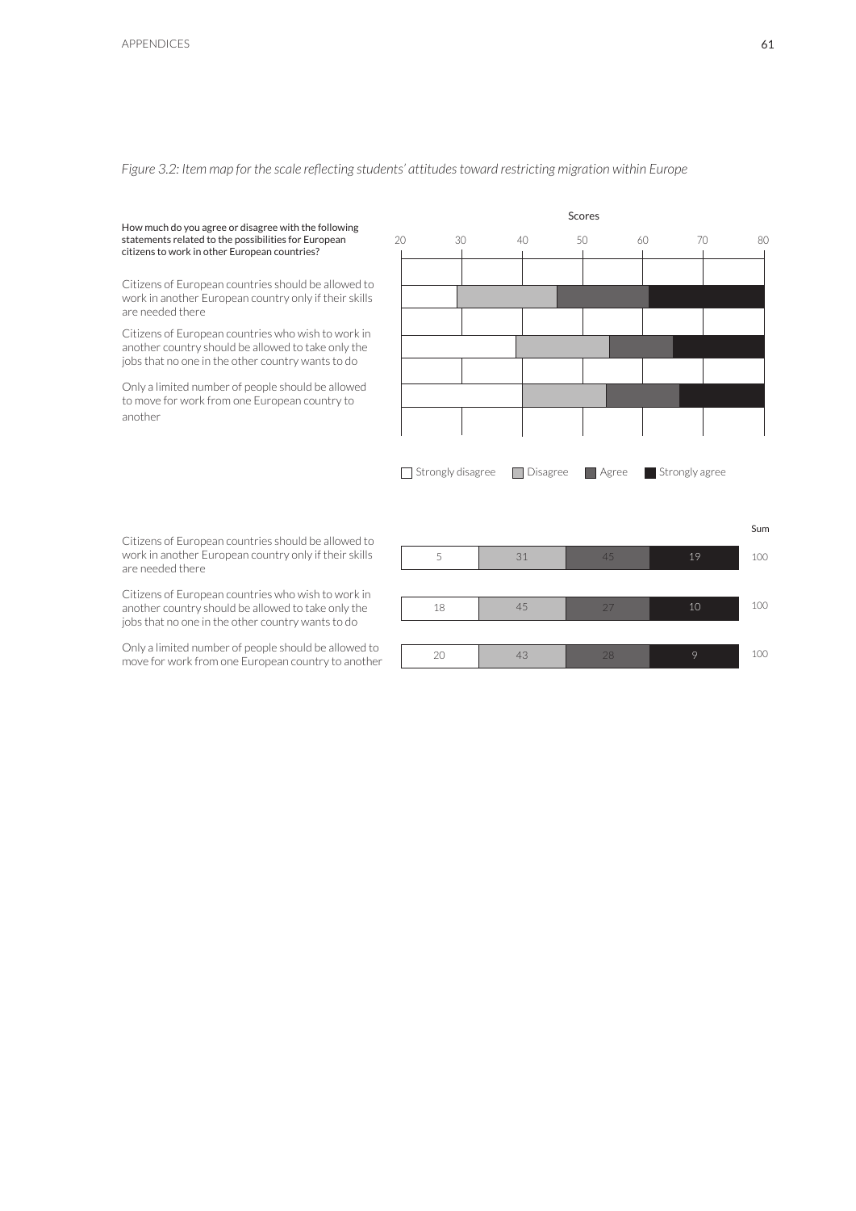*Figure 3.2: Item map for the scale reflecting students' attitudes toward restricting migration within Europe*

How much do you agree or disagree with the following statements related to the possibilities for European citizens to work in other European countries?

Citizens of European countries should be allowed to work in another European country only if their skills are needed there

Citizens of European countries who wish to work in another country should be allowed to take only the jobs that no one in the other country wants to do

Only a limited number of people should be allowed to move for work from one European country to another

Scores: 20, 30, 40, 50, 60, 70, 80

Strongly disagree | Disagree | Agree | Strongly agree

| | Strongly disagree | Disagree | Agree | Strongly agree | Sum |
|---|---|---|---|---|---|
| Citizens of European countries should be allowed to work in another European country only if their skills are needed there | 5 | 31 | 45 | 19 | 100 |
| Citizens of European countries who wish to work in another country should be allowed to take only the jobs that no one in the other country wants to do | 18 | 45 | 27 | 10 | 100 |
| Only a limited number of people should be allowed to move for work from one European country to another | 20 | 43 | 28 | 9 | 100 |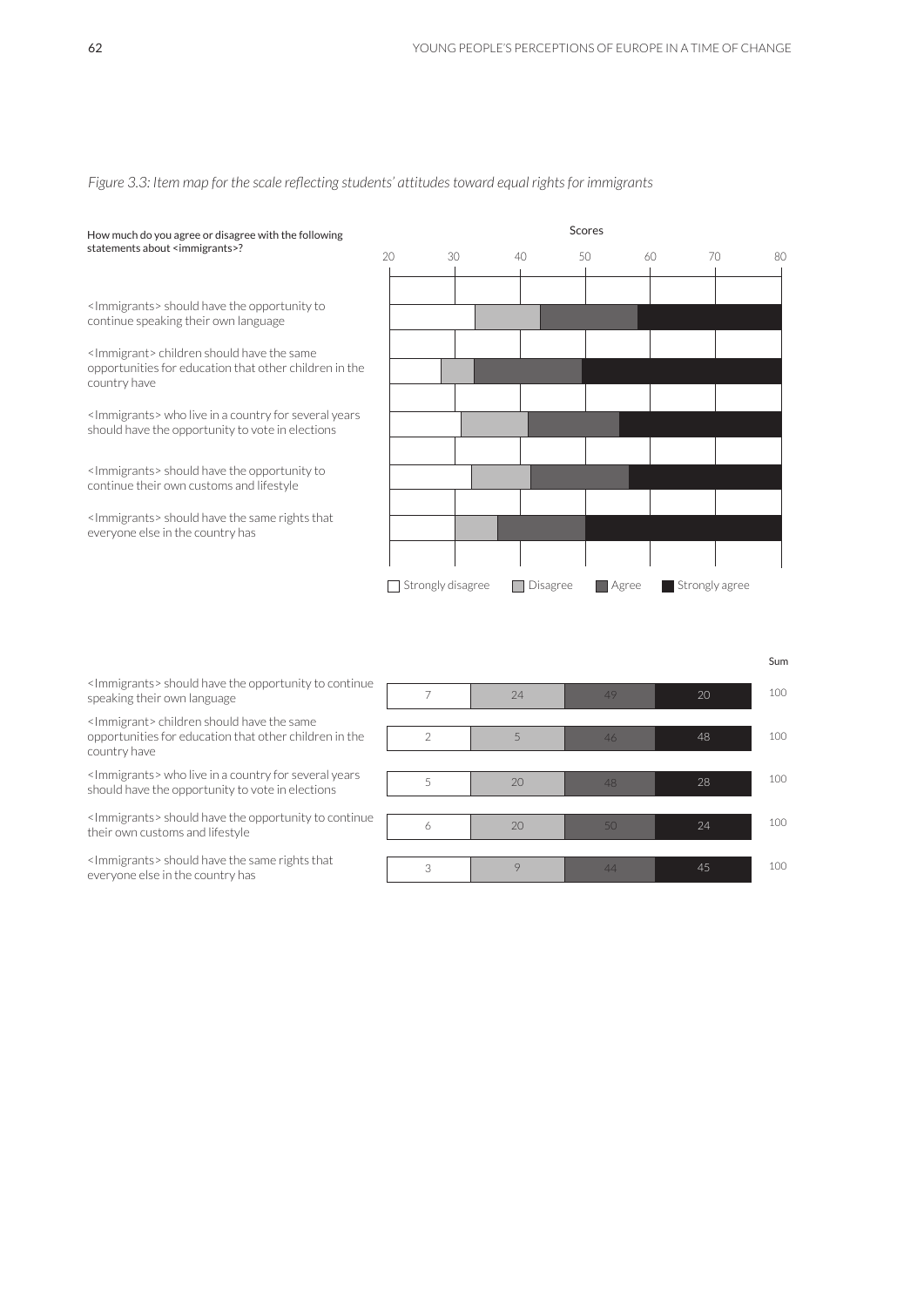*Figure 3.3: Item map for the scale reflecting students' attitudes toward equal rights for immigrants*

How much do you agree or disagree with the following statements about <immigrants>?

| Statement | Strongly disagree | Disagree | Agree | Strongly agree | Sum |
|---|---|---|---|---|---|
| <Immigrants> should have the opportunity to continue speaking their own language | 7 | 24 | 49 | 20 | 100 |
| <Immigrant> children should have the same opportunities for education that other children in the country have | 2 | 5 | 46 | 48 | 100 |
| <Immigrants> who live in a country for several years should have the opportunity to vote in elections | 5 | 20 | 48 | 28 | 100 |
| <Immigrants> should have the opportunity to continue their own customs and lifestyle | 6 | 20 | 50 | 24 | 100 |
| <Immigrants> should have the same rights that everyone else in the country has | 3 | 9 | 44 | 45 | 100 |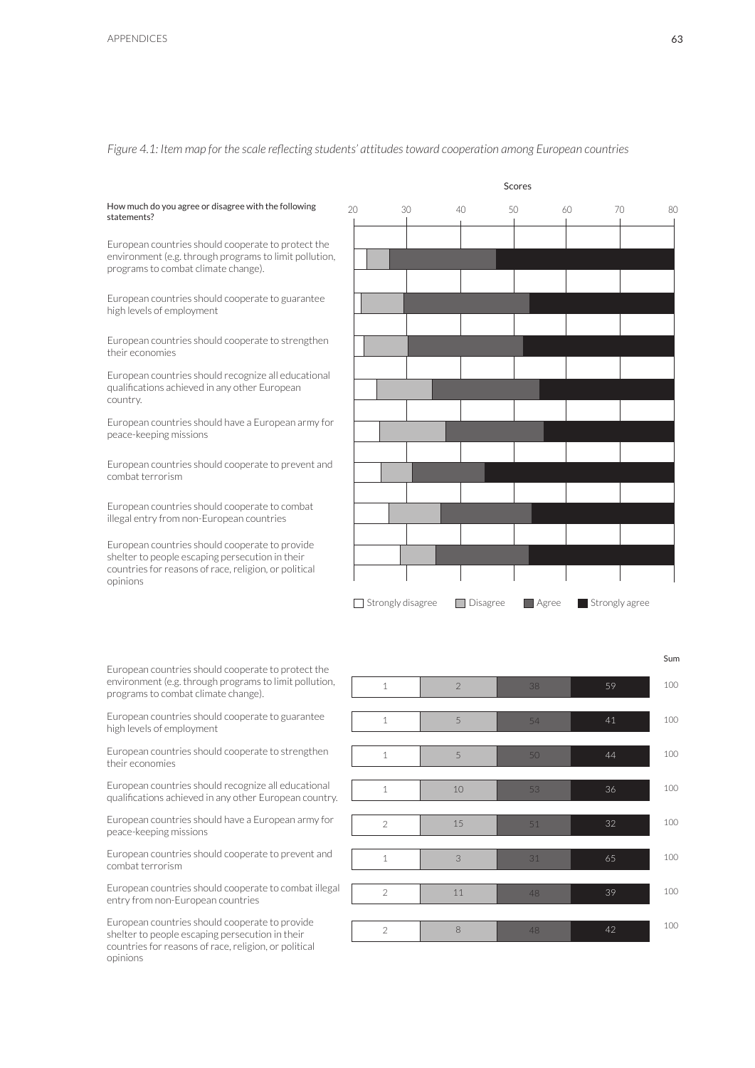*Figure 4.1: Item map for the scale reflecting students' attitudes toward cooperation among European countries*

How much do you agree or disagree with the following statements?

| Statement | Strongly disagree | Disagree | Agree | Strongly agree | Sum |
|---|---|---|---|---|---|
| European countries should cooperate to protect the environment (e.g. through programs to limit pollution, programs to combat climate change). | 1 | 2 | 38 | 59 | 100 |
| European countries should cooperate to guarantee high levels of employment | 1 | 5 | 54 | 41 | 100 |
| European countries should cooperate to strengthen their economies | 1 | 5 | 50 | 44 | 100 |
| European countries should recognize all educational qualifications achieved in any other European country. | 1 | 10 | 53 | 36 | 100 |
| European countries should have a European army for peace-keeping missions | 2 | 15 | 51 | 32 | 100 |
| European countries should cooperate to prevent and combat terrorism | 1 | 3 | 31 | 65 | 100 |
| European countries should cooperate to combat illegal entry from non-European countries | 2 | 11 | 48 | 39 | 100 |
| European countries should cooperate to provide shelter to people escaping persecution in their countries for reasons of race, religion, or political opinions | 2 | 8 | 48 | 42 | 100 |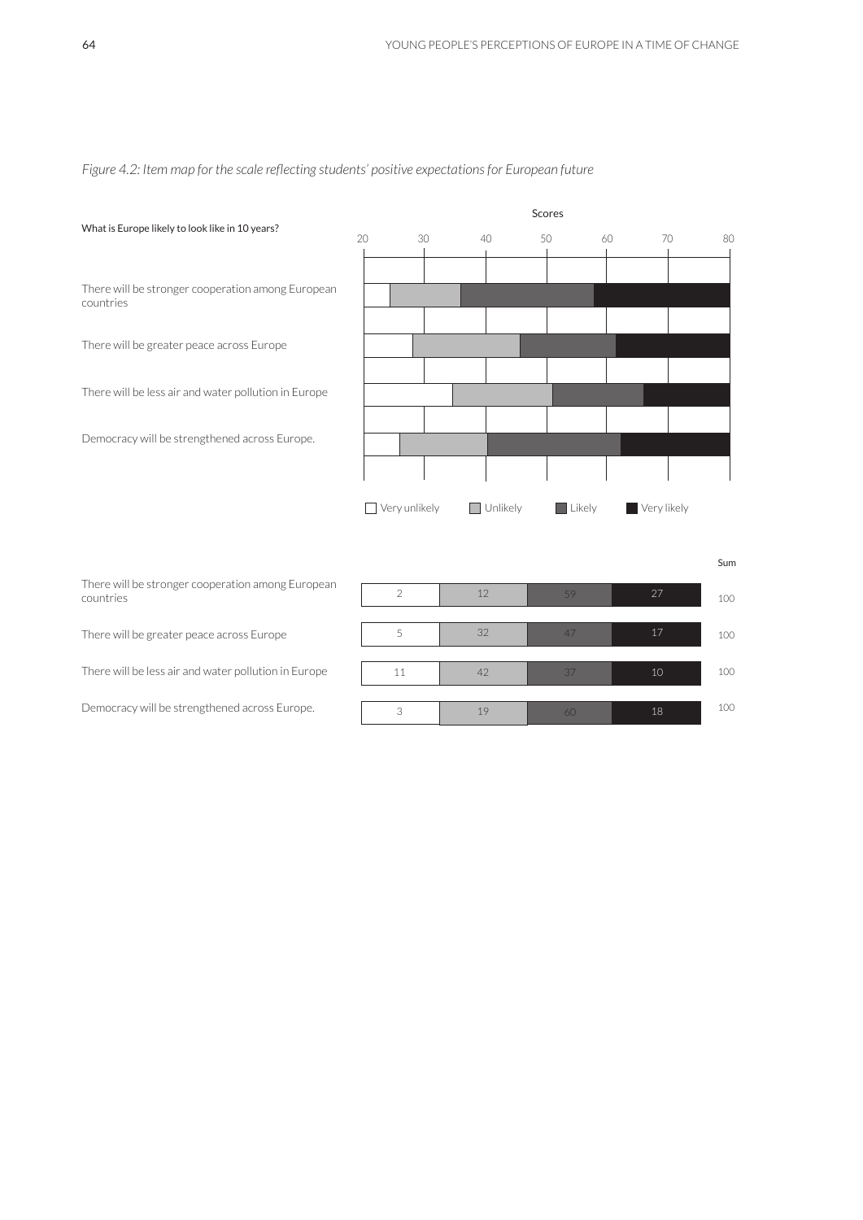*Figure 4.2: Item map for the scale reflecting students' positive expectations for European future*

What is Europe likely to look like in 10 years?

Scores: 20, 30, 40, 50, 60, 70, 80

- There will be stronger cooperation among European countries
- There will be greater peace across Europe
- There will be less air and water pollution in Europe
- Democracy will be strengthened across Europe.

Very unlikely | Unlikely | Likely | Very likely

| | Very unlikely | Unlikely | Likely | Very likely | Sum |
|---|---|---|---|---|---|
| There will be stronger cooperation among European countries | 2 | 12 | 59 | 27 | 100 |
| There will be greater peace across Europe | 5 | 32 | 47 | 17 | 100 |
| There will be less air and water pollution in Europe | 11 | 42 | 37 | 10 | 100 |
| Democracy will be strengthened across Europe. | 3 | 19 | 60 | 18 | 100 |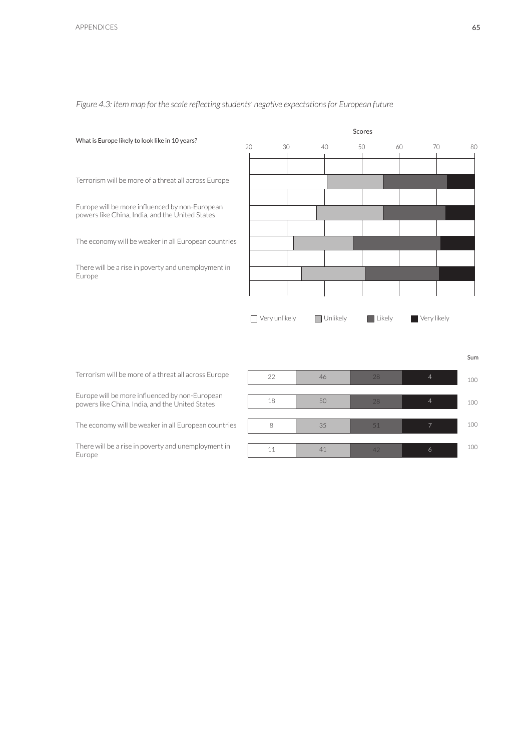*Figure 4.3: Item map for the scale reflecting students' negative expectations for European future*

What is Europe likely to look like in 10 years?

Scores: 20 30 40 50 60 70 80

- Terrorism will be more of a threat all across Europe
- Europe will be more influenced by non-European powers like China, India, and the United States
- The economy will be weaker in all European countries
- There will be a rise in poverty and unemployment in Europe

☐ Very unlikely ☐ Unlikely ☐ Likely ■ Very likely

| | Very unlikely | Unlikely | Likely | Very likely | Sum |
|---|---|---|---|---|---|
| Terrorism will be more of a threat all across Europe | 22 | 46 | 28 | 4 | 100 |
| Europe will be more influenced by non-European powers like China, India, and the United States | 18 | 50 | 28 | 4 | 100 |
| The economy will be weaker in all European countries | 8 | 35 | 51 | 7 | 100 |
| There will be a rise in poverty and unemployment in Europe | 11 | 41 | 42 | 6 | 100 |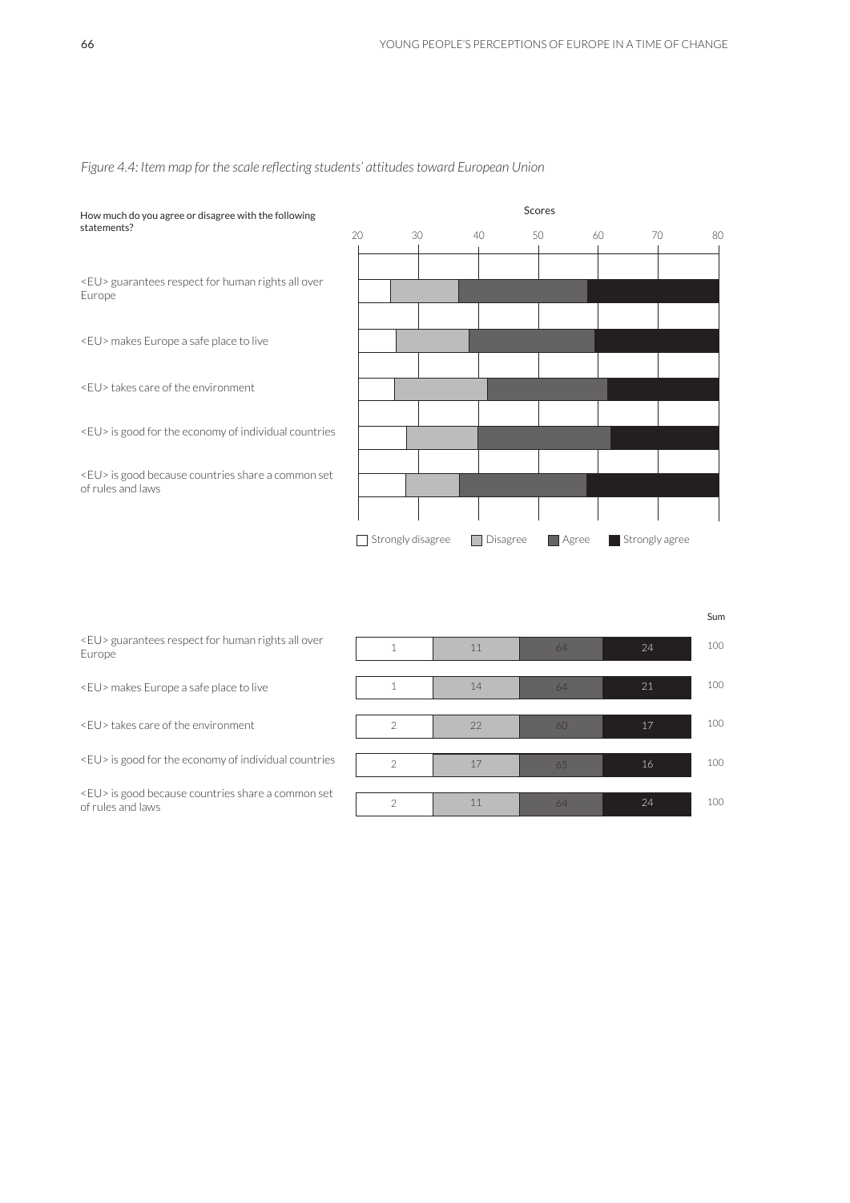*Figure 4.4: Item map for the scale reflecting students' attitudes toward European Union*

How much do you agree or disagree with the following statements?

Scores: 20, 30, 40, 50, 60, 70, 80

- <EU> guarantees respect for human rights all over Europe
- <EU> makes Europe a safe place to live
- <EU> takes care of the environment
- <EU> is good for the economy of individual countries
- <EU> is good because countries share a common set of rules and laws

☐ Strongly disagree ■ Disagree ■ Agree ■ Strongly agree

| Statement | Strongly disagree | Disagree | Agree | Strongly agree | Sum |
|---|---|---|---|---|---|
| <EU> guarantees respect for human rights all over Europe | 1 | 11 | 64 | 24 | 100 |
| <EU> makes Europe a safe place to live | 1 | 14 | 64 | 21 | 100 |
| <EU> takes care of the environment | 2 | 22 | 60 | 17 | 100 |
| <EU> is good for the economy of individual countries | 2 | 17 | 65 | 16 | 100 |
| <EU> is good because countries share a common set of rules and laws | 2 | 11 | 64 | 24 | 100 |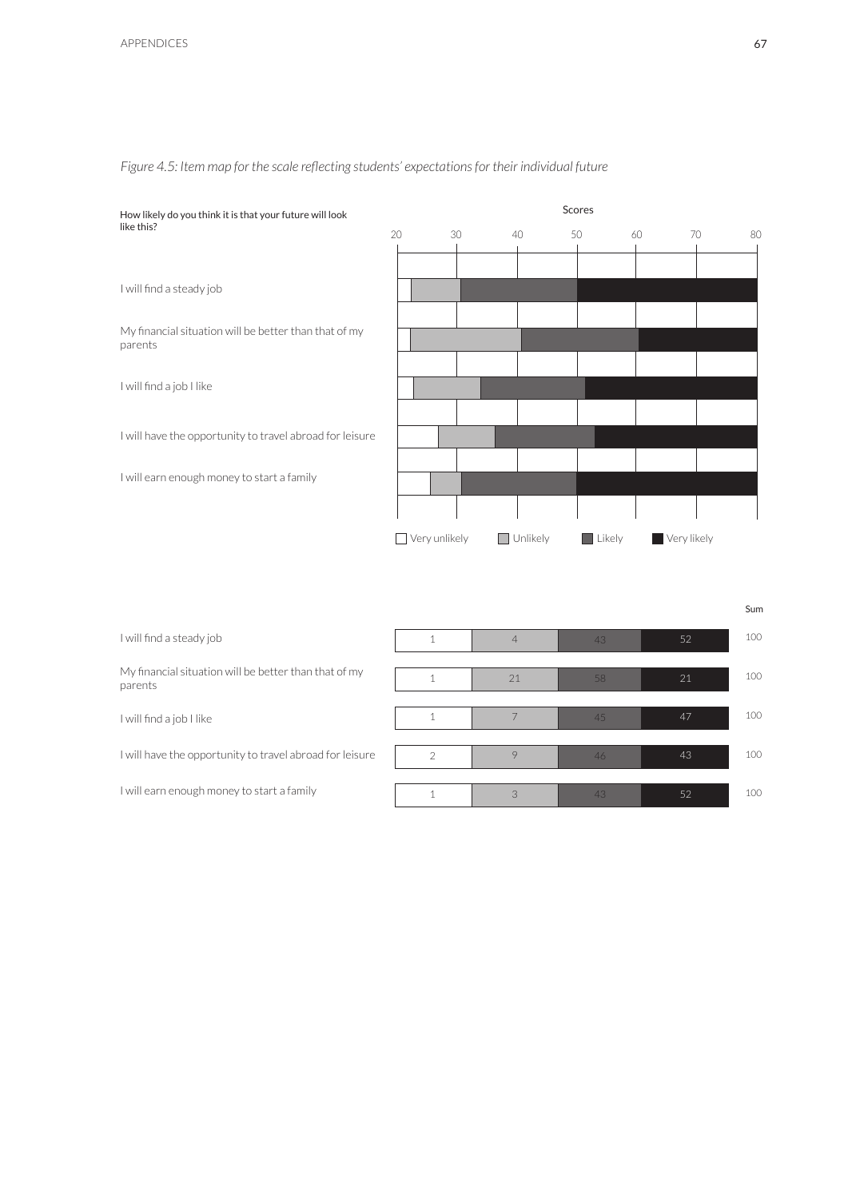*Figure 4.5: Item map for the scale reflecting students' expectations for their individual future*

How likely do you think it is that your future will look like this?

Scores: 20, 30, 40, 50, 60, 70, 80

- I will find a steady job
- My financial situation will be better than that of my parents
- I will find a job I like
- I will have the opportunity to travel abroad for leisure
- I will earn enough money to start a family

Very unlikely | Unlikely | Likely | Very likely

| | Very unlikely | Unlikely | Likely | Very likely | Sum |
|---|---|---|---|---|---|
| I will find a steady job | 1 | 4 | 43 | 52 | 100 |
| My financial situation will be better than that of my parents | 1 | 21 | 58 | 21 | 100 |
| I will find a job I like | 1 | 7 | 45 | 47 | 100 |
| I will have the opportunity to travel abroad for leisure | 2 | 9 | 46 | 43 | 100 |
| I will earn enough money to start a family | 1 | 3 | 43 | 52 | 100 |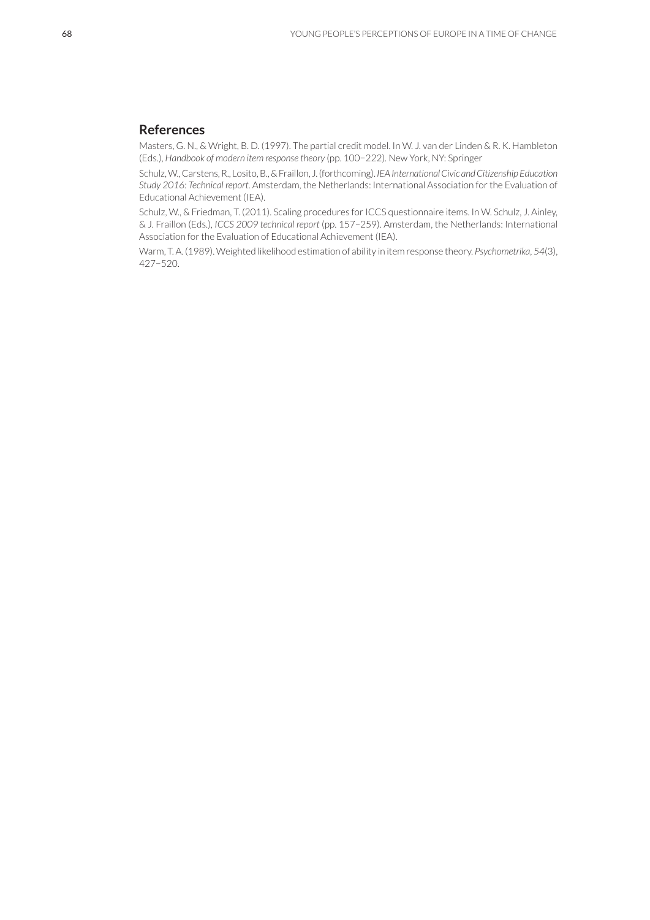## References

Masters, G. N., & Wright, B. D. (1997). The partial credit model. In W. J. van der Linden & R. K. Hambleton (Eds.), *Handbook of modern item response theory* (pp. 100−222). New York, NY: Springer

Schulz, W., Carstens, R., Losito, B., & Fraillon, J. (forthcoming). *IEA International Civic and Citizenship Education Study 2016: Technical report*. Amsterdam, the Netherlands: International Association for the Evaluation of Educational Achievement (IEA).

Schulz, W., & Friedman, T. (2011). Scaling procedures for ICCS questionnaire items. In W. Schulz, J. Ainley, & J. Fraillon (Eds.), *ICCS 2009 technical report* (pp. 157–259). Amsterdam, the Netherlands: International Association for the Evaluation of Educational Achievement (IEA).

Warm, T. A. (1989). Weighted likelihood estimation of ability in item response theory. *Psychometrika, 54*(3), 427−520.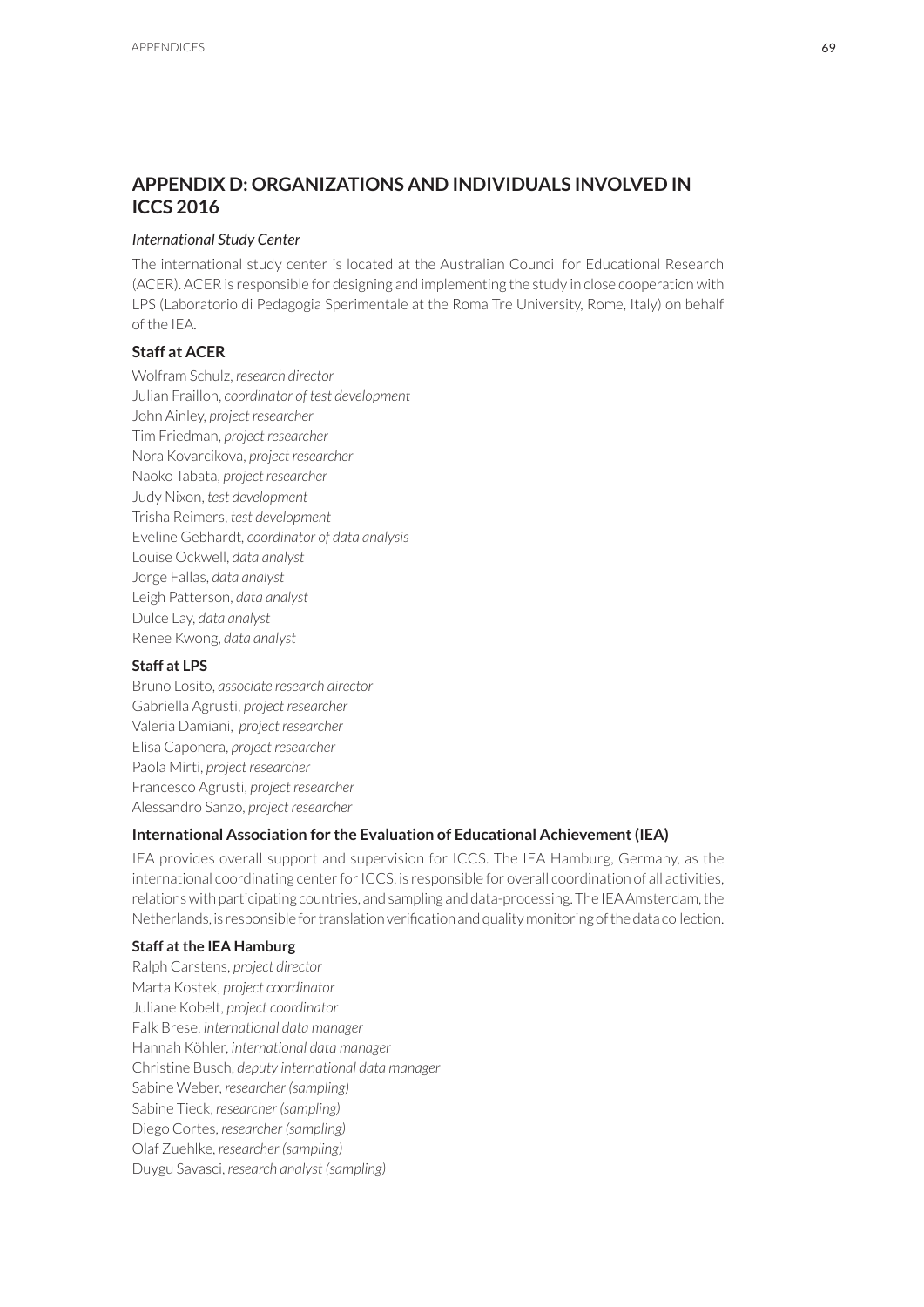## APPENDIX D: ORGANIZATIONS AND INDIVIDUALS INVOLVED IN ICCS 2016

*International Study Center*

The international study center is located at the Australian Council for Educational Research (ACER). ACER is responsible for designing and implementing the study in close cooperation with LPS (Laboratorio di Pedagogia Sperimentale at the Roma Tre University, Rome, Italy) on behalf of the IEA.

### Staff at ACER

Wolfram Schulz, *research director*
Julian Fraillon, *coordinator of test development*
John Ainley, *project researcher*
Tim Friedman, *project researcher*
Nora Kovarcikova, *project researcher*
Naoko Tabata, *project researcher*
Judy Nixon, *test development*
Trisha Reimers, *test development*
Eveline Gebhardt, *coordinator of data analysis*
Louise Ockwell, *data analyst*
Jorge Fallas, *data analyst*
Leigh Patterson, *data analyst*
Dulce Lay, *data analyst*
Renee Kwong, *data analyst*

### Staff at LPS

Bruno Losito, *associate research director*
Gabriella Agrusti, *project researcher*
Valeria Damiani, *project researcher*
Elisa Caponera, *project researcher*
Paola Mirti, *project researcher*
Francesco Agrusti, *project researcher*
Alessandro Sanzo, *project researcher*

### International Association for the Evaluation of Educational Achievement (IEA)

IEA provides overall support and supervision for ICCS. The IEA Hamburg, Germany, as the international coordinating center for ICCS, is responsible for overall coordination of all activities, relations with participating countries, and sampling and data-processing. The IEA Amsterdam, the Netherlands, is responsible for translation verification and quality monitoring of the data collection.

### Staff at the IEA Hamburg

Ralph Carstens, *project director*
Marta Kostek, *project coordinator*
Juliane Kobelt, *project coordinator*
Falk Brese, *international data manager*
Hannah Köhler, *international data manager*
Christine Busch, *deputy international data manager*
Sabine Weber, *researcher (sampling)*
Sabine Tieck, *researcher (sampling)*
Diego Cortes, *researcher (sampling)*
Olaf Zuehlke, *researcher (sampling)*
Duygu Savasci, *research analyst (sampling)*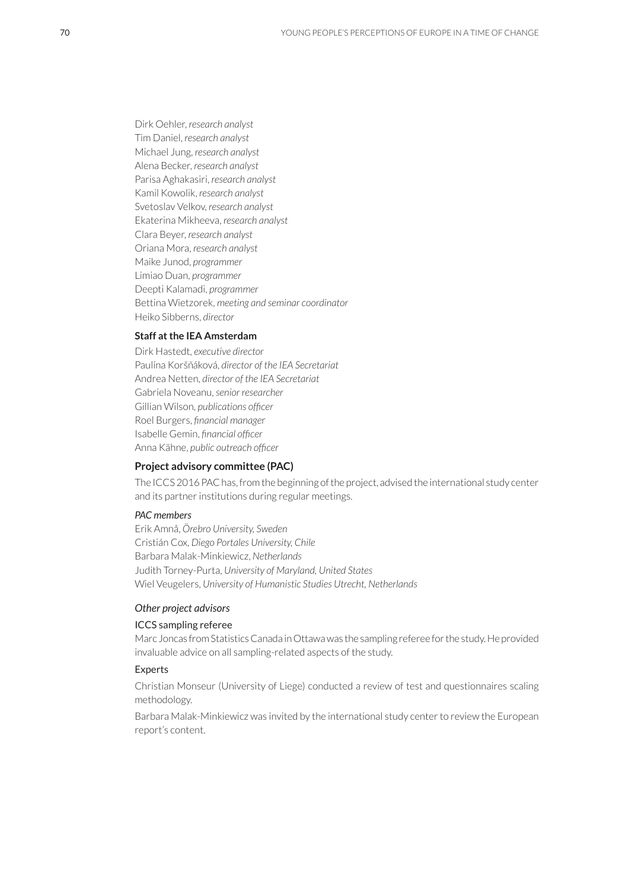Dirk Oehler, *research analyst*
Tim Daniel, *research analyst*
Michael Jung, *research analyst*
Alena Becker, *research analyst*
Parisa Aghakasiri, *research analyst*
Kamil Kowolik, *research analyst*
Svetoslav Velkov, *research analyst*
Ekaterina Mikheeva, *research analyst*
Clara Beyer, *research analyst*
Oriana Mora, *research analyst*
Maike Junod, *programmer*
Limiao Duan, *programmer*
Deepti Kalamadi, *programmer*
Bettina Wietzorek, *meeting and seminar coordinator*
Heiko Sibberns, *director*

**Staff at the IEA Amsterdam**

Dirk Hastedt, *executive director*
Paulína Koršňáková, *director of the IEA Secretariat*
Andrea Netten, *director of the IEA Secretariat*
Gabriela Noveanu, *senior researcher*
Gillian Wilson, *publications officer*
Roel Burgers, *financial manager*
Isabelle Gemin, *financial officer*
Anna Kähne, *public outreach officer*

### Project advisory committee (PAC)

The ICCS 2016 PAC has, from the beginning of the project, advised the international study center and its partner institutions during regular meetings.

*PAC members*

Erik Amnå, *Örebro University, Sweden*
Cristián Cox, *Diego Portales University, Chile*
Barbara Malak-Minkiewicz, *Netherlands*
Judith Torney-Purta, *University of Maryland, United States*
Wiel Veugelers, *University of Humanistic Studies Utrecht, Netherlands*

*Other project advisors*

ICCS sampling referee

Marc Joncas from Statistics Canada in Ottawa was the sampling referee for the study. He provided invaluable advice on all sampling-related aspects of the study.

Experts

Christian Monseur (University of Liege) conducted a review of test and questionnaires scaling methodology.

Barbara Malak-Minkiewicz was invited by the international study center to review the European report's content.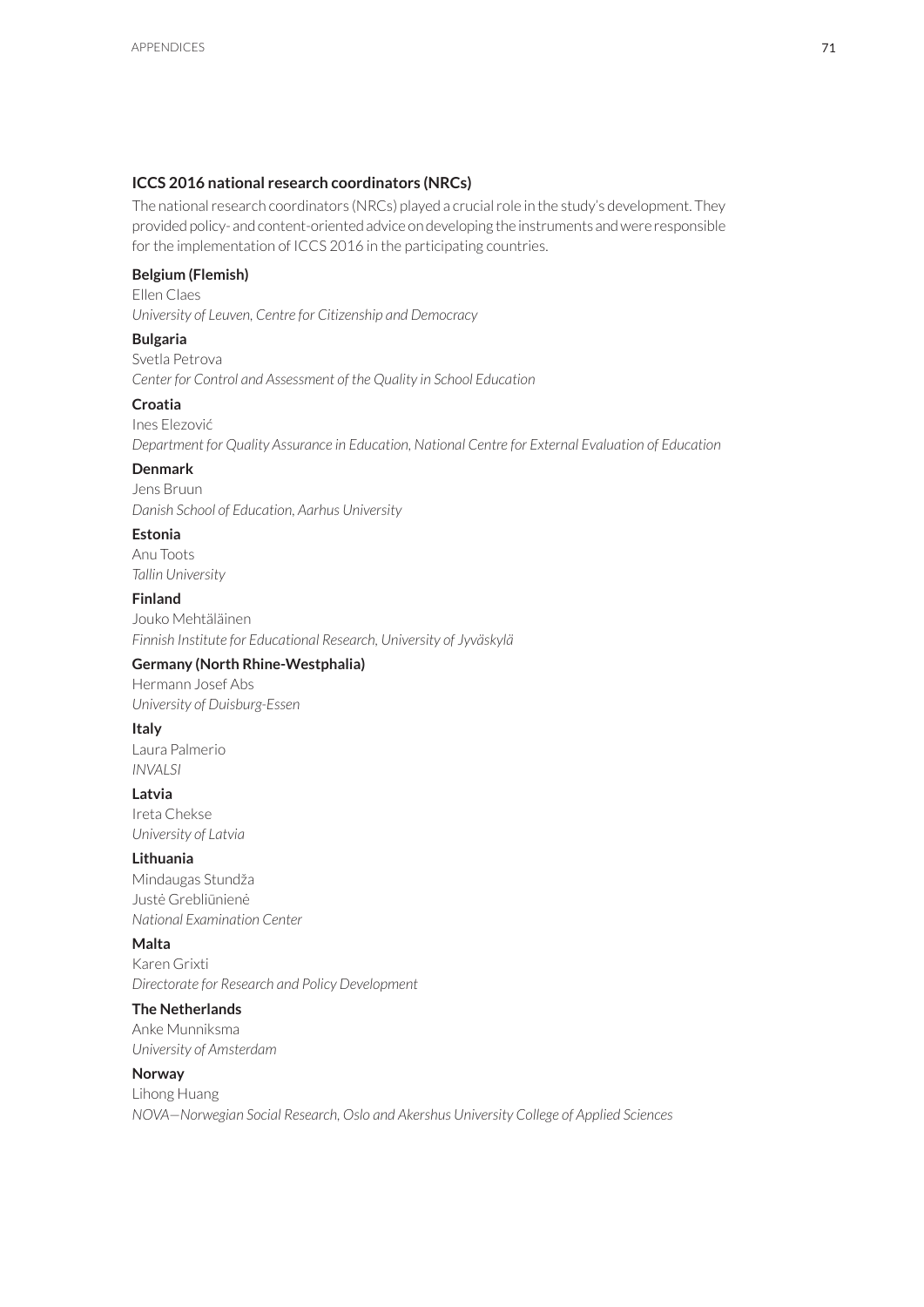### ICCS 2016 national research coordinators (NRCs)

The national research coordinators (NRCs) played a crucial role in the study's development. They provided policy- and content-oriented advice on developing the instruments and were responsible for the implementation of ICCS 2016 in the participating countries.

**Belgium (Flemish)**
Ellen Claes
*University of Leuven, Centre for Citizenship and Democracy*

**Bulgaria**
Svetla Petrova
*Center for Control and Assessment of the Quality in School Education*

**Croatia**
Ines Elezović
*Department for Quality Assurance in Education, National Centre for External Evaluation of Education*

**Denmark**
Jens Bruun
*Danish School of Education, Aarhus University*

**Estonia**
Anu Toots
*Tallin University*

**Finland**
Jouko Mehtäläinen
*Finnish Institute for Educational Research, University of Jyväskylä*

**Germany (North Rhine-Westphalia)**
Hermann Josef Abs
*University of Duisburg-Essen*

**Italy**
Laura Palmerio
*INVALSI*

**Latvia**
Ireta Chekse
*University of Latvia*

**Lithuania**
Mindaugas Stundža
Justė Grebliūnienė
*National Examination Center*

**Malta**
Karen Grixti
*Directorate for Research and Policy Development*

**The Netherlands**
Anke Munniksma
*University of Amsterdam*

**Norway**
Lihong Huang
*NOVA—Norwegian Social Research, Oslo and Akershus University College of Applied Sciences*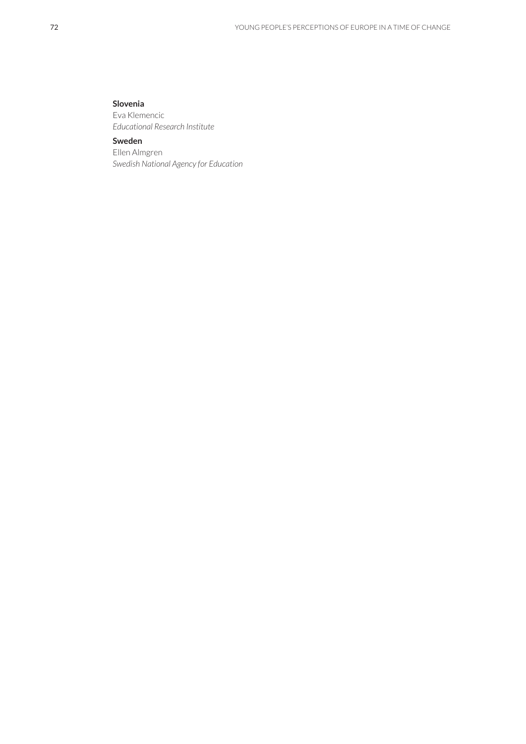**Slovenia**
Eva Klemencic
*Educational Research Institute*

**Sweden**
Ellen Almgren
*Swedish National Agency for Education*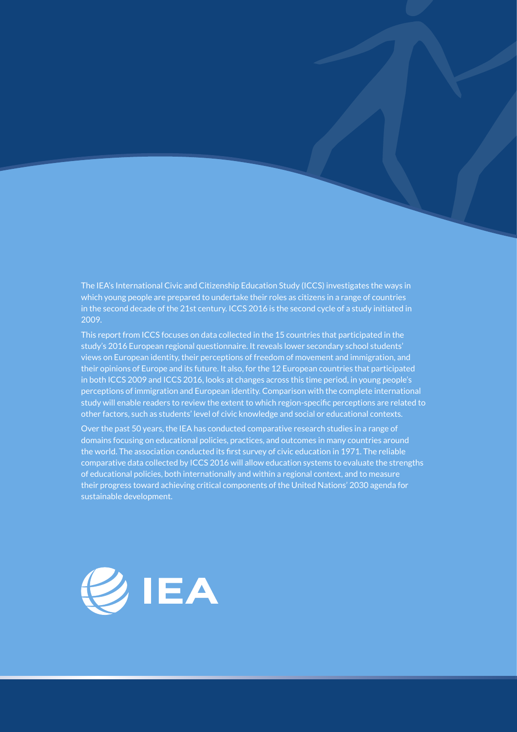The IEA's International Civic and Citizenship Education Study (ICCS) investigates the ways in which young people are prepared to undertake their roles as citizens in a range of countries in the second decade of the 21st century. ICCS 2016 is the second cycle of a study initiated in 2009.

This report from ICCS focuses on data collected in the 15 countries that participated in the study's 2016 European regional questionnaire. It reveals lower secondary school students' views on European identity, their perceptions of freedom of movement and immigration, and their opinions of Europe and its future. It also, for the 12 European countries that participated in both ICCS 2009 and ICCS 2016, looks at changes across this time period, in young people's perceptions of immigration and European identity. Comparison with the complete international study will enable readers to review the extent to which region-specific perceptions are related to other factors, such as students' level of civic knowledge and social or educational contexts.

Over the past 50 years, the IEA has conducted comparative research studies in a range of domains focusing on educational policies, practices, and outcomes in many countries around the world. The association conducted its first survey of civic education in 1971. The reliable comparative data collected by ICCS 2016 will allow education systems to evaluate the strengths of educational policies, both internationally and within a regional context, and to measure their progress toward achieving critical components of the United Nations' 2030 agenda for sustainable development.

IEA